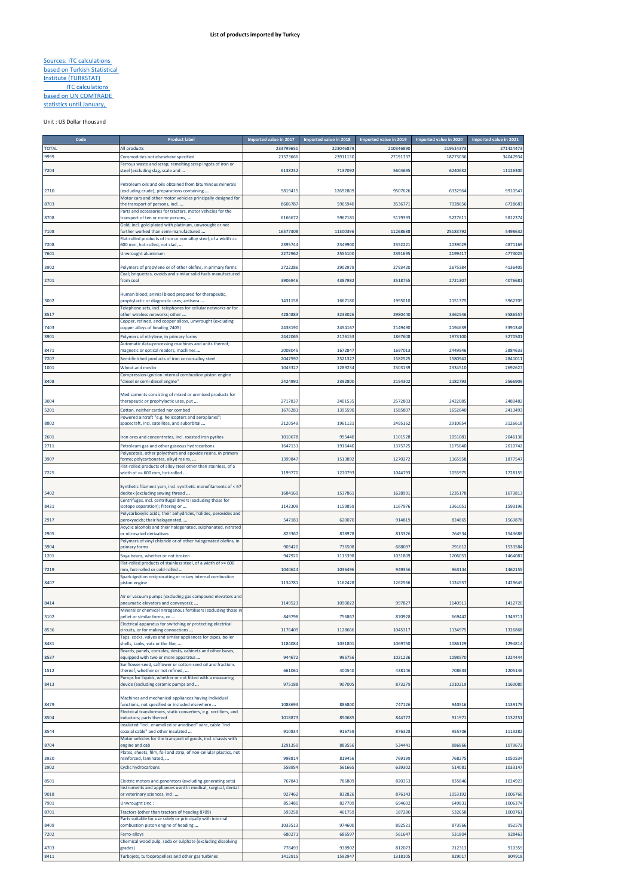# List of products imported by Turkey

Sources: ITC calculations based on Turkish Statistical Institute (TURKSTAT) ITC calculations based on UN COMTRADE statistics until January,

Unit : US Dollar thousand

| Code | Product label | Imported value in 2017 | Imported value in 2018 | Imported value in 2019 | Imported value in 2020 | Imported value in 2021 |
|---|---|---|---|---|---|---|
| 'TOTAL | All products | 233799651 | 223046879 | 210346890 | 219514373 | 271424473 |
| '9999 | Commodities not elsewhere specified | 21573666 | 23911130 | 27191737 | 18773036 | 34047934 |
| '7204 | Ferrous waste and scrap; remelting scrap ingots of iron or steel (excluding slag, scale and ... | 6138232 | 7137092 | 5604695 | 6240632 | 11126300 |
| '2710 | Petroleum oils and oils obtained from bituminous minerals (excluding crude); preparations containing ... | 9819415 | 12692809 | 9507626 | 6332964 | 9910547 |
| '8703 | Motor cars and other motor vehicles principally designed for the transport of persons, incl. ... | 8606787 | 5905940 | 3536771 | 7928656 | 6728683 |
| '8708 | Parts and accessories for tractors, motor vehicles for the transport of ten or more persons, ... | 6166672 | 5967181 | 5179393 | 5227611 | 5812374 |
| '7108 | Gold, incl. gold plated with platinum, unwrought or not further worked than semi-manufactured ... | 16577308 | 11300396 | 11268688 | 25183792 | 5498632 |
| '7208 | Flat-rolled products of iron or non-alloy steel, of a width >= 600 mm, hot-rolled, not clad, ... | 2395744 | 2349900 | 2352221 | 2039029 | 4871169 |
| '7601 | Unwrought aluminium | 2272962 | 2555100 | 2391695 | 2199417 | 4773025 |
| '3902 | Polymers of propylene or of other olefins, in primary forms | 2722286 | 2902979 | 2793420 | 2675384 | 4136405 |
| '2701 | Coal; briquettes, ovoids and similar solid fuels manufactured from coal | 3906946 | 4387982 | 3518755 | 2721307 | 4076681 |
| '3002 | Human blood; animal blood prepared for therapeutic, prophylactic or diagnostic uses; antisera ... | 1431158 | 1667180 | 1995010 | 2151375 | 3962705 |
| '8517 | Telephone sets, incl. telephones for cellular networks or for other wireless networks; other ... | 4284883 | 3233026 | 2980440 | 3362546 | 3586557 |
| '7403 | Copper, refined, and copper alloys, unwrought (excluding copper alloys of heading 7405) | 2438190 | 2454167 | 2149490 | 2194639 | 3391348 |
| '3901 | Polymers of ethylene, in primary forms | 2442065 | 2176153 | 1867608 | 1973100 | 3270501 |
| '8471 | Automatic data-processing machines and units thereof; magnetic or optical readers, machines ... | 2008045 | 1672847 | 1697013 | 2449946 | 2884633 |
| '7207 | Semi-finished products of iron or non-alloy steel | 2047597 | 2521327 | 1582525 | 1580942 | 2841011 |
| '1001 | Wheat and meslin | 1043327 | 1289234 | 2303139 | 2334510 | 2692627 |
| '8408 | Compression-ignition internal combustion piston engine "diesel or semi-diesel engine" | 2424991 | 2392800 | 2154302 | 2182793 | 2566909 |
| '3004 | Medicaments consisting of mixed or unmixed products for therapeutic or prophylactic uses, put ... | 2717837 | 2401535 | 2572803 | 2422085 | 2489482 |
| '5201 | Cotton, neither carded nor combed | 1676281 | 1395590 | 1585807 | 1652640 | 2413493 |
| '8802 | Powered aircraft "e.g. helicopters and aeroplanes"; spacecraft, incl. satellites, and suborbital ... | 2120549 | 1961121 | 2495162 | 2910654 | 2126618 |
| '2601 | Iron ores and concentrates, incl. roasted iron pyrites | 1010678 | 995440 | 1101528 | 1051081 | 2046136 |
| '2711 | Petroleum gas and other gaseous hydrocarbons | 1647131 | 1916440 | 1375725 | 1175640 | 2010742 |
| '3907 | Polyacetals, other polyethers and epoxide resins, in primary forms; polycarbonates, alkyd resins, ... | 1399847 | 1513892 | 1270272 | 1165958 | 1877547 |
| '7225 | Flat-rolled products of alloy steel other than stainless, of a width of >= 600 mm, hot-rolled ... | 1199770 | 1270793 | 1044793 | 1055975 | 1728155 |
| '5402 | Synthetic filament yarn, incl. synthetic monofilaments of < 67 decitex (excluding sewing thread ... | 1684169 | 1537861 | 1628991 | 1235178 | 1673813 |
| '8421 | Centrifuges, incl. centrifugal dryers (excluding those for isotope separation); filtering or ... | 1142309 | 1159859 | 1167976 | 1361051 | 1593196 |
| '2917 | Polycarboxylic acids, their anhydrides, halides, peroxides and peroxyacids; their halogenated, ... | 547181 | 620070 | 914819 | 824865 | 1563878 |
| '2905 | Acyclic alcohols and their halogenated, sulphonated, nitrated or nitrosated derivatives | 823367 | 878978 | 813326 | 764534 | 1543688 |
| '3904 | Polymers of vinyl chloride or of other halogenated olefins, in primary forms | 903420 | 736508 | 688097 | 791612 | 1533584 |
| '1201 | Soya beans, whether or not broken | 947920 | 1115398 | 1031809 | 1206053 | 1464087 |
| '7219 | Flat-rolled products of stainless steel, of a width of >= 600 mm, hot-rolled or cold-rolled ... | 1040624 | 1036496 | 949356 | 963144 | 1462155 |
| '8407 | Spark-ignition reciprocating or rotary internal combustion piston engine | 1134781 | 1162428 | 1262566 | 1124537 | 1429645 |
| '8414 | Air or vacuum pumps (excluding gas compound elevators and pneumatic elevators and conveyors); ... | 1149523 | 1090022 | 997827 | 1140911 | 1412720 |
| '3102 | Mineral or chemical nitrogenous fertilisers (excluding those in pellet or similar forms, or ... | 849798 | 756867 | 870928 | 669442 | 1349711 |
| '8536 | Electrical apparatus for switching or protecting electrical circuits, or for making connections ... | 1176409 | 1128666 | 1045317 | 1134975 | 1326868 |
| '8481 | Taps, cocks, valves and similar appliances for pipes, boiler shells, tanks, vats or the like, ... | 1184084 | 1031801 | 1069750 | 1086129 | 1294814 |
| '8537 | Boards, panels, consoles, desks, cabinets and other bases, equipped with two or more apparatus ... | 944672 | 995756 | 1021226 | 1098570 | 1224444 |
| '1512 | Sunflower-seed, safflower or cotton-seed oil and fractions thereof, whether or not refined, ... | 661061 | 400540 | 438146 | 708633 | 1205146 |
| '8413 | Pumps for liquids, whether or not fitted with a measuring device (excluding ceramic pumps and ... | 975188 | 907005 | 873279 | 1010219 | 1160080 |
| '8479 | Machines and mechanical appliances having individual functions, not specified or included elsewhere ... | 1088693 | 886800 | 747126 | 940516 | 1139179 |
| '8504 | Electrical transformers, static converters, e.g. rectifiers, and inductors; parts thereof | 1018873 | 850685 | 844772 | 911971 | 1132251 |
| '8544 | Insulated "incl. enamelled or anodised" wire, cable "incl. coaxial cable" and other insulated ... | 910834 | 916759 | 876328 | 955706 | 1113282 |
| '8704 | Motor vehicles for the transport of goods, incl. chassis with engine and cab | 1291359 | 883556 | 534441 | 886866 | 1079673 |
| '3920 | Plates, sheets, film, foil and strip, of non-cellular plastics, not reinforced, laminated, ... | 998814 | 819456 | 769199 | 768275 | 1050534 |
| '2902 | Cyclic hydrocarbons | 558954 | 561665 | 639302 | 514081 | 1033147 |
| '8501 | Electric motors and generators (excluding generating sets) | 767841 | 786809 | 820353 | 835846 | 1024923 |
| '9018 | Instruments and appliances used in medical, surgical, dental or veterinary sciences, incl. ... | 927462 | 832826 | 876143 | 1053192 | 1006766 |
| '7901 | Unwrought zinc : | 853480 | 827709 | 694602 | 649831 | 1006374 |
| '8701 | Tractors (other than tractors of heading 8709) | 593258 | 461759 | 187280 | 532658 | 1000761 |
| '8409 | Parts suitable for use solely or principally with internal combustion piston engine of heading ... | 1033513 | 974600 | 892521 | 873566 | 952578 |
| '7202 | Ferro-alloys | 680271 | 686597 | 561647 | 531804 | 928463 |
| '4703 | Chemical wood pulp, soda or sulphate (excluding dissolving grades) | 778493 | 938902 | 812073 | 712313 | 910359 |
| '8411 | Turbojets, turbopropellers and other gas turbines | 1412915 | 1592947 | 1318105 | 829017 | 904918 |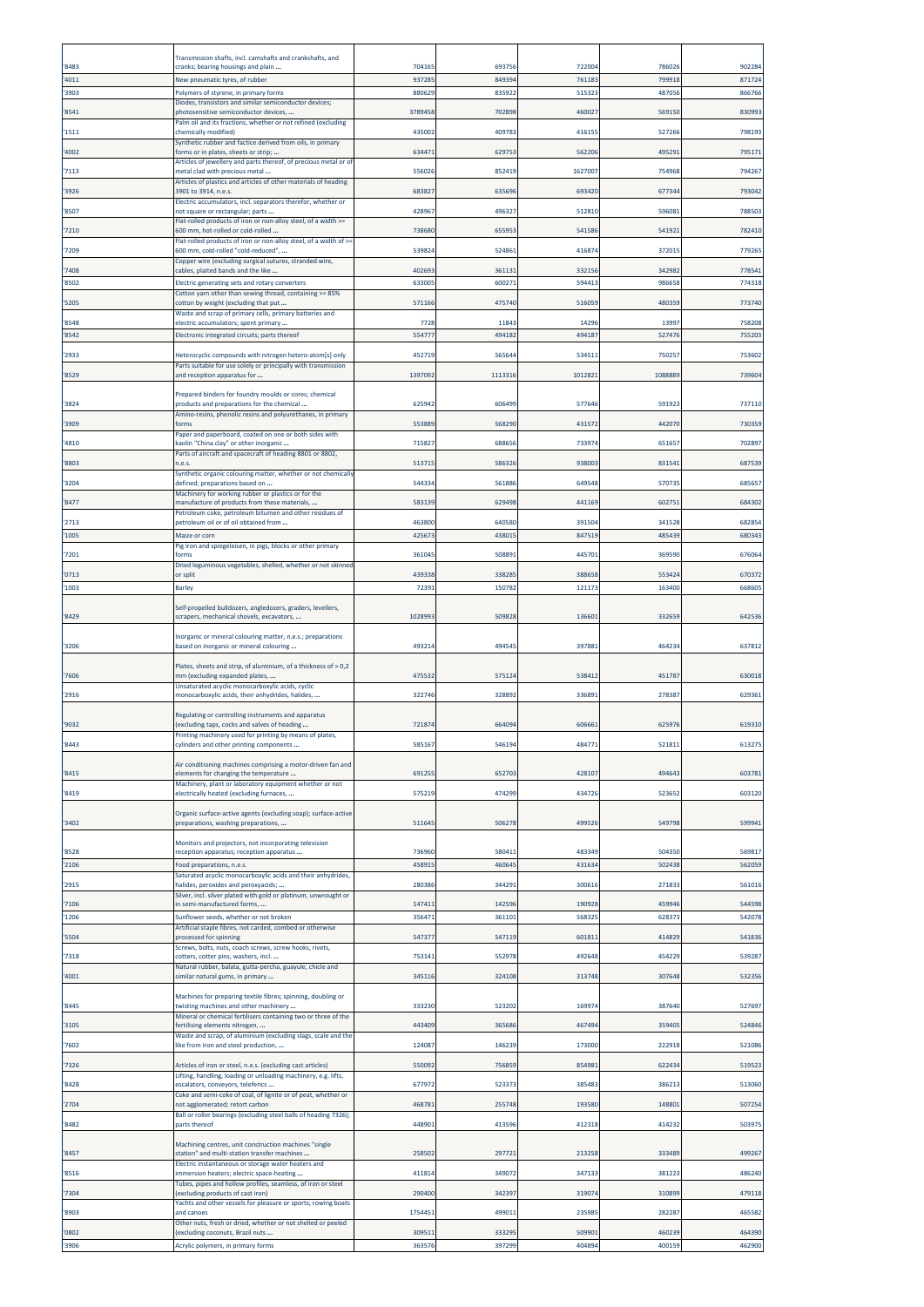| '8483 | Transmission shafts, incl. camshafts and crankshafts, and cranks; bearing housings and plain ... | 704165 | 693756 | 722004 | 786026 | 902284 |
|---|---|---|---|---|---|---|
| '4011 | New pneumatic tyres, of rubber | 937285 | 849394 | 761183 | 799918 | 871724 |
| '3903 | Polymers of styrene, in primary forms | 880629 | 835922 | 515323 | 487056 | 866766 |
| '8541 | Diodes, transistors and similar semiconductor devices; photosensitive semiconductor devices, ... | 3789458 | 702898 | 460027 | 569150 | 830993 |
| '1511 | Palm oil and its fractions, whether or not refined (excluding chemically modified) | 435002 | 409783 | 416155 | 527266 | 798193 |
| '4002 | Synthetic rubber and factice derived from oils, in primary forms or in plates, sheets or strip; ... | 634471 | 629753 | 562206 | 495291 | 795171 |
| '7113 | Articles of jewellery and parts thereof, of precious metal or of metal clad with precious metal ... | 556026 | 852419 | 1627007 | 754968 | 794267 |
| '3926 | Articles of plastics and articles of other materials of heading 3901 to 3914, n.e.s. | 683827 | 635696 | 693420 | 677344 | 793042 |
| '8507 | Electric accumulators, incl. separators therefor, whether or not square or rectangular; parts ... | 428967 | 496327 | 512810 | 596081 | 788503 |
| '7210 | Flat-rolled products of iron or non-alloy steel, of a width >= 600 mm, hot-rolled or cold-rolled ... | 738680 | 655953 | 541586 | 541921 | 782410 |
| '7209 | Flat-rolled products of iron or non-alloy steel, of a width of >= 600 mm, cold-rolled "cold-reduced", ... | 539824 | 524861 | 416874 | 372015 | 779265 |
| '7408 | Copper wire (excluding surgical sutures, stranded wire, cables, plaited bands and the like ... | 402693 | 361131 | 332156 | 342982 | 778541 |
| '8502 | Electric generating sets and rotary converters | 633005 | 600271 | 594413 | 986658 | 774318 |
| '5205 | Cotton yarn other than sewing thread, containing >= 85% cotton by weight (excluding that put ... | 571166 | 475740 | 516059 | 480359 | 773740 |
| '8548 | Waste and scrap of primary cells, primary batteries and electric accumulators; spent primary ... | 7728 | 11843 | 14296 | 13997 | 758208 |
| '8542 | Electronic integrated circuits; parts thereof | 554777 | 494182 | 494187 | 527476 | 755203 |
| '2933 | Heterocyclic compounds with nitrogen hetero-atom[s] only | 452719 | 565644 | 534511 | 750257 | 753602 |
| '8529 | Parts suitable for use solely or principally with transmission and reception apparatus for ... | 1397092 | 1113316 | 1012821 | 1088889 | 739604 |
| '3824 | Prepared binders for foundry moulds or cores; chemical products and preparations for the chemical ... | 625942 | 606499 | 577646 | 591923 | 737110 |
| '3909 | Amino-resins, phenolic resins and polyurethanes, in primary forms | 553889 | 568290 | 431572 | 442070 | 730359 |
| '4810 | Paper and paperboard, coated on one or both sides with kaolin "China clay" or other inorganic ... | 715827 | 688656 | 733974 | 651657 | 702897 |
| '8803 | Parts of aircraft and spacecraft of heading 8801 or 8802, n.e.s. | 513715 | 586326 | 938003 | 831541 | 687539 |
| '3204 | Synthetic organic colouring matter, whether or not chemically defined; preparations based on ... | 544334 | 561886 | 649548 | 570735 | 685657 |
| '8477 | Machinery for working rubber or plastics or for the manufacture of products from these materials, ... | 583139 | 629498 | 441169 | 602751 | 684302 |
| '2713 | Petroleum coke, petroleum bitumen and other residues of petroleum oil or of oil obtained from ... | 463800 | 640580 | 391504 | 341528 | 682854 |
| '1005 | Maize or corn | 425673 | 438015 | 847519 | 485439 | 680343 |
| '7201 | Pig iron and spiegeleisen, in pigs, blocks or other primary forms | 361045 | 508891 | 445701 | 369590 | 676064 |
| '0713 | Dried leguminous vegetables, shelled, whether or not skinned or split | 439338 | 338285 | 388658 | 553424 | 670372 |
| '1003 | Barley | 72391 | 150782 | 121173 | 163400 | 668605 |
| '8429 | Self-propelled bulldozers, angledozers, graders, levellers, scrapers, mechanical shovels, excavators, ... | 1028993 | 509828 | 136601 | 332659 | 642536 |
| '3206 | Inorganic or mineral colouring matter, n.e.s.; preparations based on inorganic or mineral colouring ... | 493214 | 494545 | 397881 | 464234 | 637812 |
| '7606 | Plates, sheets and strip, of aluminium, of a thickness of > 0,2 mm (excluding expanded plates, ... | 475532 | 575124 | 538412 | 451787 | 630018 |
| '2916 | Unsaturated acyclic monocarboxylic acids, cyclic monocarboxylic acids, their anhydrides, halides, ... | 322746 | 328892 | 336891 | 278387 | 629361 |
| '9032 | Regulating or controlling instruments and apparatus (excluding taps, cocks and valves of heading ... | 721874 | 664094 | 606661 | 625976 | 619310 |
| '8443 | Printing machinery used for printing by means of plates, cylinders and other printing components ... | 585167 | 546194 | 484771 | 521811 | 613275 |
| '8415 | Air conditioning machines comprising a motor-driven fan and elements for changing the temperature ... | 691255 | 652703 | 428107 | 494643 | 603781 |
| '8419 | Machinery, plant or laboratory equipment whether or not electrically heated (excluding furnaces, ... | 575219 | 474299 | 434726 | 523652 | 603120 |
| '3402 | Organic surface-active agents (excluding soap); surface-active preparations, washing preparations, ... | 511645 | 506278 | 499526 | 549798 | 599941 |
| '8528 | Monitors and projectors, not incorporating television reception apparatus; reception apparatus ... | 736960 | 580411 | 483349 | 504350 | 569817 |
| '2106 | Food preparations, n.e.s. | 458915 | 460645 | 431634 | 502438 | 562059 |
| '2915 | Saturated acyclic monocarboxylic acids and their anhydrides, halides, peroxides and peroxyacids; ... | 280386 | 344291 | 300616 | 271833 | 561016 |
| '7106 | Silver, incl. silver plated with gold or platinum, unwrought or in semi-manufactured forms, ... | 147411 | 142596 | 190928 | 459946 | 544598 |
| '1206 | Sunflower seeds, whether or not broken | 356471 | 361101 | 568325 | 628373 | 542078 |
| '5504 | Artificial staple fibres, not carded, combed or otherwise processed for spinning | 547377 | 547119 | 601811 | 414829 | 541836 |
| '7318 | Screws, bolts, nuts, coach screws, screw hooks, rivets, cotters, cotter pins, washers, incl. ... | 753141 | 552978 | 492648 | 454229 | 539287 |
| '4001 | Natural rubber, balata, gutta-percha, guayule, chicle and similar natural gums, in primary ... | 345116 | 324108 | 313748 | 307648 | 532356 |
| '8445 | Machines for preparing textile fibres; spinning, doubling or twisting machines and other machinery ... | 333230 | 523202 | 169974 | 387640 | 527697 |
| '3105 | Mineral or chemical fertilisers containing two or three of the fertilising elements nitrogen, ... | 443409 | 365686 | 467494 | 359405 | 524846 |
| '7602 | Waste and scrap, of aluminium (excluding slags, scale and the like from iron and steel production, ... | 124087 | 146239 | 173000 | 222918 | 521086 |
| '7326 | Articles of iron or steel, n.e.s. (excluding cast articles) | 550092 | 756859 | 854981 | 622434 | 519523 |
| '8428 | Lifting, handling, loading or unloading machinery, e.g. lifts, escalators, conveyors, teleferics ... | 677972 | 523373 | 385483 | 386213 | 513060 |
| '2704 | Coke and semi-coke of coal, of lignite or of peat, whether or not agglomerated; retort carbon | 468781 | 255748 | 193580 | 148801 | 507254 |
| '8482 | Ball or roller bearings (excluding steel balls of heading 7326); parts thereof | 448901 | 413596 | 412318 | 414232 | 503975 |
| '8457 | Machining centres, unit construction machines "single station" and multi-station transfer machines ... | 258502 | 297721 | 213258 | 333489 | 499267 |
| '8516 | Electric instantaneous or storage water heaters and immersion heaters; electric space-heating ... | 411814 | 349072 | 347133 | 381223 | 486240 |
| '7304 | Tubes, pipes and hollow profiles, seamless, of iron or steel (excluding products of cast iron) | 290400 | 342397 | 319074 | 310899 | 479118 |
| '8903 | Yachts and other vessels for pleasure or sports; rowing boats and canoes | 1754451 | 499011 | 235985 | 282287 | 465582 |
| '0802 | Other nuts, fresh or dried, whether or not shelled or peeled (excluding coconuts, Brazil nuts ... | 309511 | 333295 | 509901 | 460239 | 464390 |
| '3906 | Acrylic polymers, in primary forms | 363576 | 397299 | 404894 | 400159 | 462900 |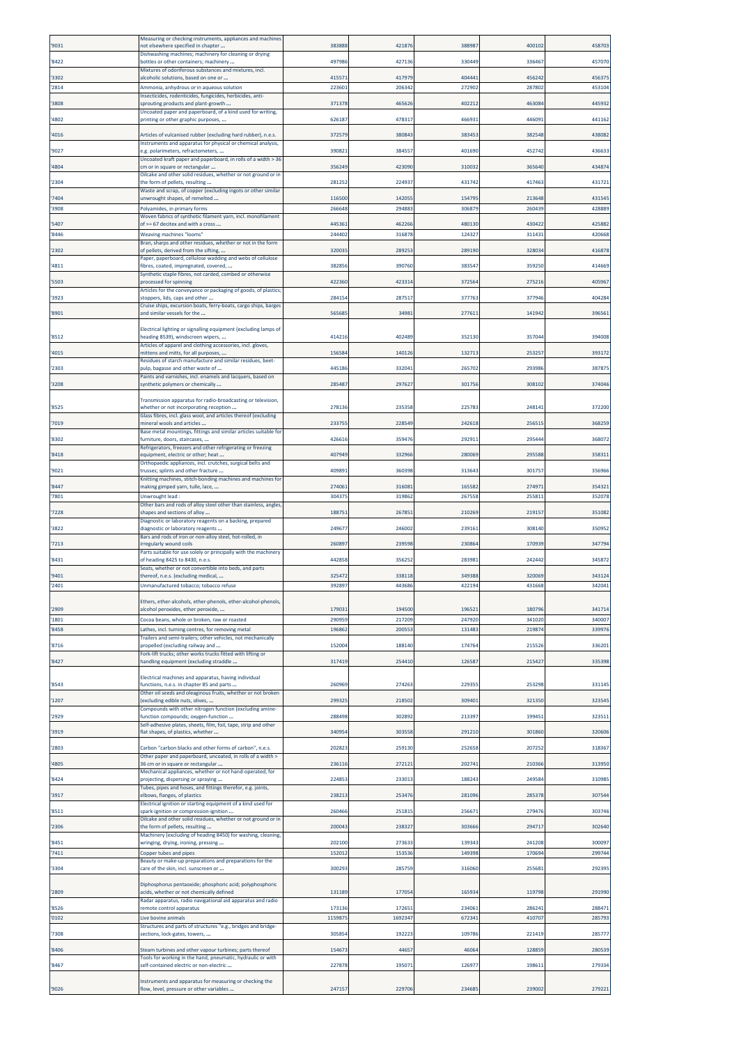| '9031 | Measuring or checking instruments, appliances and machines not elsewhere specified in chapter ... | 383888 | 421876 | 388987 | 400102 | 458703 |
|---|---|---|---|---|---|---|
| '8422 | Dishwashing machines; machinery for cleaning or drying bottles or other containers; machinery ... | 497986 | 427136 | 330449 | 336467 | 457070 |
| '3302 | Mixtures of odoriferous substances and mixtures, incl. alcoholic solutions, based on one or ... | 415571 | 417979 | 404441 | 456242 | 456375 |
| '2814 | Ammonia, anhydrous or in aqueous solution | 223601 | 206342 | 272902 | 287802 | 453104 |
| '3808 | Insecticides, rodenticides, fungicides, herbicides, anti-sprouting products and plant-growth ... | 371378 | 465626 | 402212 | 463084 | 445932 |
| '4802 | Uncoated paper and paperboard, of a kind used for writing, printing or other graphic purposes, ... | 626187 | 478317 | 466931 | 446091 | 441162 |
| '4016 | Articles of vulcanised rubber (excluding hard rubber), n.e.s. | 372579 | 380843 | 383453 | 382548 | 438082 |
| '9027 | Instruments and apparatus for physical or chemical analysis, e.g. polarimeters, refractometers, ... | 390821 | 384557 | 401690 | 452742 | 436633 |
| '4804 | Uncoated kraft paper and paperboard, in rolls of a width > 36 cm or in square or rectangular ... | 356249 | 423090 | 310032 | 365640 | 434874 |
| '2304 | Oilcake and other solid residues, whether or not ground or in the form of pellets, resulting ... | 281252 | 224937 | 431742 | 417463 | 431721 |
| '7404 | Waste and scrap, of copper (excluding ingots or other similar unwrought shapes, of remelted ... | 116500 | 142055 | 154795 | 213648 | 431545 |
| '3908 | Polyamides, in primary forms | 266648 | 294883 | 306879 | 260439 | 428889 |
| '5407 | Woven fabrics of synthetic filament yarn, incl. monofilament of >= 67 decitex and with a cross ... | 445361 | 462266 | 480130 | 430422 | 425882 |
| '8446 | Weaving machines "looms" | 244402 | 316878 | 124327 | 311431 | 420668 |
| '2302 | Bran, sharps and other residues, whether or not in the form of pellets, derived from the sifting, ... | 320035 | 289253 | 289190 | 328034 | 416878 |
| '4811 | Paper, paperboard, cellulose wadding and webs of cellulose fibres, coated, impregnated, covered, ... | 382856 | 390760 | 383547 | 359250 | 414669 |
| '5503 | Synthetic staple fibres, not carded, combed or otherwise processed for spinning | 422360 | 423314 | 372564 | 275216 | 405967 |
| '3923 | Articles for the conveyance or packaging of goods, of plastics; stoppers, lids, caps and other ... | 284154 | 287517 | 377763 | 377946 | 404284 |
| '8901 | Cruise ships, excursion boats, ferry-boats, cargo ships, barges and similar vessels for the ... | 565685 | 34981 | 277611 | 141942 | 396561 |
| '8512 | Electrical lighting or signalling equipment (excluding lamps of heading 8539), windscreen wipers, ... | 414216 | 402489 | 352130 | 357044 | 394008 |
| '4015 | Articles of apparel and clothing accessories, incl. gloves, mittens and mitts, for all purposes, ... | 156584 | 140126 | 132713 | 253257 | 393172 |
| '2303 | Residues of starch manufacture and similar residues, beet-pulp, bagasse and other waste of ... | 445186 | 332041 | 265702 | 293986 | 387875 |
| '3208 | Paints and varnishes, incl. enamels and lacquers, based on synthetic polymers or chemically ... | 285487 | 297627 | 301756 | 308102 | 374046 |
| '8525 | Transmission apparatus for radio-broadcasting or television, whether or not incorporating reception ... | 278136 | 235358 | 225783 | 248141 | 372200 |
| '7019 | Glass fibres, incl. glass wool, and articles thereof (excluding mineral wools and articles ... | 233755 | 228549 | 242618 | 256515 | 368259 |
| '8302 | Base metal mountings, fittings and similar articles suitable for furniture, doors, staircases, ... | 426616 | 359476 | 292911 | 295444 | 368072 |
| '8418 | Refrigerators, freezers and other refrigerating or freezing equipment, electric or other; heat ... | 407949 | 332966 | 280069 | 295588 | 358311 |
| '9021 | Orthopaedic appliances, incl. crutches, surgical belts and trusses; splints and other fracture ... | 409891 | 360398 | 313643 | 301757 | 356966 |
| '8447 | Knitting machines, stitch-bonding machines and machines for making gimped yarn, tulle, lace, ... | 274061 | 316081 | 165582 | 274971 | 354321 |
| '7801 | Unwrought lead : | 304375 | 319862 | 267558 | 255811 | 352078 |
| '7228 | Other bars and rods of alloy steel other than stainless, angles, shapes and sections of alloy ... | 188751 | 267851 | 210269 | 219157 | 351082 |
| '3822 | Diagnostic or laboratory reagents on a backing, prepared diagnostic or laboratory reagents ... | 249677 | 246002 | 239161 | 308140 | 350952 |
| '7213 | Bars and rods of iron or non-alloy steel, hot-rolled, in irregularly wound coils | 260897 | 239598 | 230864 | 170939 | 347794 |
| '8431 | Parts suitable for use solely or principally with the machinery of heading 8425 to 8430, n.e.s. | 442858 | 356252 | 283981 | 242442 | 345872 |
| '9401 | Seats, whether or not convertible into beds, and parts thereof, n.e.s. (excluding medical, ... | 325472 | 338118 | 349388 | 320069 | 343124 |
| '2401 | Unmanufactured tobacco; tobacco refuse | 392897 | 443686 | 422194 | 431668 | 342041 |
| '2909 | Ethers, ether-alcohols, ether-phenols, ether-alcohol-phenols, alcohol peroxides, ether peroxide, ... | 179031 | 194500 | 196521 | 180796 | 341714 |
| '1801 | Cocoa beans, whole or broken, raw or roasted | 290959 | 217209 | 247920 | 341020 | 340007 |
| '8458 | Lathes, incl. turning centres, for removing metal | 196862 | 200553 | 131483 | 219874 | 339976 |
| '8716 | Trailers and semi-trailers; other vehicles, not mechanically propelled (excluding railway and ... | 152004 | 188140 | 174764 | 215526 | 336201 |
| '8427 | Fork-lift trucks; other works trucks fitted with lifting or handling equipment (excluding straddle ... | 317419 | 254410 | 126587 | 215427 | 335398 |
| '8543 | Electrical machines and apparatus, having individual functions, n.e.s. in chapter 85 and parts ... | 260969 | 274263 | 229355 | 253298 | 331145 |
| '1207 | Other oil seeds and oleaginous fruits, whether or not broken (excluding edible nuts, olives, ... | 299325 | 218502 | 309401 | 321350 | 323545 |
| '2929 | Compounds with other nitrogen function (excluding amine-function compounds; oxygen-function ... | 288498 | 302892 | 213397 | 199451 | 323511 |
| '3919 | Self-adhesive plates, sheets, film, foil, tape, strip and other flat shapes, of plastics, whether ... | 340954 | 303558 | 291210 | 301860 | 320606 |
| '2803 | Carbon "carbon blacks and other forms of carbon", n.e.s. | 202823 | 259130 | 252658 | 207252 | 318367 |
| '4805 | Other paper and paperboard, uncoated, in rolls of a width > 36 cm or in square or rectangular ... | 236116 | 272121 | 202741 | 210366 | 313950 |
| '8424 | Mechanical appliances, whether or not hand-operated, for projecting, dispersing or spraying ... | 224853 | 233013 | 188243 | 249584 | 310985 |
| '3917 | Tubes, pipes and hoses, and fittings therefor, e.g. joints, elbows, flanges, of plastics | 238213 | 253476 | 281096 | 285378 | 307544 |
| '8511 | Electrical ignition or starting equipment of a kind used for spark-ignition or compression-ignition ... | 260466 | 251815 | 256671 | 279476 | 303746 |
| '2306 | Oilcake and other solid residues, whether or not ground or in the form of pellets, resulting ... | 200043 | 238327 | 303666 | 294717 | 302640 |
| '8451 | Machinery (excluding of heading 8450) for washing, cleaning, wringing, drying, ironing, pressing ... | 202100 | 273633 | 139343 | 241208 | 300097 |
| '7411 | Copper tubes and pipes | 152012 | 153536 | 149398 | 170694 | 299744 |
| '3304 | Beauty or make-up preparations and preparations for the care of the skin, incl. sunscreen or ... | 300293 | 285759 | 316060 | 255681 | 292395 |
| '2809 | Diphosphorus pentaoxide; phosphoric acid; polyphosphoric acids, whether or not chemically defined | 131189 | 177054 | 165934 | 119798 | 291990 |
| '8526 | Radar apparatus, radio navigational aid apparatus and radio remote control apparatus | 173136 | 172651 | 234061 | 286241 | 288471 |
| '0102 | Live bovine animals | 1159875 | 1692347 | 672341 | 410707 | 285793 |
| '7308 | Structures and parts of structures "e.g., bridges and bridge-sections, lock-gates, towers, ... | 305854 | 192223 | 109786 | 221419 | 285777 |
| '8406 | Steam turbines and other vapour turbines; parts thereof | 154673 | 44657 | 46064 | 128859 | 280539 |
| '8467 | Tools for working in the hand, pneumatic, hydraulic or with self-contained electric or non-electric ... | 227878 | 195071 | 126977 | 198611 | 279334 |
| '9026 | Instruments and apparatus for measuring or checking the flow, level, pressure or other variables ... | 247157 | 229706 | 234685 | 239002 | 279221 |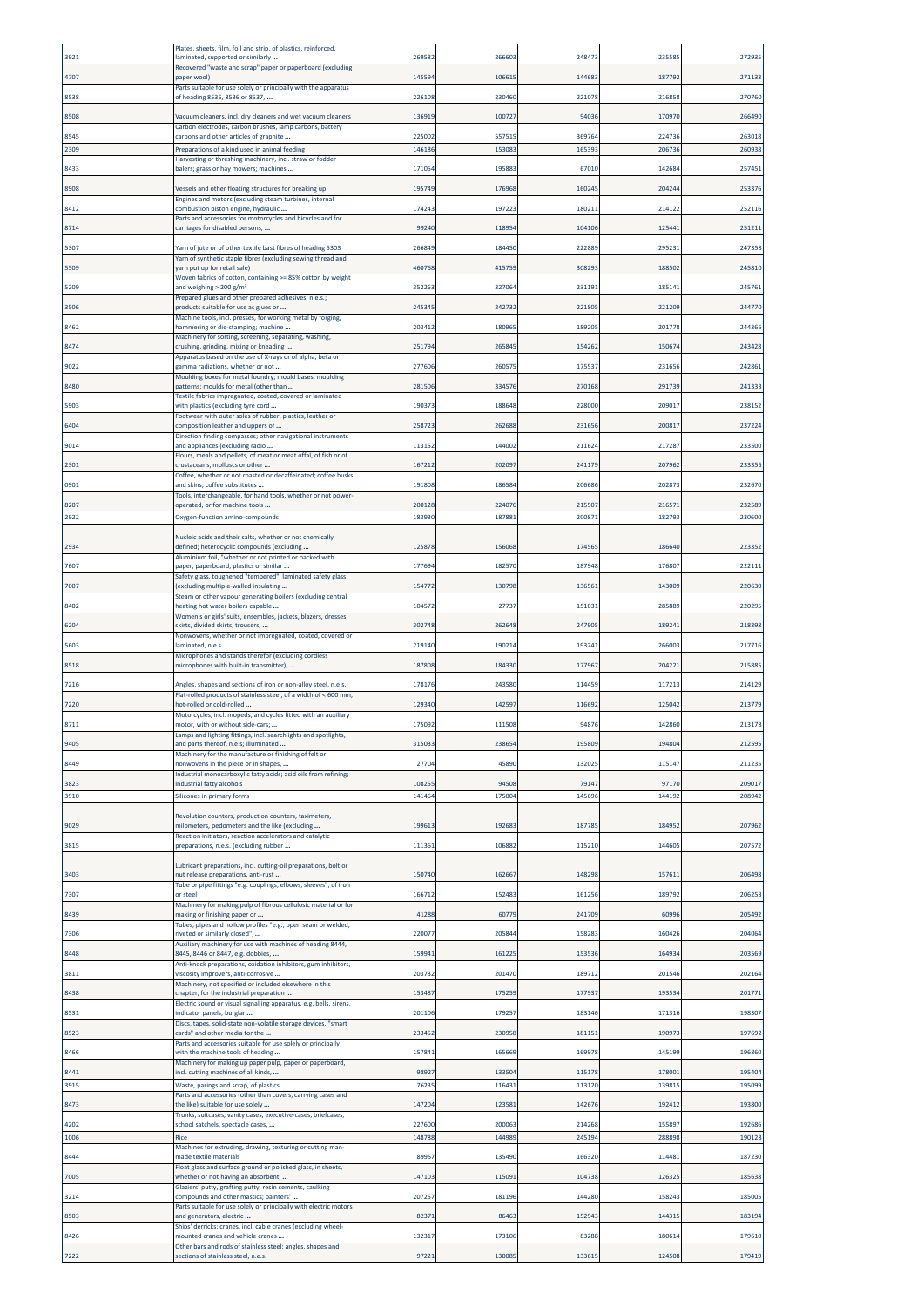| '3921 | Plates, sheets, film, foil and strip, of plastics, reinforced, laminated, supported or similarly ... | 269582 | 266603 | 248473 | 235585 | 272935 |
|---|---|---|---|---|---|---|
| '4707 | Recovered "waste and scrap" paper or paperboard (excluding paper wool) | 145594 | 106615 | 144683 | 187792 | 271133 |
| '8538 | Parts suitable for use solely or principally with the apparatus of heading 8535, 8536 or 8537, ... | 226108 | 230460 | 221078 | 216858 | 270760 |
| '8508 | Vacuum cleaners, incl. dry cleaners and wet vacuum cleaners | 136919 | 100727 | 94036 | 170970 | 266490 |
| '8545 | Carbon electrodes, carbon brushes, lamp carbons, battery carbons and other articles of graphite ... | 225002 | 557515 | 369764 | 224736 | 263018 |
| '2309 | Preparations of a kind used in animal feeding | 146186 | 153083 | 165393 | 206736 | 260938 |
| '8433 | Harvesting or threshing machinery, incl. straw or fodder balers; grass or hay mowers; machines ... | 171054 | 195883 | 67010 | 142684 | 257451 |
| '8908 | Vessels and other floating structures for breaking up | 195749 | 176968 | 160245 | 204244 | 253376 |
| '8412 | Engines and motors (excluding steam turbines, internal combustion piston engine, hydraulic ... | 174243 | 197223 | 180211 | 214122 | 252116 |
| '8714 | Parts and accessories for motorcycles and bicycles and for carriages for disabled persons, ... | 99240 | 118954 | 104106 | 125441 | 251211 |
| '5307 | Yarn of jute or of other textile bast fibres of heading 5303 | 266849 | 184450 | 222889 | 295231 | 247358 |
| '5509 | Yarn of synthetic staple fibres (excluding sewing thread and yarn put up for retail sale) | 460768 | 415759 | 308293 | 188502 | 245810 |
| '5209 | Woven fabrics of cotton, containing >= 85% cotton by weight and weighing > 200 g/m² | 352263 | 327064 | 231191 | 185141 | 245761 |
| '3506 | Prepared glues and other prepared adhesives, n.e.s.; products suitable for use as glues or ... | 245345 | 242732 | 221805 | 221209 | 244770 |
| '8462 | Machine tools, incl. presses, for working metal by forging, hammering or die-stamping; machine ... | 203412 | 180965 | 189205 | 201778 | 244366 |
| '8474 | Machinery for sorting, screening, separating, washing, crushing, grinding, mixing or kneading ... | 251794 | 265845 | 154262 | 150674 | 243428 |
| '9022 | Apparatus based on the use of X-rays or of alpha, beta or gamma radiations, whether or not ... | 277606 | 260575 | 175537 | 231656 | 242861 |
| '8480 | Moulding boxes for metal foundry; mould bases; moulding patterns; moulds for metal (other than ... | 281506 | 334576 | 270168 | 291739 | 241333 |
| '5903 | Textile fabrics impregnated, coated, covered or laminated with plastics (excluding tyre cord ... | 190373 | 188648 | 228000 | 209017 | 238152 |
| '6404 | Footwear with outer soles of rubber, plastics, leather or composition leather and uppers of ... | 258723 | 262688 | 231656 | 200817 | 237224 |
| '9014 | Direction finding compasses; other navigational instruments and appliances (excluding radio ... | 113152 | 144002 | 211624 | 217287 | 233500 |
| '2301 | Flours, meals and pellets, of meat or meat offal, of fish or of crustaceans, molluscs or other ... | 167212 | 202097 | 241179 | 207962 | 233355 |
| '0901 | Coffee, whether or not roasted or decaffeinated; coffee husks and skins; coffee substitutes ... | 191808 | 186584 | 206686 | 202873 | 232670 |
| '8207 | Tools, interchangeable, for hand tools, whether or not power-operated, or for machine tools ... | 200128 | 224076 | 215507 | 216571 | 232589 |
| '2922 | Oxygen-function amino-compounds | 183930 | 187881 | 200871 | 182793 | 230600 |
| '2934 | Nucleic acids and their salts, whether or not chemically defined; heterocyclic compounds (excluding ... | 125878 | 156068 | 174565 | 186640 | 223352 |
| '7607 | Aluminium foil, "whether or not printed or backed with paper, paperboard, plastics or similar ... | 177694 | 182570 | 187948 | 176807 | 222111 |
| '7007 | Safety glass, toughened "tempered", laminated safety glass (excluding multiple-walled insulating ... | 154772 | 130798 | 136561 | 143009 | 220630 |
| '8402 | Steam or other vapour generating boilers (excluding central heating hot water boilers capable ... | 104572 | 27737 | 151031 | 285889 | 220295 |
| '6204 | Women's or girls' suits, ensembles, jackets, blazers, dresses, skirts, divided skirts, trousers, ... | 302748 | 262648 | 247905 | 189241 | 218398 |
| '5603 | Nonwovens, whether or not impregnated, coated, covered or laminated, n.e.s. | 219140 | 190214 | 193241 | 266003 | 217716 |
| '8518 | Microphones and stands therefor (excluding cordless microphones with built-in transmitter); ... | 187808 | 184330 | 177967 | 204221 | 215885 |
| '7216 | Angles, shapes and sections of iron or non-alloy steel, n.e.s. | 178176 | 243580 | 114459 | 117213 | 214129 |
| '7220 | Flat-rolled products of stainless steel, of a width of < 600 mm, hot-rolled or cold-rolled ... | 129340 | 142597 | 116692 | 125042 | 213779 |
| '8711 | Motorcycles, incl. mopeds, and cycles fitted with an auxiliary motor, with or without side-cars; ... | 175092 | 111508 | 94876 | 142860 | 213178 |
| '9405 | Lamps and lighting fittings, incl. searchlights and spotlights, and parts thereof, n.e.s; illuminated ... | 315033 | 238654 | 195809 | 194804 | 212595 |
| '8449 | Machinery for the manufacture or finishing of felt or nonwovens in the piece or in shapes, ... | 27704 | 45890 | 132025 | 115147 | 211235 |
| '3823 | Industrial monocarboxylic fatty acids; acid oils from refining; industrial fatty alcohols | 108255 | 94508 | 79147 | 97170 | 209017 |
| '3910 | Silicones in primary forms | 141464 | 175004 | 145696 | 144192 | 208942 |
| '9029 | Revolution counters, production counters, taximeters, milometers, pedometers and the like (excluding ... | 199613 | 192683 | 187785 | 184952 | 207962 |
| '3815 | Reaction initiators, reaction accelerators and catalytic preparations, n.e.s. (excluding rubber ... | 111361 | 106882 | 115210 | 144605 | 207572 |
| '3403 | Lubricant preparations, incl. cutting-oil preparations, bolt or nut release preparations, anti-rust ... | 150740 | 162667 | 148298 | 157611 | 206498 |
| '7307 | Tube or pipe fittings "e.g. couplings, elbows, sleeves", of iron or steel | 166712 | 152483 | 161256 | 189792 | 206253 |
| '8439 | Machinery for making pulp of fibrous cellulosic material or for making or finishing paper or ... | 41288 | 60779 | 241709 | 60996 | 205492 |
| '7306 | Tubes, pipes and hollow profiles "e.g., open seam or welded, riveted or similarly closed", ... | 220077 | 205844 | 158283 | 160426 | 204064 |
| '8448 | Auxiliary machinery for use with machines of heading 8444, 8445, 8446 or 8447, e.g. dobbies, ... | 159941 | 161225 | 153536 | 164934 | 203569 |
| '3811 | Anti-knock preparations, oxidation inhibitors, gum inhibitors, viscosity improvers, anti-corrosive ... | 203732 | 201470 | 189712 | 201546 | 202164 |
| '8438 | Machinery, not specified or included elsewhere in this chapter, for the industrial preparation ... | 153487 | 175259 | 177937 | 193534 | 201771 |
| '8531 | Electric sound or visual signalling apparatus, e.g. bells, sirens, indicator panels, burglar ... | 201106 | 179257 | 183146 | 171316 | 198307 |
| '8523 | Discs, tapes, solid-state non-volatile storage devices, "smart cards" and other media for the ... | 233452 | 230958 | 181151 | 190973 | 197692 |
| '8466 | Parts and accessories suitable for use solely or principally with the machine tools of heading ... | 157841 | 165669 | 169978 | 145199 | 196860 |
| '8441 | Machinery for making up paper pulp, paper or paperboard, incl. cutting machines of all kinds, ... | 98927 | 133504 | 115178 | 178001 | 195404 |
| '3915 | Waste, parings and scrap, of plastics | 76235 | 116431 | 113120 | 139815 | 195099 |
| '8473 | Parts and accessories (other than covers, carrying cases and the like) suitable for use solely ... | 147204 | 123581 | 142676 | 192412 | 193800 |
| '4202 | Trunks, suitcases, vanity cases, executive-cases, briefcases, school satchels, spectacle cases, ... | 227600 | 200063 | 214268 | 155897 | 192686 |
| '1006 | Rice | 148788 | 144989 | 245194 | 288898 | 190128 |
| '8444 | Machines for extruding, drawing, texturing or cutting man-made textile materials | 89957 | 135490 | 166320 | 114481 | 187230 |
| '7005 | Float glass and surface ground or polished glass, in sheets, whether or not having an absorbent, ... | 147103 | 115091 | 104738 | 126325 | 185638 |
| '3214 | Glaziers' putty, grafting putty, resin cements, caulking compounds and other mastics; painters' ... | 207257 | 181196 | 144280 | 158243 | 185005 |
| '8503 | Parts suitable for use solely or principally with electric motors and generators, electric ... | 82371 | 86463 | 152943 | 144315 | 183194 |
| '8426 | Ships' derricks; cranes, incl. cable cranes (excluding wheel-mounted cranes and vehicle cranes ... | 132317 | 173106 | 83288 | 180614 | 179610 |
| '7222 | Other bars and rods of stainless steel; angles, shapes and sections of stainless steel, n.e.s. | 97221 | 130085 | 133615 | 124508 | 179419 |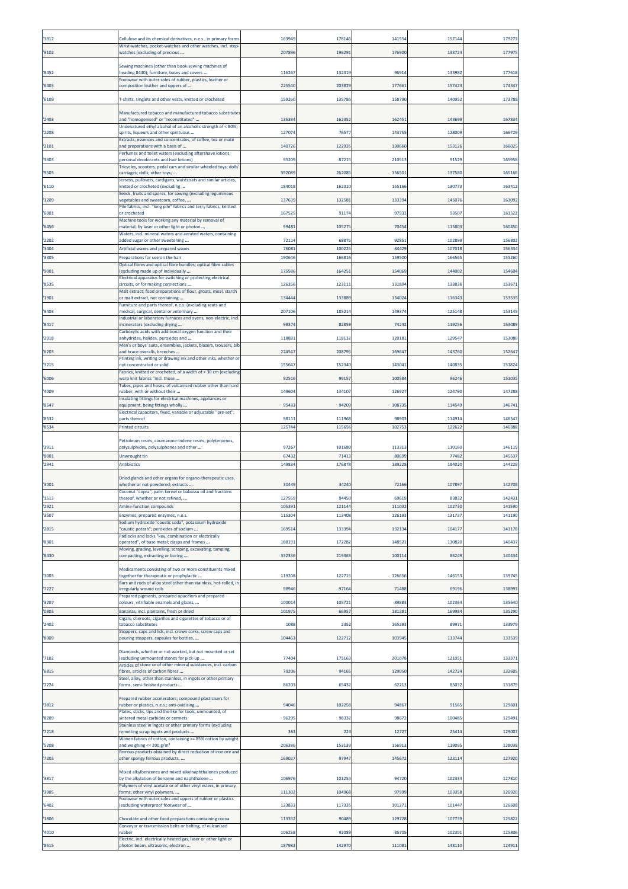| '3912 | Cellulose and its chemical derivatives, n.e.s., in primary forms | 163949 | 178146 | 141554 | 157144 | 179273 |
|---|---|---|---|---|---|---|
| '9102 | Wrist-watches, pocket-watches and other watches, incl. stop-watches (excluding of precious ... | 207896 | 196291 | 176900 | 133724 | 177975 |
| '8452 | Sewing machines (other than book-sewing machines of heading 8440); furniture, bases and covers ... | 116267 | 132319 | 96914 | 133982 | 177618 |
| '6403 | Footwear with outer soles of rubber, plastics, leather or composition leather and uppers of ... | 225540 | 203829 | 177661 | 157423 | 174347 |
| '6109 | T-shirts, singlets and other vests, knitted or crocheted | 159260 | 135786 | 158790 | 140952 | 173788 |
| '2403 | Manufactured tobacco and manufactured tobacco substitutes and "homogenised" or "reconstituted" ... | 135384 | 162352 | 162451 | 143699 | 167834 |
| '2208 | Undenatured ethyl alcohol of an alcoholic strength of < 80%; spirits, liqueurs and other spirituous ... | 127074 | 76577 | 143755 | 128009 | 166729 |
| '2101 | Extracts, essences and concentrates, of coffee, tea or maté and preparations with a basis of ... | 140726 | 122935 | 130660 | 153126 | 166025 |
| '3303 | Perfumes and toilet waters (excluding aftershave lotions, personal deodorants and hair lotions) | 95209 | 87215 | 210513 | 91529 | 165958 |
| '9503 | Tricycles, scooters, pedal cars and similar wheeled toys; dolls' carriages; dolls; other toys; ... | 392089 | 262085 | 156501 | 137580 | 165166 |
| '6110 | Jerseys, pullovers, cardigans, waistcoats and similar articles, knitted or crocheted (excluding ... | 184018 | 162310 | 155166 | 130773 | 163412 |
| '1209 | Seeds, fruits and spores, for sowing (excluding leguminous vegetables and sweetcorn, coffee, ... | 137639 | 132581 | 133394 | 145076 | 163092 |
| '6001 | Pile fabrics, incl. "long pile" fabrics and terry fabrics, knitted or crocheted | 167529 | 91174 | 97933 | 93507 | 161522 |
| '8456 | Machine tools for working any material by removal of material, by laser or other light or photon ... | 99481 | 105275 | 70454 | 115803 | 160450 |
| '2202 | Waters, incl. mineral waters and aerated waters, containing added sugar or other sweetening ... | 72114 | 68875 | 92851 | 102899 | 156802 |
| '3404 | Artificial waxes and prepared waxes | 76081 | 100225 | 84429 | 107018 | 156334 |
| '3305 | Preparations for use on the hair | 190646 | 166816 | 159500 | 166565 | 155260 |
| '9001 | Optical fibres and optical fibre bundles; optical fibre cables (excluding made up of individually ... | 175586 | 164251 | 154069 | 144002 | 154604 |
| '8535 | Electrical apparatus for switching or protecting electrical circuits, or for making connections ... | 126356 | 123111 | 131894 | 133836 | 153671 |
| '1901 | Malt extract; food preparations of flour, groats, meal, starch or malt extract, not containing ... | 134444 | 133889 | 134024 | 116343 | 153535 |
| '9403 | Furniture and parts thereof, n.e.s. (excluding seats and medical, surgical, dental or veterinary ... | 207106 | 185214 | 149374 | 125148 | 153145 |
| '8417 | Industrial or laboratory furnaces and ovens, non-electric, incl. incinerators (excluding drying ... | 98374 | 82859 | 74242 | 119256 | 153089 |
| '2918 | Carboxylic acids with additional oxygen function and their anhydrides, halides, peroxides and ... | 118881 | 118132 | 120181 | 129547 | 153080 |
| '6203 | Men's or boys' suits, ensembles, jackets, blazers, trousers, bib and brace overalls, breeches ... | 224547 | 208795 | 169647 | 143760 | 152647 |
| '3215 | Printing ink, writing or drawing ink and other inks, whether or not concentrated or solid | 155647 | 152340 | 143041 | 140835 | 151824 |
| '6006 | Fabrics, knitted or crocheted, of a width of > 30 cm (excluding warp knit fabrics "incl. those ... | 92516 | 99157 | 100584 | 96246 | 151035 |
| '4009 | Tubes, pipes and hoses, of vulcanised rubber other than hard rubber, with or without their ... | 149604 | 144107 | 126927 | 124790 | 147288 |
| '8547 | Insulating fittings for electrical machines, appliances or equipment, being fittings wholly ... | 95433 | 94209 | 108735 | 114549 | 146741 |
| '8532 | Electrical capacitors, fixed, variable or adjustable "pre-set"; parts thereof | 98111 | 111968 | 98903 | 114914 | 146547 |
| '8534 | Printed circuits | 125744 | 115656 | 102753 | 122622 | 146388 |
| '3911 | Petroleum resins, coumarone-indene resins, polyterpenes, polysulphides, polysulphones and other ... | 97267 | 101680 | 113313 | 110160 | 146119 |
| '8001 | Unwrought tin | 67432 | 71413 | 80699 | 77482 | 145537 |
| '2941 | Antibiotics | 149834 | 176878 | 189228 | 184020 | 144229 |
| '3001 | Dried glands and other organs for organo-therapeutic uses, whether or not powdered; extracts ... | 30449 | 34240 | 72166 | 107897 | 142708 |
| '1513 | Coconut "copra", palm kernel or babassu oil and fractions thereof, whether or not refined, ... | 127559 | 94450 | 69619 | 83832 | 142431 |
| '2921 | Amine-function compounds | 105391 | 121144 | 111032 | 102730 | 141590 |
| '3507 | Enzymes; prepared enzymes, n.e.s. | 115304 | 113408 | 126193 | 131737 | 141190 |
| '2815 | Sodium hydroxide "caustic soda", potassium hydroxide "caustic potash"; peroxides of sodium ... | 169514 | 133394 | 132134 | 104177 | 141178 |
| '8301 | Padlocks and locks "key, combination or electrically operated", of base metal; clasps and frames ... | 188191 | 172282 | 148521 | 130820 | 140437 |
| '8430 | Moving, grading, levelling, scraping, excavating, tamping, compacting, extracting or boring ... | 332336 | 219363 | 100114 | 86249 | 140434 |
| '3003 | Medicaments consisting of two or more constituents mixed together for therapeutic or prophylactic ... | 119208 | 122715 | 126656 | 146153 | 139745 |
| '7227 | Bars and rods of alloy steel other than stainless, hot-rolled, in irregularly wound coils | 98946 | 97164 | 71488 | 69196 | 138993 |
| '3207 | Prepared pigments, prepared opacifiers and prepared colours, vitrifiable enamels and glazes, ... | 100014 | 105721 | 89883 | 102364 | 135640 |
| '0803 | Bananas, incl. plantains, fresh or dried | 101975 | 66957 | 181281 | 169984 | 135290 |
| '2402 | Cigars, cheroots, cigarillos and cigarettes of tobacco or of tobacco substitutes | 1088 | 2352 | 165293 | 89971 | 133979 |
| '8309 | Stoppers, caps and lids, incl. crown corks, screw caps and pouring stoppers, capsules for bottles, ... | 104463 | 122712 | 103945 | 113744 | 133539 |
| '7102 | Diamonds, whether or not worked, but not mounted or set (excluding unmounted stones for pick-up ... | 77404 | 175163 | 201078 | 121051 | 133371 |
| '6815 | Articles of stone or of other mineral substances, incl. carbon fibres, articles of carbon fibres ... | 79206 | 94165 | 129050 | 142724 | 132605 |
| '7224 | Steel, alloy, other than stainless, in ingots or other primary forms, semi-finished products ... | 86203 | 65432 | 62213 | 85032 | 131879 |
| '3812 | Prepared rubber accelerators; compound plasticisers for rubber or plastics, n.e.s.; anti-oxidising ... | 94046 | 102258 | 94867 | 91565 | 129601 |
| '8209 | Plates, sticks, tips and the like for tools, unmounted, of sintered metal carbides or cermets | 96295 | 98332 | 98672 | 100485 | 129491 |
| '7218 | Stainless steel in ingots or other primary forms (excluding remelting scrap ingots and products ... | 363 | 223 | 12727 | 25414 | 129007 |
| '5208 | Woven fabrics of cotton, containing >= 85% cotton by weight and weighing <= 200 g/m² | 206386 | 153139 | 156913 | 119095 | 128038 |
| '7203 | Ferrous products obtained by direct reduction of iron ore and other spongy ferrous products, ... | 169027 | 97947 | 145672 | 123114 | 127920 |
| '3817 | Mixed alkylbenzenes and mixed alkylnaphthalenes produced by the alkylation of benzene and naphthalene ... | 106976 | 101253 | 94720 | 102334 | 127810 |
| '3905 | Polymers of vinyl acetate or of other vinyl esters, in primary forms; other vinyl polymers, ... | 111302 | 104968 | 97999 | 103358 | 126920 |
| '6402 | Footwear with outer soles and uppers of rubber or plastics (excluding waterproof footwear of ... | 123833 | 117335 | 101271 | 101447 | 126608 |
| '1806 | Chocolate and other food preparations containing cocoa | 113352 | 90489 | 129728 | 107739 | 125822 |
| '4010 | Conveyor or transmission belts or belting, of vulcanised rubber | 106258 | 92089 | 85705 | 102301 | 125806 |
| '8515 | Electric, incl. electrically heated gas, laser or other light or photon beam, ultrasonic, electron ... | 187983 | 142970 | 111081 | 148110 | 124911 |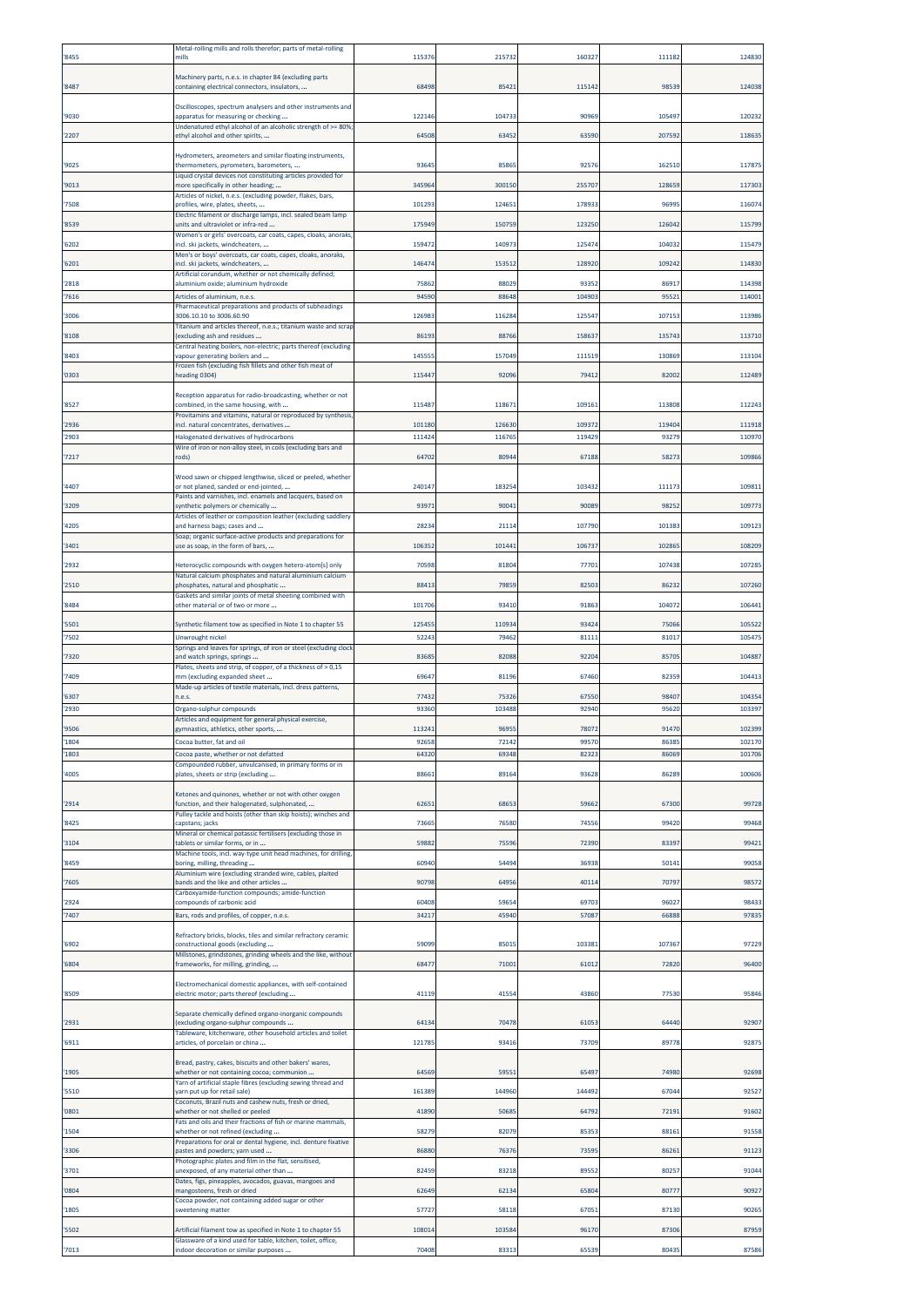| | | | | | | |
|---|---|---|---|---|---|---|
| '8455 | Metal-rolling mills and rolls therefor; parts of metal-rolling mills | 115376 | 215732 | 160327 | 111182 | 124830 |
| '8487 | Machinery parts, n.e.s. in chapter 84 (excluding parts containing electrical connectors, insulators, ... | 68498 | 85421 | 115142 | 98539 | 124038 |
| '9030 | Oscilloscopes, spectrum analysers and other instruments and apparatus for measuring or checking ... | 122146 | 104733 | 90969 | 105497 | 120232 |
| '2207 | Undenatured ethyl alcohol of an alcoholic strength of >= 80%; ethyl alcohol and other spirits, ... | 64508 | 63452 | 63590 | 207592 | 118635 |
| '9025 | Hydrometers, areometers and similar floating instruments, thermometers, pyrometers, barometers, ... | 93645 | 85865 | 92576 | 162510 | 117875 |
| '9013 | Liquid crystal devices not constituting articles provided for more specifically in other heading; ... | 345964 | 300150 | 255707 | 128659 | 117303 |
| '7508 | Articles of nickel, n.e.s. (excluding powder, flakes, bars, profiles, wire, plates, sheets, ... | 101293 | 124651 | 178933 | 96995 | 116074 |
| '8539 | Electric filament or discharge lamps, incl. sealed beam lamp units and ultraviolet or infra-red ... | 175949 | 150759 | 123250 | 126042 | 115799 |
| '6202 | Women's or girls' overcoats, car coats, capes, cloaks, anoraks, incl. ski jackets, windcheaters, ... | 159472 | 140973 | 125474 | 104032 | 115479 |
| '6201 | Men's or boys' overcoats, car coats, capes, cloaks, anoraks, incl. ski jackets, windcheaters, ... | 146474 | 153512 | 128920 | 109242 | 114830 |
| '2818 | Artificial corundum, whether or not chemically defined; aluminium oxide; aluminium hydroxide | 75862 | 88029 | 93352 | 86917 | 114398 |
| '7616 | Articles of aluminium, n.e.s. | 94590 | 88648 | 104903 | 95521 | 114001 |
| '3006 | Pharmaceutical preparations and products of subheadings 3006.10.10 to 3006.60.90 | 126983 | 116284 | 125547 | 107153 | 113986 |
| '8108 | Titanium and articles thereof, n.e.s.; titanium waste and scrap (excluding ash and residues ... | 86193 | 88766 | 158637 | 135743 | 113710 |
| '8403 | Central heating boilers, non-electric; parts thereof (excluding vapour generating boilers and ... | 145555 | 157049 | 111519 | 130869 | 113104 |
| '0303 | Frozen fish (excluding fish fillets and other fish meat of heading 0304) | 115447 | 92096 | 79412 | 82002 | 112489 |
| '8527 | Reception apparatus for radio-broadcasting, whether or not combined, in the same housing, with ... | 115487 | 118671 | 109161 | 113808 | 112243 |
| '2936 | Provitamins and vitamins, natural or reproduced by synthesis, incl. natural concentrates, derivatives ... | 101180 | 126630 | 109372 | 119404 | 111918 |
| '2903 | Halogenated derivatives of hydrocarbons | 111424 | 116765 | 119429 | 93279 | 110970 |
| '7217 | Wire of iron or non-alloy steel, in coils (excluding bars and rods) | 64702 | 80944 | 67188 | 58273 | 109866 |
| '4407 | Wood sawn or chipped lengthwise, sliced or peeled, whether or not planed, sanded or end-jointed, ... | 240147 | 183254 | 103432 | 111173 | 109811 |
| '3209 | Paints and varnishes, incl. enamels and lacquers, based on synthetic polymers or chemically ... | 93971 | 90041 | 90089 | 98252 | 109773 |
| '4205 | Articles of leather or composition leather (excluding saddlery and harness bags; cases and ... | 28234 | 21114 | 107790 | 101383 | 109123 |
| '3401 | Soap; organic surface-active products and preparations for use as soap, in the form of bars, ... | 106352 | 101441 | 106737 | 102865 | 108209 |
| '2932 | Heterocyclic compounds with oxygen hetero-atom[s] only | 70598 | 81804 | 77701 | 107438 | 107285 |
| '2510 | Natural calcium phosphates and natural aluminium calcium phosphates, natural and phosphatic ... | 88413 | 79859 | 82503 | 86232 | 107260 |
| '8484 | Gaskets and similar joints of metal sheeting combined with other material or of two or more ... | 101706 | 93410 | 91863 | 104072 | 106441 |
| '5501 | Synthetic filament tow as specified in Note 1 to chapter 55 | 125455 | 110934 | 93424 | 75066 | 105522 |
| '7502 | Unwrought nickel | 52243 | 79462 | 81111 | 81017 | 105475 |
| '7320 | Springs and leaves for springs, of iron or steel (excluding clock and watch springs, springs ... | 83685 | 82088 | 92204 | 85705 | 104887 |
| '7409 | Plates, sheets and strip, of copper, of a thickness of > 0,15 mm (excluding expanded sheet ... | 69647 | 81196 | 67460 | 82359 | 104413 |
| '6307 | Made-up articles of textile materials, incl. dress patterns, n.e.s. | 77432 | 75326 | 67550 | 98407 | 104354 |
| '2930 | Organo-sulphur compounds | 93360 | 103488 | 92940 | 95620 | 103397 |
| '9506 | Articles and equipment for general physical exercise, gymnastics, athletics, other sports, ... | 113241 | 96955 | 78072 | 91470 | 102399 |
| '1804 | Cocoa butter, fat and oil | 92658 | 72142 | 99570 | 86385 | 102170 |
| '1803 | Cocoa paste, whether or not defatted | 64320 | 69348 | 82323 | 86069 | 101706 |
| '4005 | Compounded rubber, unvulcanised, in primary forms or in plates, sheets or strip (excluding ... | 88661 | 89164 | 93628 | 86289 | 100606 |
| '2914 | Ketones and quinones, whether or not with other oxygen function, and their halogenated, sulphonated, ... | 62651 | 68653 | 59662 | 67300 | 99728 |
| '8425 | Pulley tackle and hoists (other than skip hoists); winches and capstans; jacks | 73665 | 76580 | 74556 | 99420 | 99468 |
| '3104 | Mineral or chemical potassic fertilisers (excluding those in tablets or similar forms, or in ... | 59882 | 75596 | 72390 | 83397 | 99421 |
| '8459 | Machine tools, incl. way-type unit head machines, for drilling, boring, milling, threading ... | 60940 | 54494 | 36938 | 50141 | 99058 |
| '7605 | Aluminium wire (excluding stranded wire, cables, plaited bands and the like and other articles ... | 90798 | 64956 | 40114 | 70797 | 98572 |
| '2924 | Carboxyamide-function compounds; amide-function compounds of carbonic acid | 60408 | 59654 | 69703 | 96027 | 98433 |
| '7407 | Bars, rods and profiles, of copper, n.e.s. | 34217 | 45940 | 57087 | 66888 | 97835 |
| '6902 | Refractory bricks, blocks, tiles and similar refractory ceramic constructional goods (excluding ... | 59099 | 85015 | 103381 | 107367 | 97229 |
| '6804 | Millstones, grindstones, grinding wheels and the like, without frameworks, for milling, grinding, ... | 68477 | 71001 | 61012 | 72820 | 96400 |
| '8509 | Electromechanical domestic appliances, with self-contained electric motor; parts thereof (excluding ... | 41119 | 41554 | 43860 | 77530 | 95846 |
| '2931 | Separate chemically defined organo-inorganic compounds (excluding organo-sulphur compounds ... | 64134 | 70478 | 61053 | 64440 | 92907 |
| '6911 | Tableware, kitchenware, other household articles and toilet articles, of porcelain or china ... | 121785 | 93416 | 73709 | 89778 | 92875 |
| '1905 | Bread, pastry, cakes, biscuits and other bakers' wares, whether or not containing cocoa; communion ... | 64569 | 59551 | 65497 | 74980 | 92698 |
| '5510 | Yarn of artificial staple fibres (excluding sewing thread and yarn put up for retail sale) | 161389 | 144960 | 144492 | 67044 | 92527 |
| '0801 | Coconuts, Brazil nuts and cashew nuts, fresh or dried, whether or not shelled or peeled | 41890 | 50685 | 64792 | 72191 | 91602 |
| '1504 | Fats and oils and their fractions of fish or marine mammals, whether or not refined (excluding ... | 58279 | 82079 | 85353 | 88161 | 91558 |
| '3306 | Preparations for oral or dental hygiene, incl. denture fixative pastes and powders; yarn used ... | 86880 | 76376 | 73595 | 86261 | 91123 |
| '3701 | Photographic plates and film in the flat, sensitised, unexposed, of any material other than ... | 82459 | 83218 | 89552 | 80257 | 91044 |
| '0804 | Dates, figs, pineapples, avocados, guavas, mangoes and mangosteens, fresh or dried | 62649 | 62134 | 65804 | 80777 | 90927 |
| '1805 | Cocoa powder, not containing added sugar or other sweetening matter | 57727 | 58118 | 67051 | 87130 | 90265 |
| '5502 | Artificial filament tow as specified in Note 1 to chapter 55 | 108014 | 103584 | 96170 | 87306 | 87959 |
| '7013 | Glassware of a kind used for table, kitchen, toilet, office, indoor decoration or similar purposes ... | 70408 | 83313 | 65539 | 80435 | 87586 |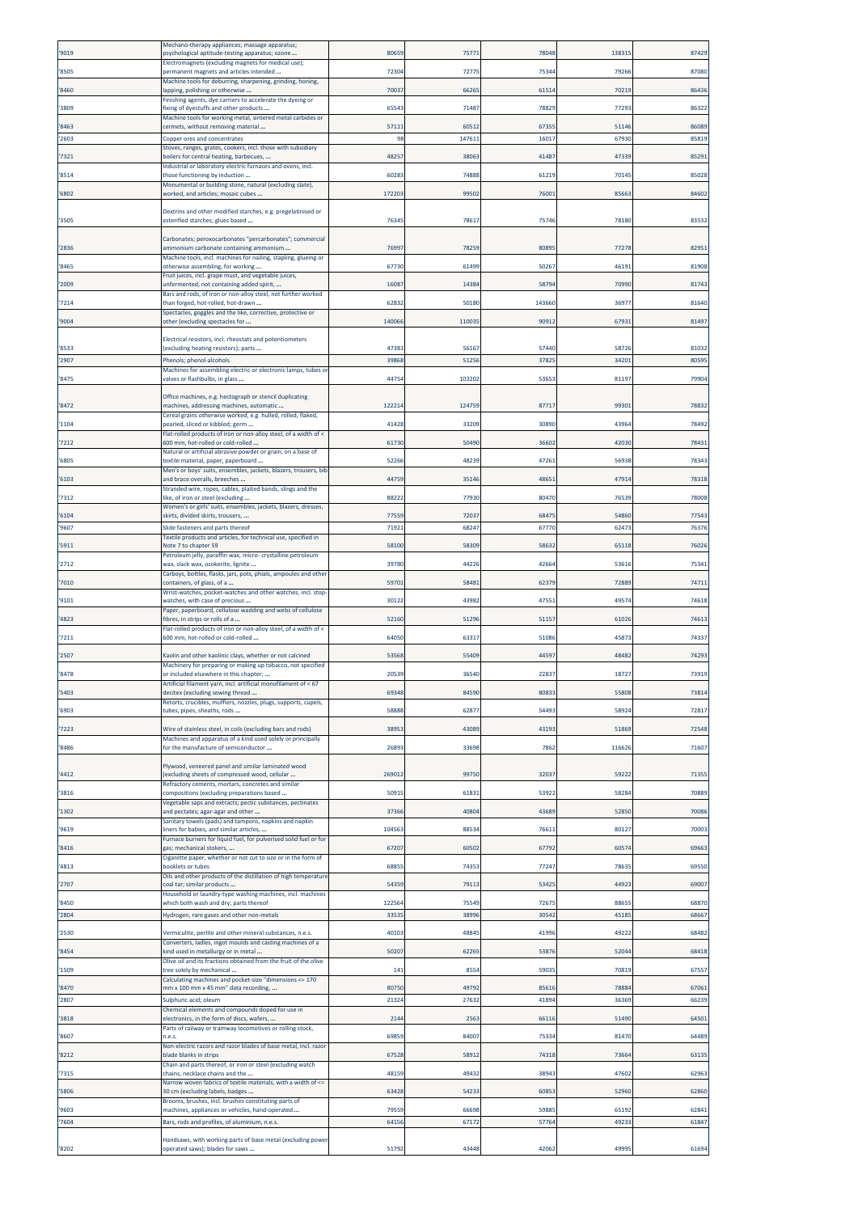| '9019 | Mechano-therapy appliances; massage apparatus; psychological aptitude-testing apparatus; ozone ... | 80659 | 75771 | 78048 | 138315 | 87429 |
|---|---|---|---|---|---|---|
| '8505 | Electromagnets (excluding magnets for medical use); permanent magnets and articles intended ... | 72304 | 72775 | 75344 | 79266 | 87080 |
| '8460 | Machine tools for deburring, sharpening, grinding, honing, lapping, polishing or otherwise ... | 70037 | 66265 | 61514 | 70219 | 86436 |
| '3809 | Finishing agents, dye carriers to accelerate the dyeing or fixing of dyestuffs and other products ... | 65543 | 71487 | 78829 | 77293 | 86322 |
| '8463 | Machine tools for working metal, sintered metal carbides or cermets, without removing material ... | 57111 | 60512 | 67355 | 51146 | 86089 |
| '2603 | Copper ores and concentrates | 98 | 147611 | 16017 | 67930 | 85819 |
| '7321 | Stoves, ranges, grates, cookers, incl. those with subsidiary boilers for central heating, barbecues, ... | 48257 | 38063 | 41487 | 47339 | 85291 |
| '8514 | Industrial or laboratory electric furnaces and ovens, incl. those functioning by induction ... | 60283 | 74888 | 61219 | 70145 | 85028 |
| '6802 | Monumental or building stone, natural (excluding slate), worked, and articles; mosaic cubes ... | 172203 | 99502 | 76001 | 85663 | 84602 |
| '3505 | Dextrins and other modified starches, e.g. pregelatinised or esterified starches; glues based ... | 76345 | 78617 | 75746 | 78180 | 83532 |
| '2836 | Carbonates; peroxocarbonates "percarbonates"; commercial ammonium carbonate containing ammonium ... | 76997 | 78259 | 80895 | 77278 | 82951 |
| '8465 | Machine tools, incl. machines for nailing, stapling, glueing or otherwise assembling, for working ... | 67730 | 61499 | 50267 | 46191 | 81908 |
| '2009 | Fruit juices, incl. grape must, and vegetable juices, unfermented, not containing added spirit, ... | 16087 | 14384 | 58794 | 70990 | 81743 |
| '7214 | Bars and rods, of iron or non-alloy steel, not further worked than forged, hot-rolled, hot-drawn ... | 62832 | 50180 | 143660 | 36977 | 81640 |
| '9004 | Spectacles, goggles and the like, corrective, protective or other (excluding spectacles for ... | 140066 | 110035 | 90912 | 67931 | 81497 |
| '8533 | Electrical resistors, incl. rheostats and potentiometers (excluding heating resistors); parts ... | 47381 | 56167 | 57440 | 58726 | 81032 |
| '2907 | Phenols; phenol-alcohols | 39868 | 51256 | 37825 | 34201 | 80595 |
| '8475 | Machines for assembling electric or electronic lamps, tubes or valves or flashbulbs, in glass ... | 44754 | 103202 | 53653 | 81197 | 79904 |
| '8472 | Office machines, e.g. hectograph or stencil duplicating machines, addressing machines, automatic ... | 122214 | 124759 | 87717 | 99301 | 78832 |
| '1104 | Cereal grains otherwise worked, e.g. hulled, rolled, flaked, pearled, sliced or kibbled; germ ... | 41428 | 33209 | 30890 | 43964 | 78492 |
| '7212 | Flat-rolled products of iron or non-alloy steel, of a width of < 600 mm, hot-rolled or cold-rolled ... | 61730 | 50490 | 36602 | 42030 | 78431 |
| '6805 | Natural or artificial abrasive powder or grain, on a base of textile material, paper, paperboard ... | 52266 | 48239 | 47261 | 56938 | 78343 |
| '6103 | Men's or boys' suits, ensembles, jackets, blazers, trousers, bib and brace overalls, breeches ... | 44759 | 35146 | 48651 | 47914 | 78318 |
| '7312 | Stranded wire, ropes, cables, plaited bands, slings and the like, of iron or steel (excluding ... | 88222 | 77930 | 80470 | 76539 | 78008 |
| '6104 | Women's or girls' suits, ensembles, jackets, blazers, dresses, skirts, divided skirts, trousers, ... | 77559 | 72037 | 68475 | 54860 | 77543 |
| '9607 | Slide fasteners and parts thereof | 71921 | 68247 | 67770 | 62473 | 76376 |
| '5911 | Textile products and articles, for technical use, specified in Note 7 to chapter 59 | 58100 | 58309 | 58632 | 65118 | 76026 |
| '2712 | Petroleum jelly, paraffin wax, micro- crystalline petroleum wax, slack wax, ozokerite, lignite ... | 39780 | 44226 | 42664 | 53616 | 75341 |
| '7010 | Carboys, bottles, flasks, jars, pots, phials, ampoules and other containers, of glass, of a ... | 59701 | 58481 | 62379 | 72889 | 74711 |
| '9101 | Wrist-watches, pocket-watches and other watches, incl. stop-watches, with case of precious ... | 30122 | 43982 | 47551 | 49574 | 74618 |
| '4823 | Paper, paperboard, cellulose wadding and webs of cellulose fibres, in strips or rolls of a ... | 52160 | 51296 | 51157 | 61026 | 74613 |
| '7211 | Flat-rolled products of iron or non-alloy steel, of a width of < 600 mm, hot-rolled or cold-rolled ... | 64050 | 63317 | 51086 | 45873 | 74337 |
| '2507 | Kaolin and other kaolinic clays, whether or not calcined | 53568 | 55409 | 44597 | 48482 | 74293 |
| '8478 | Machinery for preparing or making up tobacco, not specified or included elsewhere in this chapter; ... | 20539 | 36540 | 22837 | 18727 | 73919 |
| '5403 | Artificial filament yarn, incl. artificial monofilament of < 67 decitex (excluding sewing thread ... | 69348 | 84590 | 80833 | 55808 | 73814 |
| '6903 | Retorts, crucibles, mufflers, nozzles, plugs, supports, cupels, tubes, pipes, sheaths, rods ... | 58888 | 62877 | 54493 | 58924 | 72817 |
| '7223 | Wire of stainless steel, in coils (excluding bars and rods) | 38953 | 43089 | 43193 | 51869 | 72548 |
| '8486 | Machines and apparatus of a kind used solely or principally for the manufacture of semiconductor ... | 26893 | 33698 | 7862 | 116626 | 71607 |
| '4412 | Plywood, veneered panel and similar laminated wood (excluding sheets of compressed wood, cellular ... | 269012 | 99750 | 32037 | 59222 | 71355 |
| '3816 | Refractory cements, mortars, concretes and similar compositions (excluding preparations based ... | 50915 | 61831 | 53922 | 58284 | 70889 |
| '1302 | Vegetable saps and extracts; pectic substances, pectinates and pectates; agar-agar and other ... | 37366 | 40804 | 43689 | 52850 | 70086 |
| '9619 | Sanitary towels (pads) and tampons, napkins and napkin liners for babies, and similar articles, ... | 104563 | 88534 | 76611 | 80127 | 70003 |
| '8416 | Furnace burners for liquid fuel, for pulverised solid fuel or for gas; mechanical stokers, ... | 67207 | 60502 | 67792 | 60574 | 69663 |
| '4813 | Cigarette paper, whether or not cut to size or in the form of booklets or tubes | 68855 | 74353 | 77247 | 78635 | 69550 |
| '2707 | Oils and other products of the distillation of high temperature coal tar; similar products ... | 54359 | 79113 | 53425 | 44923 | 69007 |
| '8450 | Household or laundry-type washing machines, incl. machines which both wash and dry; parts thereof | 122564 | 75549 | 72675 | 88655 | 68870 |
| '2804 | Hydrogen, rare gases and other non-metals | 33535 | 38996 | 30542 | 45185 | 68667 |
| '2530 | Vermiculite, perlite and other mineral substances, n.e.s. | 40103 | 48845 | 41996 | 49222 | 68482 |
| '8454 | Converters, ladles, ingot moulds and casting machines of a kind used in metallurgy or in metal ... | 50207 | 62265 | 53876 | 52044 | 68418 |
| '1509 | Olive oil and its fractions obtained from the fruit of the olive tree solely by mechanical ... | 141 | 8554 | 59035 | 70819 | 67557 |
| '8470 | Calculating machines and pocket-size "dimensions <= 170 mm x 100 mm x 45 mm" data recording, ... | 80750 | 49792 | 85616 | 78884 | 67061 |
| '2807 | Sulphuric acid; oleum | 21324 | 27632 | 41894 | 36369 | 66239 |
| '3818 | Chemical elements and compounds doped for use in electronics, in the form of discs, wafers, ... | 2144 | 2563 | 66116 | 51490 | 64501 |
| '8607 | Parts of railway or tramway locomotives or rolling stock, n.e.s. | 69859 | 84007 | 75334 | 81470 | 64489 |
| '8212 | Non-electric razors and razor blades of base metal, incl. razor blade blanks in strips | 67528 | 58912 | 74318 | 73664 | 63135 |
| '7315 | Chain and parts thereof, or iron or steel (excluding watch chains, necklace chains and the ... | 48159 | 49432 | 38943 | 47602 | 62963 |
| '5806 | Narrow woven fabrics of textile materials, with a width of <= 30 cm (excluding labels, badges ... | 63428 | 54233 | 60853 | 52960 | 62860 |
| '9603 | Brooms, brushes, incl. brushes constituting parts of machines, appliances or vehicles, hand-operated ... | 79559 | 66698 | 59885 | 65192 | 62841 |
| '7604 | Bars, rods and profiles, of aluminium, n.e.s. | 64156 | 67172 | 57764 | 49233 | 61847 |
| '8202 | Handsaws, with working parts of base metal (excluding power operated saws); blades for saws ... | 51792 | 43448 | 42062 | 49995 | 61694 |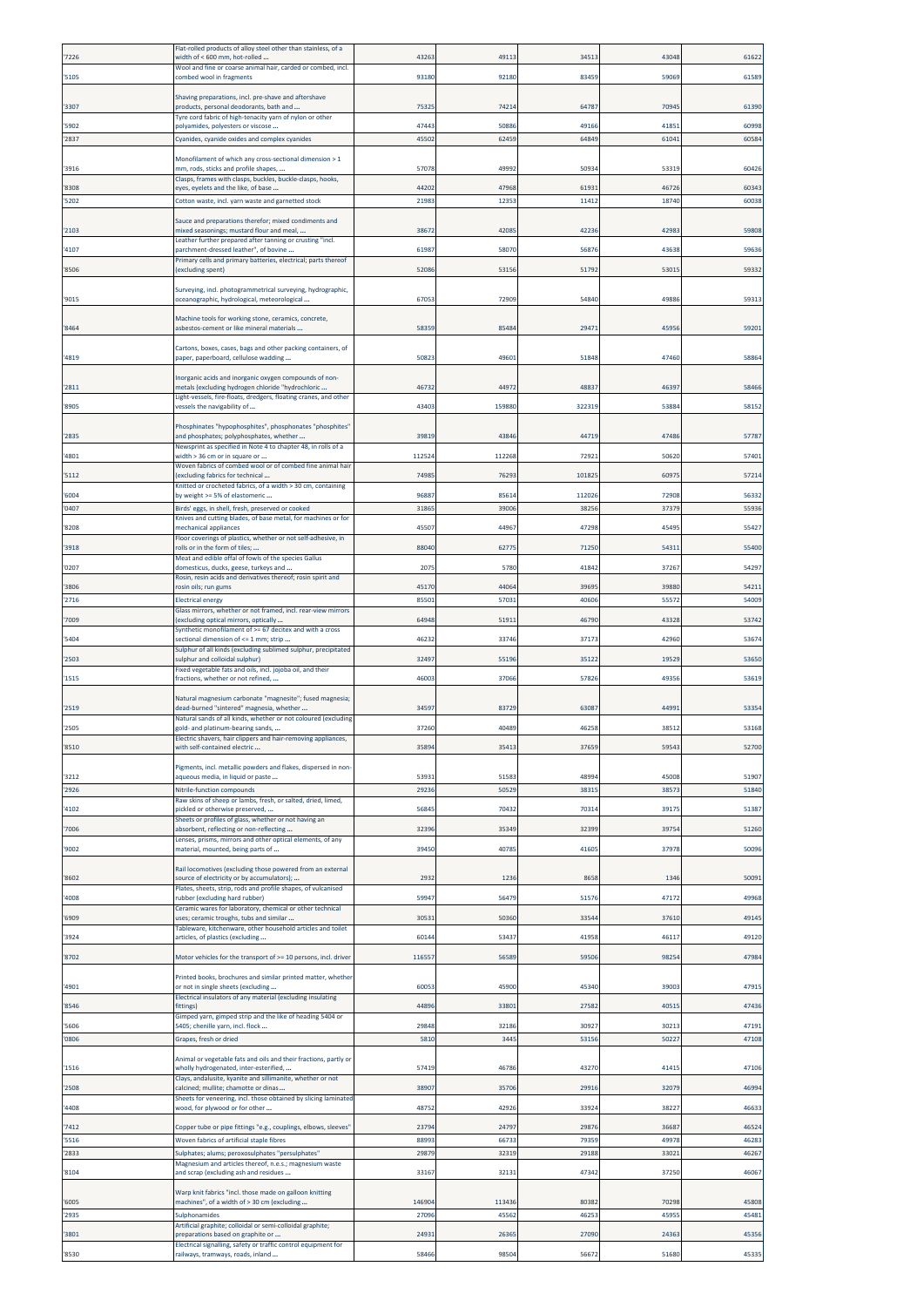| '7226 | Flat-rolled products of alloy steel other than stainless, of a width of < 600 mm, hot-rolled ... | 43263 | 49113 | 34513 | 43048 | 61622 |
|---|---|---|---|---|---|---|
| '5105 | Wool and fine or coarse animal hair, carded or combed, incl. combed wool in fragments | 93180 | 92180 | 83459 | 59069 | 61589 |
| '3307 | Shaving preparations, incl. pre-shave and aftershave products, personal deodorants, bath and ... | 75325 | 74214 | 64787 | 70945 | 61390 |
| '5902 | Tyre cord fabric of high-tenacity yarn of nylon or other polyamides, polyesters or viscose ... | 47443 | 50886 | 49166 | 41851 | 60998 |
| '2837 | Cyanides, cyanide oxides and complex cyanides | 45502 | 62459 | 64849 | 61041 | 60584 |
| '3916 | Monofilament of which any cross-sectional dimension > 1 mm, rods, sticks and profile shapes, ... | 57078 | 49992 | 50934 | 53319 | 60426 |
| '8308 | Clasps, frames with clasps, buckles, buckle-clasps, hooks, eyes, eyelets and the like, of base ... | 44202 | 47968 | 61931 | 46726 | 60343 |
| '5202 | Cotton waste, incl. yarn waste and garnetted stock | 21983 | 12353 | 11412 | 18740 | 60038 |
| '2103 | Sauce and preparations therefor; mixed condiments and mixed seasonings; mustard flour and meal, ... | 38672 | 42085 | 42236 | 42983 | 59808 |
| '4107 | Leather further prepared after tanning or crusting "incl. parchment-dressed leather", of bovine ... | 61987 | 58070 | 56876 | 43638 | 59636 |
| '8506 | Primary cells and primary batteries, electrical; parts thereof (excluding spent) | 52086 | 53156 | 51792 | 53015 | 59332 |
| '9015 | Surveying, incl. photogrammetrical surveying, hydrographic, oceanographic, hydrological, meteorological ... | 67053 | 72909 | 54840 | 49886 | 59313 |
| '8464 | Machine tools for working stone, ceramics, concrete, asbestos-cement or like mineral materials ... | 58359 | 85484 | 29471 | 45956 | 59201 |
| '4819 | Cartons, boxes, cases, bags and other packing containers, of paper, paperboard, cellulose wadding ... | 50823 | 49601 | 51848 | 47460 | 58864 |
| '2811 | Inorganic acids and inorganic oxygen compounds of non-metals (excluding hydrogen chloride "hydrochloric ... | 46732 | 44972 | 48837 | 46397 | 58466 |
| '8905 | Light-vessels, fire-floats, dredgers, floating cranes, and other vessels the navigability of ... | 43403 | 159880 | 322319 | 53884 | 58152 |
| '2835 | Phosphinates "hypophosphites", phosphonates "phosphites" and phosphates; polyphosphates, whether ... | 39819 | 43846 | 44719 | 47486 | 57787 |
| '4801 | Newsprint as specified in Note 4 to chapter 48, in rolls of a width > 36 cm or in square or ... | 112524 | 112268 | 72921 | 50620 | 57401 |
| '5112 | Woven fabrics of combed wool or of combed fine animal hair (excluding fabrics for technical ... | 74985 | 76293 | 101825 | 60975 | 57214 |
| '6004 | Knitted or crocheted fabrics, of a width > 30 cm, containing by weight >= 5% of elastomeric ... | 96887 | 85614 | 112026 | 72908 | 56332 |
| '0407 | Birds' eggs, in shell, fresh, preserved or cooked | 31865 | 39006 | 38256 | 37379 | 55936 |
| '8208 | Knives and cutting blades, of base metal, for machines or for mechanical appliances | 45507 | 44967 | 47298 | 45495 | 55427 |
| '3918 | Floor coverings of plastics, whether or not self-adhesive, in rolls or in the form of tiles; ... | 88040 | 62775 | 71250 | 54311 | 55400 |
| '0207 | Meat and edible offal of fowls of the species Gallus domesticus, ducks, geese, turkeys and ... | 2075 | 5780 | 41842 | 37267 | 54297 |
| '3806 | Rosin, resin acids and derivatives thereof; rosin spirit and rosin oils; run gums | 45170 | 44064 | 39695 | 39880 | 54211 |
| '2716 | Electrical energy | 85501 | 57031 | 40606 | 55572 | 54009 |
| '7009 | Glass mirrors, whether or not framed, incl. rear-view mirrors (excluding optical mirrors, optically ... | 64948 | 51911 | 46790 | 43328 | 53742 |
| '5404 | Synthetic monofilament of >= 67 decitex and with a cross sectional dimension of <= 1 mm; strip ... | 46232 | 33746 | 37173 | 42960 | 53674 |
| '2503 | Sulphur of all kinds (excluding sublimed sulphur, precipitated sulphur and colloidal sulphur) | 32497 | 55196 | 35122 | 19529 | 53650 |
| '1515 | Fixed vegetable fats and oils, incl. jojoba oil, and their fractions, whether or not refined, ... | 46003 | 37066 | 57826 | 49356 | 53619 |
| '2519 | Natural magnesium carbonate "magnesite"; fused magnesia; dead-burned "sintered" magnesia, whether ... | 34597 | 83729 | 63087 | 44991 | 53354 |
| '2505 | Natural sands of all kinds, whether or not coloured (excluding gold- and platinum-bearing sands, ... | 37260 | 40489 | 46258 | 38512 | 53168 |
| '8510 | Electric shavers, hair clippers and hair-removing appliances, with self-contained electric ... | 35894 | 35413 | 37659 | 59543 | 52700 |
| '3212 | Pigments, incl. metallic powders and flakes, dispersed in non-aqueous media, in liquid or paste ... | 53931 | 51583 | 48994 | 45008 | 51907 |
| '2926 | Nitrile-function compounds | 29236 | 50529 | 38315 | 38573 | 51840 |
| '4102 | Raw skins of sheep or lambs, fresh, or salted, dried, limed, pickled or otherwise preserved, ... | 56845 | 70432 | 70314 | 39175 | 51387 |
| '7006 | Sheets or profiles of glass, whether or not having an absorbent, reflecting or non-reflecting ... | 32396 | 35349 | 32399 | 39754 | 51260 |
| '9002 | Lenses, prisms, mirrors and other optical elements, of any material, mounted, being parts of ... | 39450 | 40785 | 41605 | 37978 | 50096 |
| '8602 | Rail locomotives (excluding those powered from an external source of electricity or by accumulators); ... | 2932 | 1236 | 8658 | 1346 | 50091 |
| '4008 | Plates, sheets, strip, rods and profile shapes, of vulcanised rubber (excluding hard rubber) | 59947 | 56479 | 51576 | 47172 | 49968 |
| '6909 | Ceramic wares for laboratory, chemical or other technical uses; ceramic troughs, tubs and similar ... | 30531 | 50360 | 33544 | 37610 | 49145 |
| '3924 | Tableware, kitchenware, other household articles and toilet articles, of plastics (excluding ... | 60144 | 53437 | 41958 | 46117 | 49120 |
| '8702 | Motor vehicles for the transport of >= 10 persons, incl. driver | 116557 | 56589 | 59506 | 98254 | 47984 |
| '4901 | Printed books, brochures and similar printed matter, whether or not in single sheets (excluding ... | 60053 | 45900 | 45340 | 39003 | 47915 |
| '8546 | Electrical insulators of any material (excluding insulating fittings) | 44896 | 33801 | 27582 | 40515 | 47436 |
| '5606 | Gimped yarn, gimped strip and the like of heading 5404 or 5405; chenille yarn, incl. flock ... | 29848 | 32186 | 30927 | 30213 | 47191 |
| '0806 | Grapes, fresh or dried | 5810 | 3445 | 53156 | 50227 | 47108 |
| '1516 | Animal or vegetable fats and oils and their fractions, partly or wholly hydrogenated, inter-esterified, ... | 57419 | 46786 | 43270 | 41415 | 47106 |
| '2508 | Clays, andalusite, kyanite and sillimanite, whether or not calcined; mullite; chamotte or dinas ... | 38907 | 35706 | 29916 | 32079 | 46994 |
| '4408 | Sheets for veneering, incl. those obtained by slicing laminated wood, for plywood or for other ... | 48752 | 42926 | 33924 | 38227 | 46633 |
| '7412 | Copper tube or pipe fittings "e.g., couplings, elbows, sleeves" | 23794 | 24797 | 29876 | 36687 | 46524 |
| '5516 | Woven fabrics of artificial staple fibres | 88993 | 66733 | 79359 | 49978 | 46283 |
| '2833 | Sulphates; alums; peroxosulphates "persulphates" | 29879 | 32319 | 29188 | 33021 | 46267 |
| '8104 | Magnesium and articles thereof, n.e.s.; magnesium waste and scrap (excluding ash and residues ... | 33167 | 32131 | 47342 | 37250 | 46067 |
| '6005 | Warp knit fabrics "incl. those made on galloon knitting machines", of a width of > 30 cm (excluding ... | 146904 | 113436 | 80382 | 70298 | 45808 |
| '2935 | Sulphonamides | 27096 | 45562 | 46253 | 45955 | 45481 |
| '3801 | Artificial graphite; colloidal or semi-colloidal graphite; preparations based on graphite or ... | 24931 | 26365 | 27090 | 24363 | 45356 |
| '8530 | Electrical signalling, safety or traffic control equipment for railways, tramways, roads, inland ... | 58466 | 98504 | 56672 | 51680 | 45335 |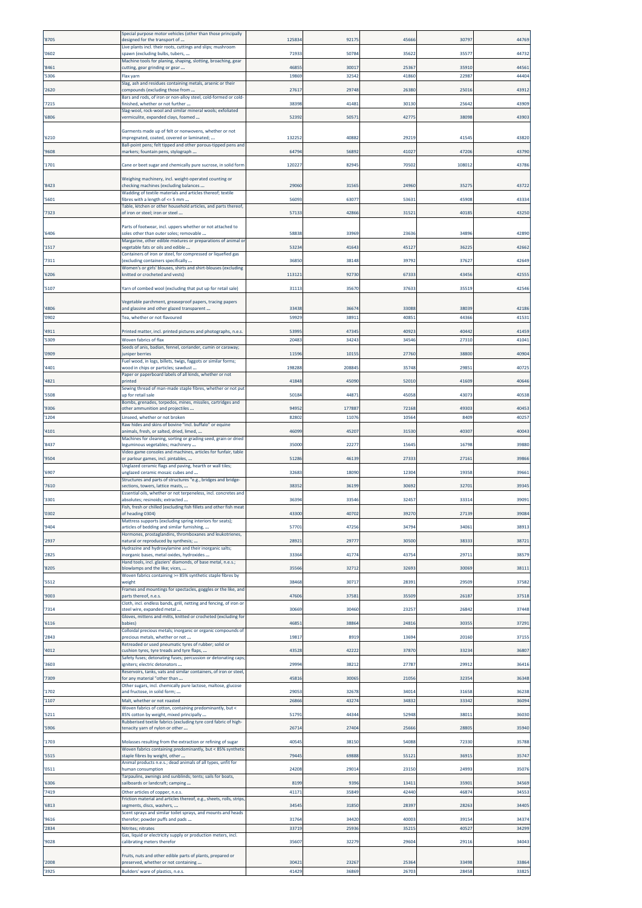| | | | | | | |
|---|---|---|---|---|---|---|
| '8705 | Special purpose motor vehicles (other than those principally designed for the transport of ... | 125834 | 92175 | 45666 | 30797 | 44769 |
| '0602 | Live plants incl. their roots, cuttings and slips; mushroom spawn (excluding bulbs, tubers, ... | 71933 | 50784 | 35622 | 35577 | 44732 |
| '8461 | Machine tools for planing, shaping, slotting, broaching, gear cutting, gear grinding or gear ... | 46855 | 30017 | 25367 | 35910 | 44561 |
| '5306 | Flax yarn | 19869 | 32542 | 41860 | 22987 | 44404 |
| '2620 | Slag, ash and residues containing metals, arsenic or their compounds (excluding those from ... | 27617 | 29748 | 26380 | 25016 | 43912 |
| '7215 | Bars and rods, of iron or non-alloy steel, cold-formed or cold-finished, whether or not further ... | 38398 | 41481 | 30130 | 25642 | 43909 |
| '6806 | Slag-wool, rock-wool and similar mineral wools; exfoliated vermiculite, expanded clays, foamed ... | 52392 | 50571 | 42775 | 38098 | 43903 |
| '6210 | Garments made up of felt or nonwovens, whether or not impregnated, coated, covered or laminated; ... | 132252 | 40882 | 29219 | 41545 | 43820 |
| '9608 | Ball-point pens; felt tipped and other porous-tipped pens and markers; fountain pens, stylograph ... | 64794 | 56892 | 41027 | 47206 | 43790 |
| '1701 | Cane or beet sugar and chemically pure sucrose, in solid form | 120227 | 82945 | 70502 | 108012 | 43786 |
| '8423 | Weighing machinery, incl. weight-operated counting or checking machines (excluding balances ... | 29060 | 31565 | 24960 | 35275 | 43722 |
| '5601 | Wadding of textile materials and articles thereof; textile fibres with a length of <= 5 mm ... | 56093 | 63077 | 53631 | 45908 | 43334 |
| '7323 | Table, kitchen or other household articles, and parts thereof, of iron or steel; iron or steel ... | 57133 | 42866 | 31521 | 40185 | 43250 |
| '6406 | Parts of footwear, incl. uppers whether or not attached to soles other than outer soles; removable ... | 58838 | 33969 | 23636 | 34896 | 42890 |
| '1517 | Margarine, other edible mixtures or preparations of animal or vegetable fats or oils and edible ... | 53234 | 41643 | 45127 | 36225 | 42662 |
| '7311 | Containers of iron or steel, for compressed or liquefied gas (excluding containers specifically ... | 36850 | 38148 | 39792 | 37627 | 42649 |
| '6206 | Women's or girls' blouses, shirts and shirt-blouses (excluding knitted or crocheted and vests) | 113121 | 92730 | 67333 | 43456 | 42555 |
| '5107 | Yarn of combed wool (excluding that put up for retail sale) | 31113 | 35670 | 37633 | 35519 | 42546 |
| '4806 | Vegetable parchment, greaseproof papers, tracing papers and glassine and other glazed transparent ... | 33438 | 36674 | 33088 | 38039 | 42186 |
| '0902 | Tea, whether or not flavoured | 59929 | 38911 | 40851 | 44366 | 41531 |
| '4911 | Printed matter, incl. printed pictures and photographs, n.e.s. | 53995 | 47345 | 40923 | 40442 | 41459 |
| '5309 | Woven fabrics of flax | 20483 | 34243 | 34546 | 27310 | 41041 |
| '0909 | Seeds of anis, badian, fennel, coriander, cumin or caraway; juniper berries | 11596 | 10155 | 27760 | 38800 | 40904 |
| '4401 | Fuel wood, in logs, billets, twigs, faggots or similar forms; wood in chips or particles; sawdust ... | 198288 | 208845 | 35748 | 29851 | 40725 |
| '4821 | Paper or paperboard labels of all kinds, whether or not printed | 41848 | 45090 | 52010 | 41609 | 40646 |
| '5508 | Sewing thread of man-made staple fibres, whether or not put up for retail sale | 50184 | 44871 | 45058 | 43073 | 40538 |
| '9306 | Bombs, grenades, torpedos, mines, missiles, cartridges and other ammunition and projectiles ... | 94952 | 177887 | 72168 | 49303 | 40453 |
| '1204 | Linseed, whether or not broken | 82802 | 11076 | 10564 | 8409 | 40257 |
| '4101 | Raw hides and skins of bovine "incl. buffalo" or equine animals, fresh, or salted, dried, limed, ... | 46099 | 45207 | 31530 | 40307 | 40043 |
| '8437 | Machines for cleaning, sorting or grading seed, grain or dried leguminous vegetables; machinery ... | 35000 | 22277 | 15645 | 16798 | 39880 |
| '9504 | Video game consoles and machines, articles for funfair, table or parlour games, incl. pintables, ... | 51286 | 46139 | 27333 | 27161 | 39866 |
| '6907 | Unglazed ceramic flags and paving, hearth or wall tiles; unglazed ceramic mosaic cubes and ... | 32683 | 18090 | 12304 | 19358 | 39661 |
| '7610 | Structures and parts of structures "e.g., bridges and bridge-sections, towers, lattice masts, ... | 38352 | 36199 | 30692 | 32701 | 39345 |
| '3301 | Essential oils, whether or not terpeneless, incl. concretes and absolutes; resinoids; extracted ... | 36394 | 33546 | 32457 | 33314 | 39091 |
| '0302 | Fish, fresh or chilled (excluding fish fillets and other fish meat of heading 0304) | 43300 | 40702 | 39270 | 27139 | 39084 |
| '9404 | Mattress supports (excluding spring interiors for seats); articles of bedding and similar furnishing, ... | 57701 | 47256 | 34794 | 34061 | 38913 |
| '2937 | Hormones, prostaglandins, thromboxanes and leukotrienes, natural or reproduced by synthesis; ... | 28921 | 29777 | 30500 | 38333 | 38721 |
| '2825 | Hydrazine and hydroxylamine and their inorganic salts; inorganic bases, metal oxides, hydroxides ... | 33364 | 41774 | 43754 | 29711 | 38579 |
| '8205 | Hand tools, incl. glaziers' diamonds, of base metal, n.e.s.; blowlamps and the like; vices, ... | 35566 | 32712 | 32693 | 30069 | 38111 |
| '5512 | Woven fabrics containing >= 85% synthetic staple fibres by weight | 38468 | 30717 | 28391 | 29509 | 37582 |
| '9003 | Frames and mountings for spectacles, goggles or the like, and parts thereof, n.e.s. | 47606 | 37581 | 35509 | 26187 | 37518 |
| '7314 | Cloth, incl. endless bands, grill, netting and fencing, of iron or steel wire, expanded metal ... | 30669 | 30460 | 23257 | 26842 | 37448 |
| '6116 | Gloves, mittens and mitts, knitted or crocheted (excluding for babies) | 46851 | 38864 | 24816 | 30355 | 37291 |
| '2843 | Colloidal precious metals; inorganic or organic compounds of precious metals, whether or not ... | 19817 | 8919 | 13694 | 20160 | 37155 |
| '4012 | Retreaded or used pneumatic tyres of rubber; solid or cushion tyres, tyre treads and tyre flaps, ... | 43528 | 42222 | 37870 | 33234 | 36807 |
| '3603 | Safety fuses; detonating fuses; percussion or detonating caps; igniters; electric detonators ... | 29994 | 38212 | 27787 | 29912 | 36416 |
| '7309 | Reservoirs, tanks, vats and similar containers, of iron or steel, for any material "other than ... | 45816 | 30065 | 21056 | 32354 | 36348 |
| '1702 | Other sugars, incl. chemically pure lactose, maltose, glucose and fructose, in solid form; ... | 29053 | 32678 | 34014 | 31658 | 36238 |
| '1107 | Malt, whether or not roasted | 26866 | 43274 | 34832 | 33342 | 36094 |
| '5211 | Woven fabrics of cotton, containing predominantly, but < 85% cotton by weight, mixed principally ... | 51791 | 44344 | 52948 | 38011 | 36030 |
| '5906 | Rubberised textile fabrics (excluding tyre cord fabric of high-tenacity yarn of nylon or other ... | 26714 | 27404 | 25666 | 28805 | 35940 |
| '1703 | Molasses resulting from the extraction or refining of sugar | 40545 | 38150 | 54088 | 72330 | 35788 |
| '5515 | Woven fabrics containing predominantly, but < 85% synthetic staple fibres by weight, other ... | 79445 | 69888 | 55121 | 36915 | 35747 |
| '0511 | Animal products n.e.s.; dead animals of all types, unfit for human consumption | 24208 | 29014 | 23150 | 24993 | 35076 |
| '6306 | Tarpaulins, awnings and sunblinds; tents; sails for boats, sailboards or landcraft; camping ... | 8199 | 9396 | 13411 | 35901 | 34569 |
| '7419 | Other articles of copper, n.e.s. | 41171 | 35849 | 42440 | 46874 | 34553 |
| '6813 | Friction material and articles thereof, e.g., sheets, rolls, strips, segments, discs, washers, ... | 34545 | 31850 | 28397 | 28263 | 34405 |
| '9616 | Scent sprays and similar toilet sprays, and mounts and heads therefor; powder puffs and pads ... | 31764 | 34420 | 40003 | 39154 | 34374 |
| '2834 | Nitrites; nitrates | 33719 | 25936 | 35215 | 40527 | 34299 |
| '9028 | Gas, liquid or electricity supply or production meters, incl. calibrating meters therefor | 35607 | 32279 | 29604 | 29116 | 34043 |
| '2008 | Fruits, nuts and other edible parts of plants, prepared or preserved, whether or not containing ... | 30421 | 23267 | 25364 | 33498 | 33864 |
| '3925 | Builders' ware of plastics, n.e.s. | 41429 | 36869 | 26703 | 28458 | 33825 |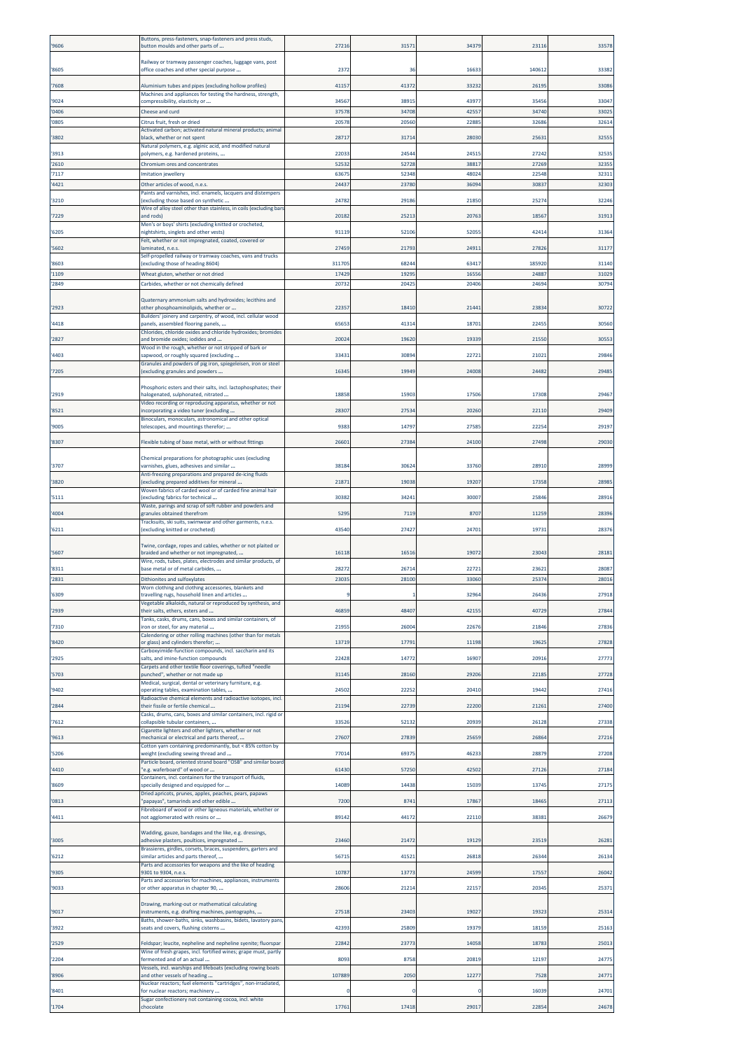| '9606 | Buttons, press-fasteners, snap-fasteners and press studs, button moulds and other parts of ... | 27216 | 31571 | 34379 | 23116 | 33578 |
|---|---|---|---|---|---|---|
| '8605 | Railway or tramway passenger coaches, luggage vans, post office coaches and other special purpose ... | 2372 | 36 | 16633 | 140612 | 33382 |
| '7608 | Aluminium tubes and pipes (excluding hollow profiles) | 41157 | 41372 | 33232 | 26195 | 33086 |
| '9024 | Machines and appliances for testing the hardness, strength, compressibility, elasticity or ... | 34567 | 38915 | 43977 | 35456 | 33047 |
| '0406 | Cheese and curd | 37578 | 34708 | 42557 | 34740 | 33025 |
| '0805 | Citrus fruit, fresh or dried | 20578 | 20560 | 22885 | 32686 | 32614 |
| '3802 | Activated carbon; activated natural mineral products; animal black, whether or not spent | 28717 | 31714 | 28030 | 25631 | 32555 |
| '3913 | Natural polymers, e.g. alginic acid, and modified natural polymers, e.g. hardened proteins, ... | 22033 | 24544 | 24515 | 27242 | 32535 |
| '2610 | Chromium ores and concentrates | 52532 | 52728 | 38817 | 27269 | 32355 |
| '7117 | Imitation jewellery | 63675 | 52348 | 48024 | 22548 | 32311 |
| '4421 | Other articles of wood, n.e.s. | 24437 | 23780 | 36094 | 30837 | 32303 |
| '3210 | Paints and varnishes, incl. enamels, lacquers and distempers (excluding those based on synthetic ... | 24782 | 29186 | 21850 | 25274 | 32246 |
| '7229 | Wire of alloy steel other than stainless, in coils (excluding bars and rods) | 20182 | 25213 | 20763 | 18567 | 31913 |
| '6205 | Men's or boys' shirts (excluding knitted or crocheted, nightshirts, singlets and other vests) | 91119 | 52106 | 52055 | 42414 | 31364 |
| '5602 | Felt, whether or not impregnated, coated, covered or laminated, n.e.s. | 27459 | 21793 | 24911 | 27826 | 31177 |
| '8603 | Self-propelled railway or tramway coaches, vans and trucks (excluding those of heading 8604) | 311705 | 68244 | 63417 | 185920 | 31140 |
| '1109 | Wheat gluten, whether or not dried | 17429 | 19295 | 16556 | 24887 | 31029 |
| '2849 | Carbides, whether or not chemically defined | 20732 | 20425 | 20406 | 24694 | 30794 |
| '2923 | Quaternary ammonium salts and hydroxides; lecithins and other phosphoaminolipids, whether or ... | 22357 | 18410 | 21441 | 23834 | 30722 |
| '4418 | Builders' joinery and carpentry, of wood, incl. cellular wood panels, assembled flooring panels, ... | 65653 | 41314 | 18701 | 22455 | 30560 |
| '2827 | Chlorides, chloride oxides and chloride hydroxides; bromides and bromide oxides; iodides and ... | 20024 | 19620 | 19339 | 21550 | 30553 |
| '4403 | Wood in the rough, whether or not stripped of bark or sapwood, or roughly squared (excluding ... | 33431 | 30894 | 22721 | 21021 | 29846 |
| '7205 | Granules and powders of pig iron, spiegeleisen, iron or steel (excluding granules and powders ... | 16345 | 19949 | 24008 | 24482 | 29485 |
| '2919 | Phosphoric esters and their salts, incl. lactophosphates; their halogenated, sulphonated, nitrated ... | 18858 | 15903 | 17506 | 17308 | 29467 |
| '8521 | Video recording or reproducing apparatus, whether or not incorporating a video tuner (excluding ... | 28307 | 27534 | 20260 | 22110 | 29409 |
| '9005 | Binoculars, monoculars, astronomical and other optical telescopes, and mountings therefor; ... | 9383 | 14797 | 27585 | 22254 | 29197 |
| '8307 | Flexible tubing of base metal, with or without fittings | 26601 | 27384 | 24100 | 27498 | 29030 |
| '3707 | Chemical preparations for photographic uses (excluding varnishes, glues, adhesives and similar ... | 38184 | 30624 | 33760 | 28910 | 28999 |
| '3820 | Anti-freezing preparations and prepared de-icing fluids (excluding prepared additives for mineral ... | 21871 | 19038 | 19207 | 17358 | 28985 |
| '5111 | Woven fabrics of carded wool or of carded fine animal hair (excluding fabrics for technical ... | 30382 | 34241 | 30007 | 25846 | 28916 |
| '4004 | Waste, parings and scrap of soft rubber and powders and granules obtained therefrom | 5295 | 7119 | 8707 | 11259 | 28396 |
| '6211 | Tracksuits, ski suits, swimwear and other garments, n.e.s. (excluding knitted or crocheted) | 43540 | 27427 | 24701 | 19731 | 28376 |
| '5607 | Twine, cordage, ropes and cables, whether or not plaited or braided and whether or not impregnated, ... | 16118 | 16516 | 19072 | 23043 | 28181 |
| '8311 | Wire, rods, tubes, plates, electrodes and similar products, of base metal or of metal carbides, ... | 28272 | 26714 | 22721 | 23621 | 28087 |
| '2831 | Dithionites and sulfoxylates | 23035 | 28100 | 33060 | 25374 | 28016 |
| '6309 | Worn clothing and clothing accessories, blankets and travelling rugs, household linen and articles ... | 9 | 1 | 32964 | 26436 | 27918 |
| '2939 | Vegetable alkaloids, natural or reproduced by synthesis, and their salts, ethers, esters and ... | 46859 | 48407 | 42155 | 40729 | 27844 |
| '7310 | Tanks, casks, drums, cans, boxes and similar containers, of iron or steel, for any material ... | 21955 | 26004 | 22676 | 21846 | 27836 |
| '8420 | Calendering or other rolling machines (other than for metals or glass) and cylinders therefor; ... | 13719 | 17791 | 11198 | 19625 | 27828 |
| '2925 | Carboxyimide-function compounds, incl. saccharin and its salts, and imine-function compounds | 22428 | 14772 | 16907 | 20916 | 27773 |
| '5703 | Carpets and other textile floor coverings, tufted "needle punched", whether or not made up | 31145 | 28160 | 29206 | 22185 | 27728 |
| '9402 | Medical, surgical, dental or veterinary furniture, e.g. operating tables, examination tables, ... | 24502 | 22252 | 20410 | 19442 | 27416 |
| '2844 | Radioactive chemical elements and radioactive isotopes, incl. their fissile or fertile chemical ... | 21194 | 22739 | 22200 | 21261 | 27400 |
| '7612 | Casks, drums, cans, boxes and similar containers, incl. rigid or collapsible tubular containers, ... | 33526 | 52132 | 20939 | 26128 | 27338 |
| '9613 | Cigarette lighters and other lighters, whether or not mechanical or electrical and parts thereof, ... | 27607 | 27839 | 25659 | 26864 | 27216 |
| '5206 | Cotton yarn containing predominantly, but < 85% cotton by weight (excluding sewing thread and ... | 77014 | 69375 | 46233 | 28879 | 27208 |
| '4410 | Particle board, oriented strand board "OSB" and similar board "e.g. waferboard" of wood or ... | 61430 | 57250 | 42502 | 27126 | 27184 |
| '8609 | Containers, incl. containers for the transport of fluids, specially designed and equipped for ... | 14089 | 14438 | 15039 | 13745 | 27175 |
| '0813 | Dried apricots, prunes, apples, peaches, pears, papaws "papayas", tamarinds and other edible ... | 7200 | 8741 | 17867 | 18465 | 27113 |
| '4411 | Fibreboard of wood or other ligneous materials, whether or not agglomerated with resins or ... | 89142 | 44172 | 22110 | 38381 | 26679 |
| '3005 | Wadding, gauze, bandages and the like, e.g. dressings, adhesive plasters, poultices, impregnated ... | 23460 | 21472 | 19129 | 23519 | 26281 |
| '6212 | Brassieres, girdles, corsets, braces, suspenders, garters and similar articles and parts thereof, ... | 56715 | 41521 | 26818 | 26344 | 26134 |
| '9305 | Parts and accessories for weapons and the like of heading 9301 to 9304, n.e.s. | 10787 | 13773 | 24599 | 17557 | 26042 |
| '9033 | Parts and accessories for machines, appliances, instruments or other apparatus in chapter 90, ... | 28606 | 21214 | 22157 | 20345 | 25371 |
| '9017 | Drawing, marking-out or mathematical calculating instruments, e.g. drafting machines, pantographs, ... | 27518 | 23403 | 19027 | 19323 | 25314 |
| '3922 | Baths, shower-baths, sinks, washbasins, bidets, lavatory pans, seats and covers, flushing cisterns ... | 42393 | 25809 | 19379 | 18159 | 25163 |
| '2529 | Feldspar; leucite, nepheline and nepheline syenite; fluorspar | 22842 | 23773 | 14058 | 18783 | 25013 |
| '2204 | Wine of fresh grapes, incl. fortified wines; grape must, partly fermented and of an actual ... | 8093 | 8758 | 20819 | 12197 | 24775 |
| '8906 | Vessels, incl. warships and lifeboats (excluding rowing boats and other vessels of heading ... | 107889 | 2050 | 12277 | 7528 | 24771 |
| '8401 | Nuclear reactors; fuel elements "cartridges", non-irradiated, for nuclear reactors; machinery ... | 0 | 0 | 0 | 16039 | 24701 |
| '1704 | Sugar confectionery not containing cocoa, incl. white chocolate | 17761 | 17418 | 29017 | 22854 | 24678 |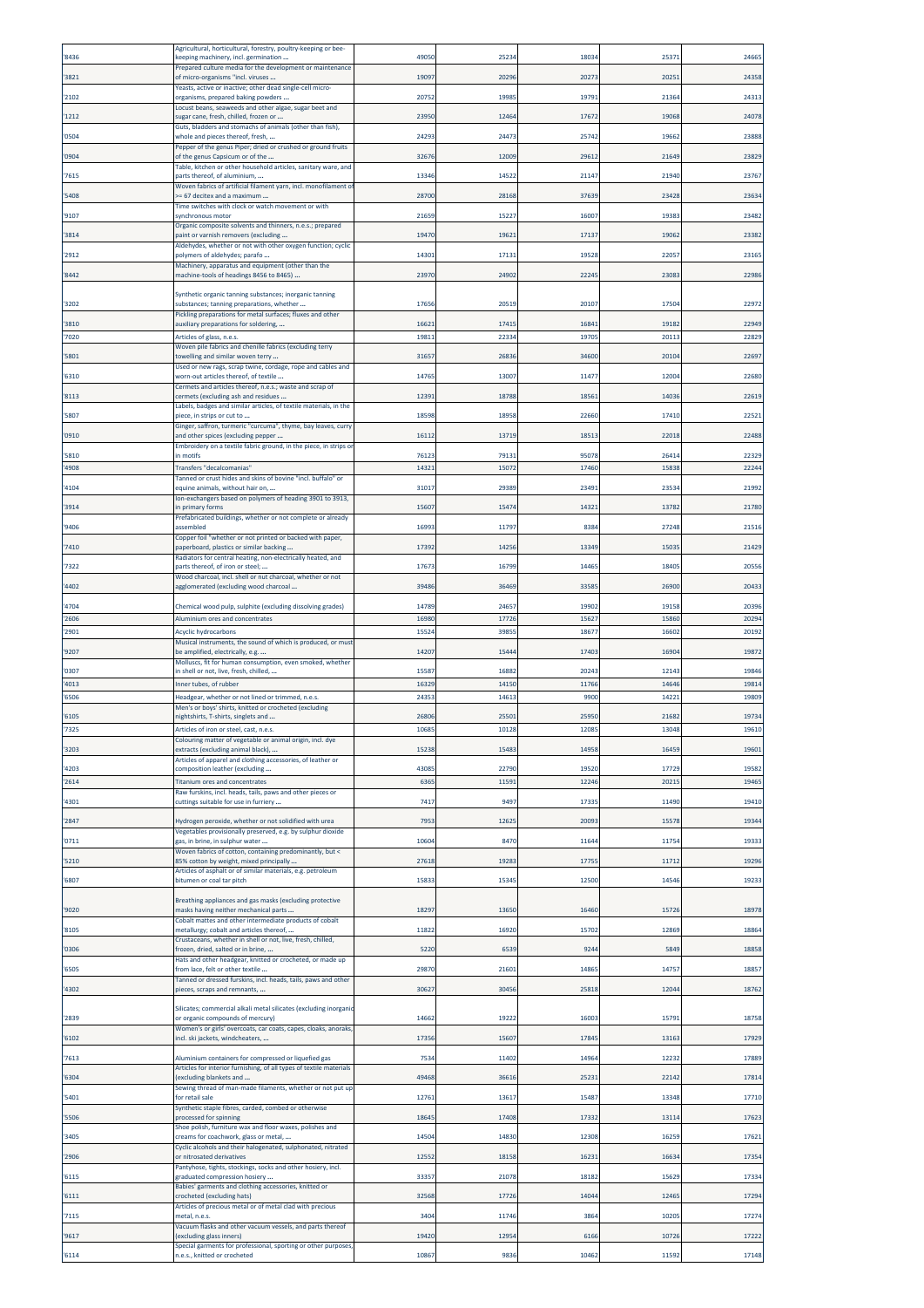| '8436 | Agricultural, horticultural, forestry, poultry-keeping or bee-keeping machinery, incl. germination ... | 49050 | 25234 | 18034 | 25371 | 24665 |
|---|---|---|---|---|---|---|
| '3821 | Prepared culture media for the development or maintenance of micro-organisms "incl. viruses ... | 19097 | 20296 | 20273 | 20251 | 24358 |
| '2102 | Yeasts, active or inactive; other dead single-cell micro-organisms, prepared baking powders ... | 20752 | 19985 | 19791 | 21364 | 24313 |
| '1212 | Locust beans, seaweeds and other algae, sugar beet and sugar cane, fresh, chilled, frozen or ... | 23950 | 12464 | 17672 | 19068 | 24078 |
| '0504 | Guts, bladders and stomachs of animals (other than fish), whole and pieces thereof, fresh, ... | 24293 | 24473 | 25742 | 19662 | 23888 |
| '0904 | Pepper of the genus Piper; dried or crushed or ground fruits of the genus Capsicum or of the ... | 32676 | 12009 | 29612 | 21649 | 23829 |
| '7615 | Table, kitchen or other household articles, sanitary ware, and parts thereof, of aluminium, ... | 13346 | 14522 | 21147 | 21940 | 23767 |
| '5408 | Woven fabrics of artificial filament yarn, incl. monofilament of >= 67 decitex and a maximum ... | 28700 | 28168 | 37639 | 23428 | 23634 |
| '9107 | Time switches with clock or watch movement or with synchronous motor | 21659 | 15227 | 16007 | 19383 | 23482 |
| '3814 | Organic composite solvents and thinners, n.e.s.; prepared paint or varnish removers (excluding ... | 19470 | 19621 | 17137 | 19062 | 23382 |
| '2912 | Aldehydes, whether or not with other oxygen function; cyclic polymers of aldehydes; parafo ... | 14301 | 17131 | 19528 | 22057 | 23165 |
| '8442 | Machinery, apparatus and equipment (other than the machine-tools of headings 8456 to 8465) ... | 23970 | 24902 | 22245 | 23083 | 22986 |
| '3202 | Synthetic organic tanning substances; inorganic tanning substances; tanning preparations, whether ... | 17656 | 20519 | 20107 | 17504 | 22972 |
| '3810 | Pickling preparations for metal surfaces; fluxes and other auxiliary preparations for soldering, ... | 16621 | 17415 | 16841 | 19182 | 22949 |
| '7020 | Articles of glass, n.e.s. | 19811 | 22334 | 19705 | 20113 | 22829 |
| '5801 | Woven pile fabrics and chenille fabrics (excluding terry towelling and similar woven terry ... | 31657 | 26836 | 34600 | 20104 | 22697 |
| '6310 | Used or new rags, scrap twine, cordage, rope and cables and worn-out articles thereof, of textile ... | 14765 | 13007 | 11477 | 12004 | 22680 |
| '8113 | Cermets and articles thereof, n.e.s.; waste and scrap of cermets (excluding ash and residues ... | 12391 | 18788 | 18561 | 14036 | 22619 |
| '5807 | Labels, badges and similar articles, of textile materials, in the piece, in strips or cut to ... | 18598 | 18958 | 22660 | 17410 | 22521 |
| '0910 | Ginger, saffron, turmeric "curcuma", thyme, bay leaves, curry and other spices (excluding pepper ... | 16112 | 13719 | 18513 | 22018 | 22488 |
| '5810 | Embroidery on a textile fabric ground, in the piece, in strips or in motifs | 76123 | 79131 | 95078 | 26414 | 22329 |
| '4908 | Transfers "decalcomanias" | 14321 | 15072 | 17460 | 15838 | 22244 |
| '4104 | Tanned or crust hides and skins of bovine "incl. buffalo" or equine animals, without hair on, ... | 31017 | 29389 | 23491 | 23534 | 21992 |
| '3914 | Ion-exchangers based on polymers of heading 3901 to 3913, in primary forms | 15607 | 15474 | 14321 | 13782 | 21780 |
| '9406 | Prefabricated buildings, whether or not complete or already assembled | 16993 | 11797 | 8384 | 27248 | 21516 |
| '7410 | Copper foil "whether or not printed or backed with paper, paperboard, plastics or similar backing ... | 17392 | 14256 | 13349 | 15035 | 21429 |
| '7322 | Radiators for central heating, non-electrically heated, and parts thereof, of iron or steel; ... | 17673 | 16799 | 14465 | 18405 | 20556 |
| '4402 | Wood charcoal, incl. shell or nut charcoal, whether or not agglomerated (excluding wood charcoal ... | 39486 | 36469 | 33585 | 26900 | 20433 |
| '4704 | Chemical wood pulp, sulphite (excluding dissolving grades) | 14789 | 24657 | 19902 | 19158 | 20396 |
| '2606 | Aluminium ores and concentrates | 16980 | 17726 | 15627 | 15860 | 20294 |
| '2901 | Acyclic hydrocarbons | 15524 | 39855 | 18677 | 16602 | 20192 |
| '9207 | Musical instruments, the sound of which is produced, or must be amplified, electrically, e.g. ... | 14207 | 15444 | 17403 | 16904 | 19872 |
| '0307 | Molluscs, fit for human consumption, even smoked, whether in shell or not, live, fresh, chilled, ... | 15587 | 16882 | 20243 | 12143 | 19846 |
| '4013 | Inner tubes, of rubber | 16329 | 14150 | 11766 | 14646 | 19814 |
| '6506 | Headgear, whether or not lined or trimmed, n.e.s. | 24353 | 14613 | 9900 | 14221 | 19809 |
| '6105 | Men's or boys' shirts, knitted or crocheted (excluding nightshirts, T-shirts, singlets and ... | 26806 | 25501 | 25950 | 21682 | 19734 |
| '7325 | Articles of iron or steel, cast, n.e.s. | 10685 | 10128 | 12085 | 13048 | 19610 |
| '3203 | Colouring matter of vegetable or animal origin, incl. dye extracts (excluding animal black), ... | 15238 | 15483 | 14958 | 16459 | 19601 |
| '4203 | Articles of apparel and clothing accessories, of leather or composition leather (excluding ... | 43085 | 22790 | 19520 | 17729 | 19582 |
| '2614 | Titanium ores and concentrates | 6365 | 11591 | 12246 | 20215 | 19465 |
| '4301 | Raw furskins, incl. heads, tails, paws and other pieces or cuttings suitable for use in furriery ... | 7417 | 9497 | 17335 | 11490 | 19410 |
| '2847 | Hydrogen peroxide, whether or not solidified with urea | 7953 | 12625 | 20093 | 15578 | 19344 |
| '0711 | Vegetables provisionally preserved, e.g. by sulphur dioxide gas, in brine, in sulphur water ... | 10604 | 8470 | 11644 | 11754 | 19333 |
| '5210 | Woven fabrics of cotton, containing predominantly, but < 85% cotton by weight, mixed principally ... | 27618 | 19283 | 17755 | 11712 | 19296 |
| '6807 | Articles of asphalt or of similar materials, e.g. petroleum bitumen or coal tar pitch | 15833 | 15345 | 12500 | 14546 | 19233 |
| '9020 | Breathing appliances and gas masks (excluding protective masks having neither mechanical parts ... | 18297 | 13650 | 16460 | 15726 | 18978 |
| '8105 | Cobalt mattes and other intermediate products of cobalt metallurgy; cobalt and articles thereof, ... | 11822 | 16920 | 15702 | 12869 | 18864 |
| '0306 | Crustaceans, whether in shell or not, live, fresh, chilled, frozen, dried, salted or in brine, ... | 5220 | 6539 | 9244 | 5849 | 18858 |
| '6505 | Hats and other headgear, knitted or crocheted, or made up from lace, felt or other textile ... | 29870 | 21601 | 14865 | 14757 | 18857 |
| '4302 | Tanned or dressed furskins, incl. heads, tails, paws and other pieces, scraps and remnants, ... | 30627 | 30456 | 25818 | 12044 | 18762 |
| '2839 | Silicates; commercial alkali metal silicates (excluding inorganic or organic compounds of mercury) | 14662 | 19222 | 16003 | 15791 | 18758 |
| '6102 | Women's or girls' overcoats, car coats, capes, cloaks, anoraks, incl. ski jackets, windcheaters, ... | 17356 | 15607 | 17845 | 13163 | 17929 |
| '7613 | Aluminium containers for compressed or liquefied gas | 7534 | 11402 | 14964 | 12232 | 17889 |
| '6304 | Articles for interior furnishing, of all types of textile materials (excluding blankets and ... | 49468 | 36616 | 25231 | 22142 | 17814 |
| '5401 | Sewing thread of man-made filaments, whether or not put up for retail sale | 12761 | 13617 | 15487 | 13348 | 17710 |
| '5506 | Synthetic staple fibres, carded, combed or otherwise processed for spinning | 18645 | 17408 | 17332 | 13114 | 17623 |
| '3405 | Shoe polish, furniture wax and floor waxes, polishes and creams for coachwork, glass or metal, ... | 14504 | 14830 | 12308 | 16259 | 17621 |
| '2906 | Cyclic alcohols and their halogenated, sulphonated, nitrated or nitrosated derivatives | 12552 | 18158 | 16231 | 16634 | 17354 |
| '6115 | Pantyhose, tights, stockings, socks and other hosiery, incl. graduated compression hosiery ... | 33357 | 21078 | 18182 | 15629 | 17334 |
| '6111 | Babies' garments and clothing accessories, knitted or crocheted (excluding hats) | 32568 | 17726 | 14044 | 12465 | 17294 |
| '7115 | Articles of precious metal or of metal clad with precious metal, n.e.s. | 3404 | 11746 | 3864 | 10205 | 17274 |
| '9617 | Vacuum flasks and other vacuum vessels, and parts thereof (excluding glass inners) | 19420 | 12954 | 6166 | 10726 | 17222 |
| '6114 | Special garments for professional, sporting or other purposes, n.e.s., knitted or crocheted | 10867 | 9836 | 10462 | 11592 | 17148 |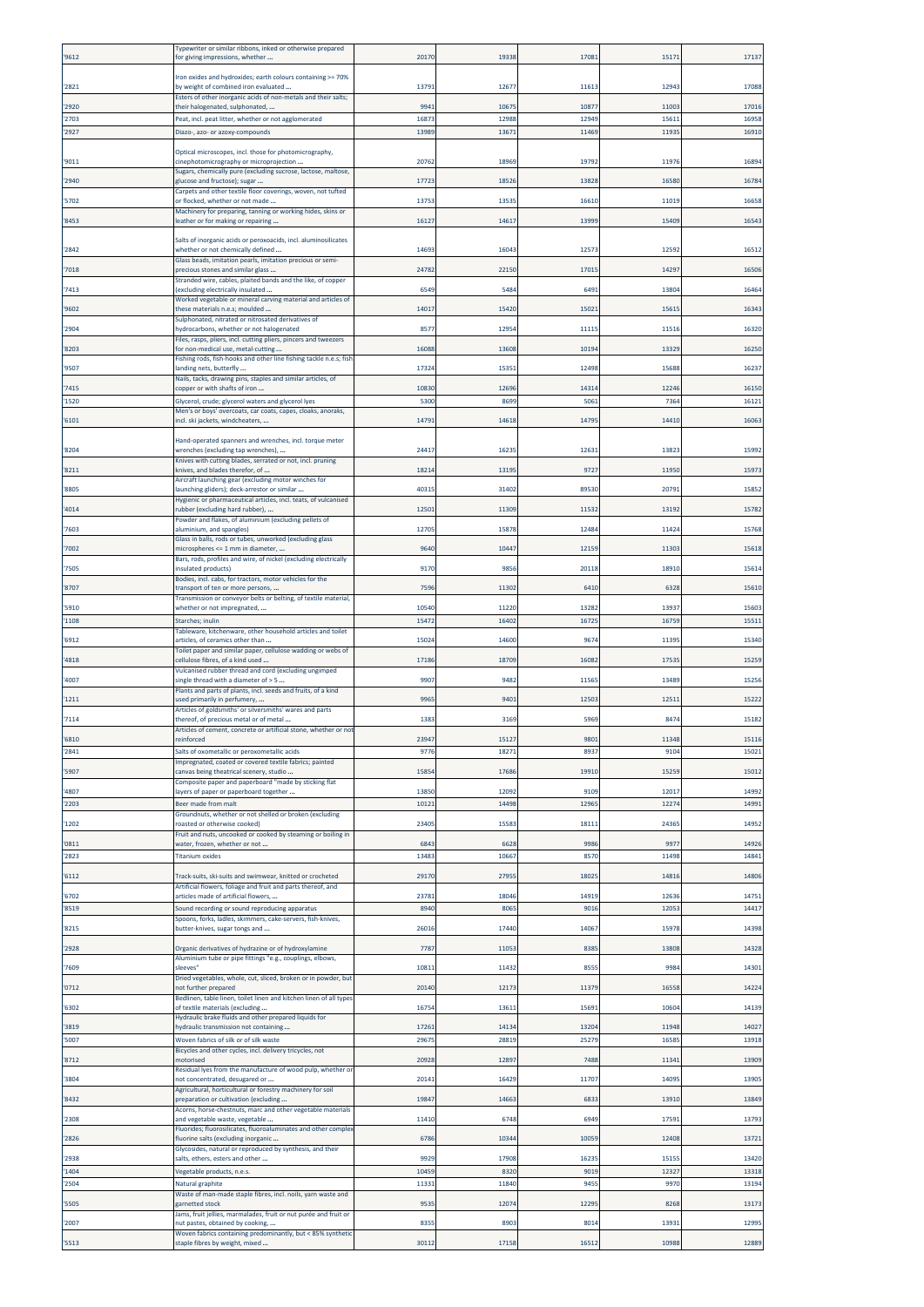| '9612 | Typewriter or similar ribbons, inked or otherwise prepared for giving impressions, whether ... | 20170 | 19338 | 17081 | 15171 | 17137 |
|---|---|---|---|---|---|---|
| '2821 | Iron oxides and hydroxides; earth colours containing >= 70% by weight of combined iron evaluated ... | 13791 | 12677 | 11613 | 12943 | 17088 |
| '2920 | Esters of other inorganic acids of non-metals and their salts; their halogenated, sulphonated, ... | 9941 | 10675 | 10877 | 11003 | 17016 |
| '2703 | Peat, incl. peat litter, whether or not agglomerated | 16873 | 12988 | 12949 | 15611 | 16958 |
| '2927 | Diazo-, azo- or azoxy-compounds | 13989 | 13671 | 11469 | 11935 | 16910 |
| '9011 | Optical microscopes, incl. those for photomicrography, cinephotomicrography or microprojection ... | 20762 | 18969 | 19792 | 11976 | 16894 |
| '2940 | Sugars, chemically pure (excluding sucrose, lactose, maltose, glucose and fructose); sugar ... | 17723 | 18526 | 13828 | 16580 | 16784 |
| '5702 | Carpets and other textile floor coverings, woven, not tufted or flocked, whether or not made ... | 13753 | 13535 | 16610 | 11019 | 16658 |
| '8453 | Machinery for preparing, tanning or working hides, skins or leather or for making or repairing ... | 16127 | 14617 | 13999 | 15409 | 16543 |
| '2842 | Salts of inorganic acids or peroxoacids, incl. aluminosilicates whether or not chemically defined ... | 14693 | 16043 | 12573 | 12592 | 16512 |
| '7018 | Glass beads, imitation pearls, imitation precious or semi-precious stones and similar glass ... | 24782 | 22150 | 17015 | 14297 | 16506 |
| '7413 | Stranded wire, cables, plaited bands and the like, of copper (excluding electrically insulated ... | 6549 | 5484 | 6491 | 13804 | 16464 |
| '9602 | Worked vegetable or mineral carving material and articles of these materials n.e.s; moulded ... | 14017 | 15420 | 15021 | 15615 | 16343 |
| '2904 | Sulphonated, nitrated or nitrosated derivatives of hydrocarbons, whether or not halogenated | 8577 | 12954 | 11115 | 11516 | 16320 |
| '8203 | Files, rasps, pliers, incl. cutting pliers, pincers and tweezers for non-medical use, metal-cutting ... | 16088 | 13608 | 10194 | 13329 | 16250 |
| '9507 | Fishing rods, fish-hooks and other line fishing tackle n.e.s; fish landing nets, butterfly ... | 17324 | 15351 | 12498 | 15688 | 16237 |
| '7415 | Nails, tacks, drawing pins, staples and similar articles, of copper or with shafts of iron ... | 10830 | 12696 | 14314 | 12246 | 16150 |
| '1520 | Glycerol, crude; glycerol waters and glycerol lyes | 5300 | 8699 | 5061 | 7364 | 16121 |
| '6101 | Men's or boys' overcoats, car coats, capes, cloaks, anoraks, incl. ski jackets, windcheaters, ... | 14791 | 14618 | 14795 | 14410 | 16063 |
| '8204 | Hand-operated spanners and wrenches, incl. torque meter wrenches (excluding tap wrenches), ... | 24417 | 16235 | 12631 | 13823 | 15992 |
| '8211 | Knives with cutting blades, serrated or not, incl. pruning knives, and blades therefor, of ... | 18214 | 13195 | 9727 | 11950 | 15973 |
| '8805 | Aircraft launching gear (excluding motor winches for launching gliders); deck-arrestor or similar ... | 40315 | 31402 | 89530 | 20791 | 15852 |
| '4014 | Hygienic or pharmaceutical articles, incl. teats, of vulcanised rubber (excluding hard rubber), ... | 12501 | 11309 | 11532 | 13192 | 15782 |
| '7603 | Powder and flakes, of aluminium (excluding pellets of aluminium, and spangles) | 12705 | 15878 | 12484 | 11424 | 15768 |
| '7002 | Glass in balls, rods or tubes, unworked (excluding glass microspheres <= 1 mm in diameter, ... | 9640 | 10447 | 12159 | 11303 | 15618 |
| '7505 | Bars, rods, profiles and wire, of nickel (excluding electrically insulated products) | 9170 | 9856 | 20118 | 18910 | 15614 |
| '8707 | Bodies, incl. cabs, for tractors, motor vehicles for the transport of ten or more persons, ... | 7596 | 11302 | 6410 | 6328 | 15610 |
| '5910 | Transmission or conveyor belts or belting, of textile material, whether or not impregnated, ... | 10540 | 11220 | 13282 | 13937 | 15603 |
| '1108 | Starches; inulin | 15472 | 16402 | 16725 | 16759 | 15511 |
| '6912 | Tableware, kitchenware, other household articles and toilet articles, of ceramics other than ... | 15024 | 14600 | 9674 | 11395 | 15340 |
| '4818 | Toilet paper and similar paper, cellulose wadding or webs of cellulose fibres, of a kind used ... | 17186 | 18709 | 16082 | 17535 | 15259 |
| '4007 | Vulcanised rubber thread and cord (excluding ungimped single thread with a diameter of > 5 ... | 9907 | 9482 | 11565 | 13489 | 15256 |
| '1211 | Plants and parts of plants, incl. seeds and fruits, of a kind used primarily in perfumery, ... | 9965 | 9401 | 12503 | 12511 | 15222 |
| '7114 | Articles of goldsmiths' or silversmiths' wares and parts thereof, of precious metal or of metal ... | 1383 | 3169 | 5969 | 8474 | 15182 |
| '6810 | Articles of cement, concrete or artificial stone, whether or not reinforced | 23947 | 15127 | 9801 | 11348 | 15116 |
| '2841 | Salts of oxometallic or peroxometallic acids | 9776 | 18271 | 8937 | 9104 | 15021 |
| '5907 | Impregnated, coated or covered textile fabrics; painted canvas being theatrical scenery, studio ... | 15854 | 17686 | 19910 | 15259 | 15012 |
| '4807 | Composite paper and paperboard "made by sticking flat layers of paper or paperboard together ... | 13850 | 12092 | 9109 | 12017 | 14992 |
| '2203 | Beer made from malt | 10121 | 14498 | 12965 | 12274 | 14991 |
| '1202 | Groundnuts, whether or not shelled or broken (excluding roasted or otherwise cooked) | 23405 | 15583 | 18111 | 24365 | 14952 |
| '0811 | Fruit and nuts, uncooked or cooked by steaming or boiling in water, frozen, whether or not ... | 6843 | 6628 | 9986 | 9977 | 14926 |
| '2823 | Titanium oxides | 13483 | 10667 | 8570 | 11498 | 14841 |
| '6112 | Track-suits, ski-suits and swimwear, knitted or crocheted | 29170 | 27955 | 18025 | 14816 | 14806 |
| '6702 | Artificial flowers, foliage and fruit and parts thereof, and articles made of artificial flowers, ... | 23781 | 18046 | 14919 | 12636 | 14751 |
| '8519 | Sound recording or sound reproducing apparatus | 8940 | 8065 | 9016 | 12053 | 14417 |
| '8215 | Spoons, forks, ladles, skimmers, cake-servers, fish-knives, butter-knives, sugar tongs and ... | 26016 | 17440 | 14067 | 15978 | 14398 |
| '2928 | Organic derivatives of hydrazine or of hydroxylamine | 7787 | 11053 | 8385 | 13808 | 14328 |
| '7609 | Aluminium tube or pipe fittings "e.g., couplings, elbows, sleeves" | 10811 | 11432 | 8555 | 9984 | 14301 |
| '0712 | Dried vegetables, whole, cut, sliced, broken or in powder, but not further prepared | 20140 | 12173 | 11379 | 16558 | 14224 |
| '6302 | Bedlinen, table linen, toilet linen and kitchen linen of all types of textile materials (excluding ... | 16754 | 13611 | 15691 | 10604 | 14139 |
| '3819 | Hydraulic brake fluids and other prepared liquids for hydraulic transmission not containing ... | 17261 | 14134 | 13204 | 11948 | 14027 |
| '5007 | Woven fabrics of silk or of silk waste | 29675 | 28819 | 25279 | 16585 | 13918 |
| '8712 | Bicycles and other cycles, incl. delivery tricycles, not motorised | 20928 | 12897 | 7488 | 11341 | 13909 |
| '3804 | Residual lyes from the manufacture of wood pulp, whether or not concentrated, desugared or ... | 20141 | 16429 | 11707 | 14095 | 13905 |
| '8432 | Agricultural, horticultural or forestry machinery for soil preparation or cultivation (excluding ... | 19847 | 14663 | 6833 | 13910 | 13849 |
| '2308 | Acorns, horse-chestnuts, marc and other vegetable materials and vegetable waste, vegetable ... | 11410 | 6748 | 6949 | 17591 | 13793 |
| '2826 | Fluorides; fluorosilicates, fluoroaluminates and other complex fluorine salts (excluding inorganic ... | 6786 | 10344 | 10059 | 12408 | 13721 |
| '2938 | Glycosides, natural or reproduced by synthesis, and their salts, ethers, esters and other ... | 9929 | 17908 | 16235 | 15155 | 13420 |
| '1404 | Vegetable products, n.e.s. | 10459 | 8320 | 9019 | 12327 | 13318 |
| '2504 | Natural graphite | 11331 | 11840 | 9455 | 9970 | 13194 |
| '5505 | Waste of man-made staple fibres, incl. noils, yarn waste and garnetted stock | 9535 | 12074 | 12295 | 8268 | 13173 |
| '2007 | Jams, fruit jellies, marmalades, fruit or nut purée and fruit or nut pastes, obtained by cooking, ... | 8355 | 8903 | 8014 | 13931 | 12995 |
| '5513 | Woven fabrics containing predominantly, but < 85% synthetic staple fibres by weight, mixed ... | 30112 | 17158 | 16512 | 10988 | 12889 |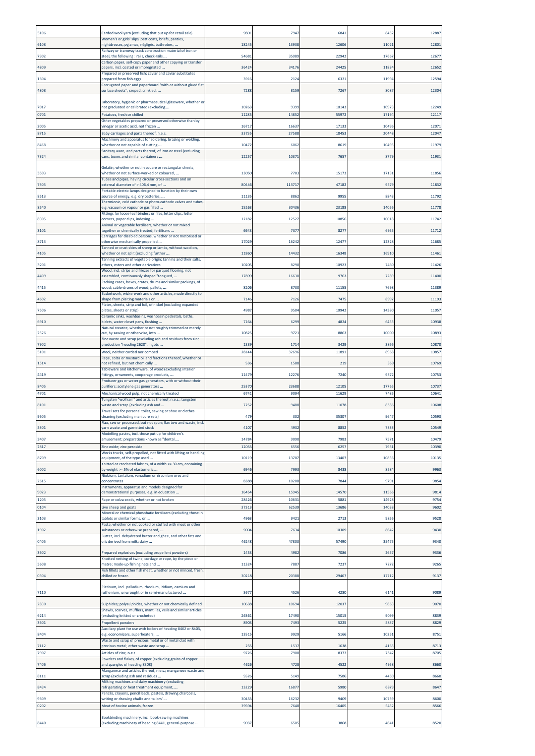| '5106 | Carded wool yarn (excluding that put up for retail sale) | 9801 | 7947 | 6841 | 8452 | 12887 |
|---|---|---|---|---|---|---|
| '6108 | Women's or girls' slips, petticoats, briefs, panties, nightdresses, pyjamas, négligés, bathrobes, ... | 18245 | 13938 | 12606 | 11021 | 12801 |
| '7302 | Railway or tramway track construction material of iron or steel, the following : rails, check-rails ... | 54681 | 35089 | 22942 | 17667 | 12677 |
| '4809 | Carbon paper, self-copy paper and other copying or transfer papers, incl. coated or impregnated ... | 36424 | 34176 | 24425 | 11834 | 12652 |
| '1604 | Prepared or preserved fish; caviar and caviar substitutes prepared from fish eggs | 3916 | 2124 | 6321 | 11994 | 12594 |
| '4808 | Corrugated paper and paperboard "with or without glued flat surface sheets", creped, crinkled, ... | 7288 | 8159 | 7267 | 8087 | 12304 |
| '7017 | Laboratory, hygienic or pharmaceutical glassware, whether or not graduated or calibrated (excluding ... | 10263 | 9399 | 10143 | 10973 | 12249 |
| '0701 | Potatoes, fresh or chilled | 11285 | 14852 | 55972 | 17194 | 12117 |
| '2005 | Other vegetables prepared or preserved otherwise than by vinegar or acetic acid, not frozen ... | 16717 | 16637 | 17133 | 10496 | 12071 |
| '8715 | Baby carriages and parts thereof, n.e.s. | 33755 | 27588 | 18453 | 20448 | 12047 |
| '8468 | Machinery and apparatus for soldering, brazing or welding, whether or not capable of cutting ... | 10472 | 6062 | 8619 | 10495 | 11979 |
| '7324 | Sanitary ware, and parts thereof, of iron or steel (excluding cans, boxes and similar containers ... | 12257 | 10371 | 7657 | 8779 | 11931 |
| '3503 | Gelatin, whether or not in square or rectangular sheets, whether or not surface-worked or coloured, ... | 13050 | 7703 | 15173 | 17131 | 11856 |
| '7305 | Tubes and pipes, having circular cross-sections and an external diameter of > 406,4 mm, of ... | 80446 | 113717 | 47182 | 9579 | 11832 |
| '8513 | Portable electric lamps designed to function by their own source of energy, e.g. dry batteries, ... | 11135 | 8862 | 9955 | 8843 | 11792 |
| '8540 | Thermionic, cold cathode or photo-cathode valves and tubes, e.g. vacuum or vapour or gas filled ... | 15263 | 30436 | 23188 | 14056 | 11778 |
| '8305 | Fittings for loose-leaf binders or files, letter clips, letter corners, paper clips, indexing ... | 12182 | 12527 | 10856 | 10018 | 11742 |
| '3101 | Animal or vegetable fertilisers, whether or not mixed together or chemically treated; fertilisers ... | 6643 | 7377 | 8277 | 6955 | 11712 |
| '8713 | Carriages for disabled persons, whether or not motorised or otherwise mechanically propelled ... | 17029 | 16242 | 12477 | 12328 | 11685 |
| '4105 | Tanned or crust skins of sheep or lambs, without wool on, whether or not split (excluding further ... | 11860 | 14432 | 16348 | 16910 | 11461 |
| '3201 | Tanning extracts of vegetable origin; tannins and their salts, ethers, esters and other derivatives | 10205 | 8290 | 10923 | 7460 | 11426 |
| '4409 | Wood, incl. strips and friezes for parquet flooring, not assembled, continuously shaped "tongued, ... | 17899 | 16630 | 9763 | 7289 | 11400 |
| '4415 | Packing cases, boxes, crates, drums and similar packings, of wood; cable-drums of wood; pallets, ... | 8206 | 8730 | 11155 | 7698 | 11389 |
| '4602 | Basketwork, wickerwork and other articles, made directly to shape from plaiting materials or ... | 7146 | 7126 | 7475 | 8997 | 11193 |
| '7506 | Plates, sheets, strip and foil, of nickel (excluding expanded plates, sheets or strip) | 4987 | 9504 | 10942 | 14380 | 11057 |
| '6910 | Ceramic sinks, washbasins, washbasin pedestals, baths, bidets, water closet pans, flushing ... | 7164 | 6299 | 4824 | 6453 | 10938 |
| '2526 | Natural steatite, whether or not roughly trimmed or merely cut, by sawing or otherwise, into ... | 10825 | 9721 | 8863 | 10000 | 10893 |
| '7902 | Zinc waste and scrap (excluding ash and residues from zinc production "heading 2620", ingots ... | 1339 | 1714 | 3429 | 3866 | 10870 |
| '5101 | Wool, neither carded nor combed | 28144 | 32696 | 11891 | 8968 | 10857 |
| '1514 | Rape, colza or mustard oil and fractions thereof, whether or not refined, but not chemically ... | 536 | 1588 | 219 | 369 | 10769 |
| '4419 | Tableware and kitchenware, of wood (excluding interior fittings, ornaments, cooperage products, ... | 11479 | 12276 | 7240 | 9372 | 10753 |
| '8405 | Producer gas or water gas generators, with or without their purifiers; acetylene gas generators ... | 25370 | 23688 | 12105 | 17765 | 10737 |
| '4701 | Mechanical wood pulp, not chemically treated | 6741 | 9094 | 11629 | 7485 | 10641 |
| '8101 | Tungsten "wolfram" and articles thereof, n.e.s.; tungsten waste and scrap (excluding ash and ... | 7252 | 9488 | 11078 | 8386 | 10608 |
| '9605 | Travel sets for personal toilet, sewing or shoe or clothes cleaning (excluding manicure sets) | 479 | 302 | 35307 | 9647 | 10593 |
| '5301 | Flax, raw or processed, but not spun; flax tow and waste, incl. yarn waste and garnetted stock | 4107 | 4932 | 8852 | 7333 | 10549 |
| '3407 | Modelling pastes, incl. those put up for children's amusement; preparations known as "dental ... | 14784 | 9090 | 7983 | 7571 | 10479 |
| '2817 | Zinc oxide; zinc peroxide | 12033 | 6556 | 6257 | 7931 | 10390 |
| '8709 | Works trucks, self-propelled, not fitted with lifting or handling equipment, of the type used ... | 10119 | 13707 | 13407 | 10836 | 10135 |
| '6002 | Knitted or crocheted fabrics, of a width <= 30 cm, containing by weight >= 5% of elastomeric ... | 6946 | 7993 | 8438 | 8584 | 9963 |
| '2615 | Niobium, tantalum, vanadium or zirconium ores and concentrates | 8388 | 10208 | 7844 | 9791 | 9854 |
| '9023 | Instruments, apparatus and models designed for demonstrational purposes, e.g. in education ... | 16454 | 15945 | 14570 | 11566 | 9814 |
| '1205 | Rape or colza seeds, whether or not broken | 28426 | 10631 | 5881 | 14928 | 9754 |
| '0104 | Live sheep and goats | 37313 | 62539 | 13686 | 14038 | 9602 |
| '3103 | Mineral or chemical phosphatic fertilisers (excluding those in tablets or similar forms, or ... | 4963 | 9421 | 2713 | 9856 | 9528 |
| '1902 | Pasta, whether or not cooked or stuffed with meat or other substances or otherwise prepared, ... | 9004 | 7634 | 10309 | 8642 | 9430 |
| '0405 | Butter, incl. dehydrated butter and ghee, and other fats and oils derived from milk; dairy ... | 46248 | 47803 | 57490 | 35475 | 9340 |
| '3602 | Prepared explosives (excluding propellent powders) | 1453 | 4982 | 7086 | 2657 | 9336 |
| '5608 | Knotted netting of twine, cordage or rope, by the piece or metre; made-up fishing nets and ... | 11324 | 7887 | 7237 | 7272 | 9265 |
| '0304 | Fish fillets and other fish meat, whether or not minced, fresh, chilled or frozen | 30218 | 20388 | 29467 | 17712 | 9137 |
| '7110 | Platinum, incl. palladium, rhodium, iridium, osmium and ruthenium, unwrought or in semi-manufactured ... | 3677 | 4526 | 4280 | 6141 | 9089 |
| '2830 | Sulphides; polysulphides, whether or not chemically defined | 10638 | 10694 | 12037 | 9663 | 9070 |
| '6214 | Shawls, scarves, mufflers, mantillas, veils and similar articles (excluding knitted or crocheted) | 26361 | 17490 | 15015 | 9099 | 8839 |
| '3601 | Propellent powders | 8903 | 7493 | 5225 | 5837 | 8829 |
| '8404 | Auxiliary plant for use with boilers of heading 8402 or 8403, e.g. economizers, superheaters, ... | 13515 | 9929 | 5166 | 10251 | 8751 |
| '7112 | Waste and scrap of precious metal or of metal clad with precious metal; other waste and scrap ... | 255 | 1537 | 1638 | 4165 | 8713 |
| '7907 | Articles of zinc, n.e.s. | 9726 | 7908 | 8372 | 7347 | 8705 |
| '7406 | Powders and flakes, of copper (excluding grains of copper and spangles of heading 8308) | 4626 | 4728 | 4522 | 4958 | 8660 |
| '8111 | Manganese and articles thereof, n.e.s.; manganese waste and scrap (excluding ash and residues ... | 5526 | 5149 | 7586 | 4450 | 8660 |
| '8434 | Milking machines and dairy machinery (excluding refrigerating or heat treatment equipment, ... | 13229 | 16877 | 5980 | 6879 | 8647 |
| '9609 | Pencils, crayons, pencil leads, pastels, drawing charcoals, writing or drawing chalks and tailors' ... | 30433 | 16232 | 9409 | 10739 | 8600 |
| '0202 | Meat of bovine animals, frozen | 39594 | 7648 | 16405 | 5452 | 8566 |
| '8440 | Bookbinding machinery, incl. book-sewing machines (excluding machinery of heading 8441, general-purpose ... | 9037 | 6505 | 3868 | 4641 | 8520 |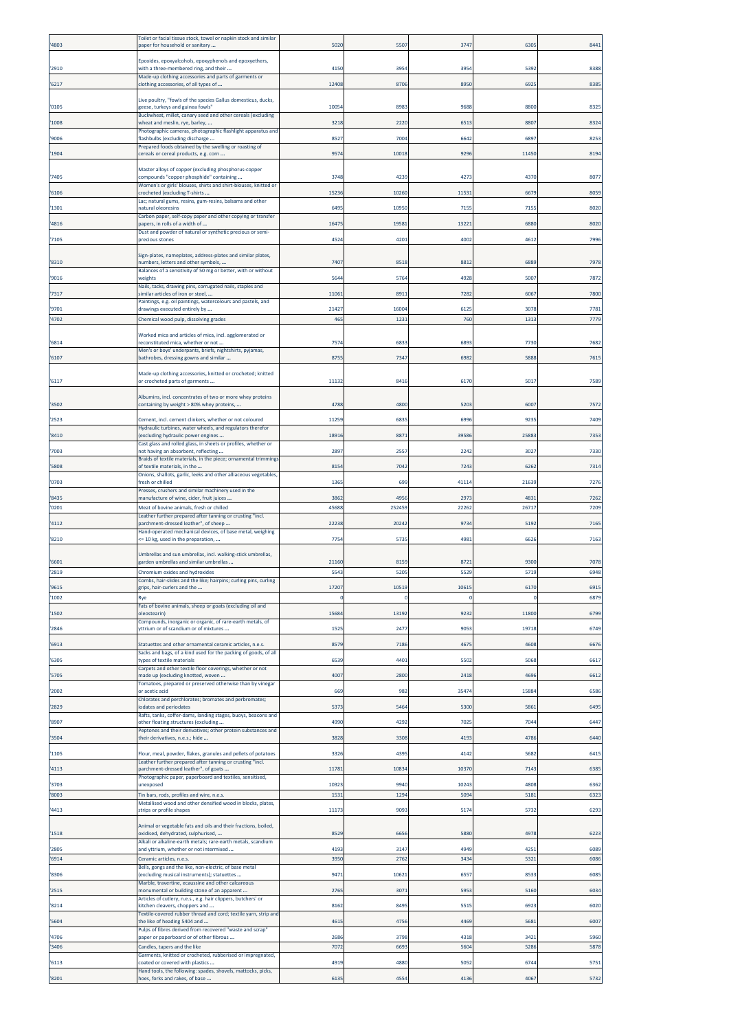| '4803 | Toilet or facial tissue stock, towel or napkin stock and similar paper for household or sanitary ... | 5020 | 5507 | 3747 | 6305 | 8441 |
|---|---|---|---|---|---|---|
| '2910 | Epoxides, epoxyalcohols, epoxyphenols and epoxyethers, with a three-membered ring, and their ... | 4150 | 3954 | 3954 | 5392 | 8388 |
| '6217 | Made-up clothing accessories and parts of garments or clothing accessories, of all types of ... | 12408 | 8706 | 8950 | 6925 | 8385 |
| '0105 | Live poultry, "fowls of the species Gallus domesticus, ducks, geese, turkeys and guinea fowls" | 10054 | 8983 | 9688 | 8800 | 8325 |
| '1008 | Buckwheat, millet, canary seed and other cereals (excluding wheat and meslin, rye, barley, ... | 3218 | 2220 | 6513 | 8807 | 8324 |
| '9006 | Photographic cameras, photographic flashlight apparatus and flashbulbs (excluding discharge ... | 8527 | 7004 | 6642 | 6897 | 8253 |
| '1904 | Prepared foods obtained by the swelling or roasting of cereals or cereal products, e.g. corn ... | 9574 | 10018 | 9296 | 11450 | 8194 |
| '7405 | Master alloys of copper (excluding phosphorus-copper compounds "copper phosphide" containing ... | 3748 | 4239 | 4273 | 4370 | 8077 |
| '6106 | Women's or girls' blouses, shirts and shirt-blouses, knitted or crocheted (excluding T-shirts ... | 15236 | 10260 | 11531 | 6679 | 8059 |
| '1301 | Lac; natural gums, resins, gum-resins, balsams and other natural oleoresins | 6495 | 10950 | 7155 | 7155 | 8020 |
| '4816 | Carbon paper, self-copy paper and other copying or transfer papers, in rolls of a width of ... | 16475 | 19581 | 13221 | 6880 | 8020 |
| '7105 | Dust and powder of natural or synthetic precious or semi-precious stones | 4524 | 4201 | 4002 | 4612 | 7996 |
| '8310 | Sign-plates, nameplates, address-plates and similar plates, numbers, letters and other symbols, ... | 7407 | 8518 | 8812 | 6889 | 7978 |
| '9016 | Balances of a sensitivity of 50 mg or better, with or without weights | 5644 | 5764 | 4928 | 5007 | 7872 |
| '7317 | Nails, tacks, drawing pins, corrugated nails, staples and similar articles of iron or steel, ... | 11061 | 8911 | 7282 | 6067 | 7800 |
| '9701 | Paintings, e.g. oil paintings, watercolours and pastels, and drawings executed entirely by ... | 21427 | 16004 | 6125 | 3078 | 7781 |
| '4702 | Chemical wood pulp, dissolving grades | 465 | 1231 | 760 | 1313 | 7779 |
| '6814 | Worked mica and articles of mica, incl. agglomerated or reconstituted mica, whether or not ... | 7574 | 6833 | 6893 | 7730 | 7682 |
| '6107 | Men's or boys' underpants, briefs, nightshirts, pyjamas, bathrobes, dressing gowns and similar ... | 8755 | 7347 | 6982 | 5888 | 7615 |
| '6117 | Made-up clothing accessories, knitted or crocheted; knitted or crocheted parts of garments ... | 11132 | 8416 | 6170 | 5017 | 7589 |
| '3502 | Albumins, incl. concentrates of two or more whey proteins containing by weight > 80% whey proteins, ... | 4788 | 4800 | 5203 | 6007 | 7572 |
| '2523 | Cement, incl. cement clinkers, whether or not coloured | 11259 | 6835 | 6996 | 9235 | 7409 |
| '8410 | Hydraulic turbines, water wheels, and regulators therefor (excluding hydraulic power engines ... | 18916 | 8871 | 39586 | 25883 | 7353 |
| '7003 | Cast glass and rolled glass, in sheets or profiles, whether or not having an absorbent, reflecting ... | 2897 | 2557 | 2242 | 3027 | 7330 |
| '5808 | Braids of textile materials, in the piece; ornamental trimmings of textile materials, in the ... | 8154 | 7042 | 7243 | 6262 | 7314 |
| '0703 | Onions, shallots, garlic, leeks and other alliaceous vegetables, fresh or chilled | 1365 | 699 | 41114 | 21639 | 7276 |
| '8435 | Presses, crushers and similar machinery used in the manufacture of wine, cider, fruit juices ... | 3862 | 4956 | 2973 | 4831 | 7262 |
| '0201 | Meat of bovine animals, fresh or chilled | 45688 | 252459 | 22262 | 26717 | 7209 |
| '4112 | Leather further prepared after tanning or crusting "incl. parchment-dressed leather", of sheep ... | 22238 | 20242 | 9734 | 5192 | 7165 |
| '8210 | Hand-operated mechanical devices, of base metal, weighing <= 10 kg, used in the preparation, ... | 7754 | 5735 | 4981 | 6626 | 7163 |
| '6601 | Umbrellas and sun umbrellas, incl. walking-stick umbrellas, garden umbrellas and similar umbrellas ... | 21160 | 8159 | 8721 | 9300 | 7078 |
| '2819 | Chromium oxides and hydroxides | 5543 | 5205 | 5529 | 5719 | 6948 |
| '9615 | Combs, hair-slides and the like; hairpins; curling pins, curling grips, hair-curlers and the ... | 17207 | 10519 | 10615 | 6170 | 6915 |
| '1002 | Rye | 0 | 0 | 0 | 0 | 6879 |
| '1502 | Fats of bovine animals, sheep or goats (excluding oil and oleostearin) | 15684 | 13192 | 9232 | 11800 | 6799 |
| '2846 | Compounds, inorganic or organic, of rare-earth metals, of yttrium or of scandium or of mixtures ... | 1525 | 2477 | 9053 | 19718 | 6749 |
| '6913 | Statuettes and other ornamental ceramic articles, n.e.s. | 8579 | 7186 | 4675 | 4608 | 6676 |
| '6305 | Sacks and bags, of a kind used for the packing of goods, of all types of textile materials | 6539 | 4401 | 5502 | 5068 | 6617 |
| '5705 | Carpets and other textile floor coverings, whether or not made up (excluding knotted, woven ... | 4007 | 2800 | 2418 | 4696 | 6612 |
| '2002 | Tomatoes, prepared or preserved otherwise than by vinegar or acetic acid | 669 | 982 | 35474 | 15884 | 6586 |
| '2829 | Chlorates and perchlorates; bromates and perbromates; iodates and periodates | 5373 | 5464 | 5300 | 5861 | 6495 |
| '8907 | Rafts, tanks, coffer-dams, landing stages, buoys, beacons and other floating structures (excluding ... | 4990 | 4292 | 7025 | 7044 | 6447 |
| '3504 | Peptones and their derivatives; other protein substances and their derivatives, n.e.s.; hide ... | 3828 | 3308 | 4193 | 4786 | 6440 |
| '1105 | Flour, meal, powder, flakes, granules and pellets of potatoes | 3326 | 4395 | 4142 | 5682 | 6415 |
| '4113 | Leather further prepared after tanning or crusting "incl. parchment-dressed leather", of goats ... | 11781 | 10834 | 10370 | 7143 | 6385 |
| '3703 | Photographic paper, paperboard and textiles, sensitised, unexposed | 10323 | 9940 | 10243 | 4808 | 6362 |
| '8003 | Tin bars, rods, profiles and wire, n.e.s. | 1531 | 1294 | 5094 | 5181 | 6323 |
| '4413 | Metallised wood and other densified wood in blocks, plates, strips or profile shapes | 11173 | 9093 | 5174 | 5732 | 6293 |
| '1518 | Animal or vegetable fats and oils and their fractions, boiled, oxidised, dehydrated, sulphurised, ... | 8529 | 6656 | 5880 | 4978 | 6223 |
| '2805 | Alkali or alkaline-earth metals; rare-earth metals, scandium and yttrium, whether or not intermixed ... | 4193 | 3147 | 4949 | 4251 | 6089 |
| '6914 | Ceramic articles, n.e.s. | 3950 | 2762 | 3434 | 5321 | 6086 |
| '8306 | Bells, gongs and the like, non-electric, of base metal (excluding musical instruments); statuettes ... | 9471 | 10621 | 6557 | 8533 | 6085 |
| '2515 | Marble, travertine, ecaussine and other calcareous monumental or building stone of an apparent ... | 2765 | 3071 | 5953 | 5160 | 6034 |
| '8214 | Articles of cutlery, n.e.s., e.g. hair clippers, butchers' or kitchen cleavers, choppers and ... | 8162 | 8495 | 5515 | 6923 | 6020 |
| '5604 | Textile-covered rubber thread and cord; textile yarn, strip and the like of heading 5404 and ... | 4615 | 4756 | 4469 | 5681 | 6007 |
| '4706 | Pulps of fibres derived from recovered "waste and scrap" paper or paperboard or of other fibrous ... | 2686 | 3798 | 4318 | 3421 | 5960 |
| '3406 | Candles, tapers and the like | 7072 | 6693 | 5604 | 5286 | 5878 |
| '6113 | Garments, knitted or crocheted, rubberised or impregnated, coated or covered with plastics ... | 4919 | 4880 | 5052 | 6744 | 5751 |
| '8201 | Hand tools, the following: spades, shovels, mattocks, picks, hoes, forks and rakes, of base ... | 6135 | 4554 | 4136 | 4067 | 5732 |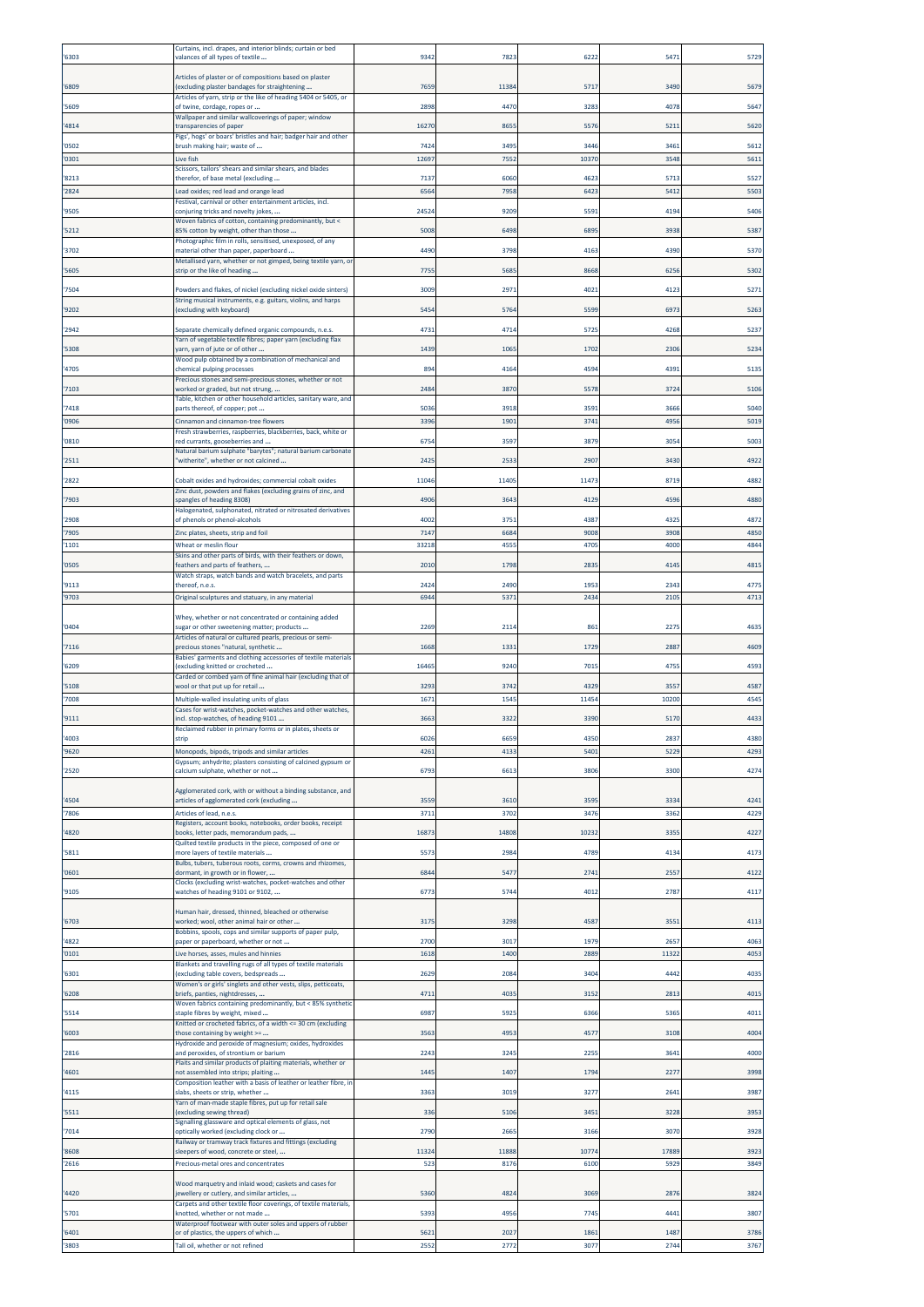| '6303 | Curtains, incl. drapes, and interior blinds; curtain or bed valances of all types of textile ... | 9342 | 7823 | 6222 | 5471 | 5729 |
|---|---|---|---|---|---|---|
| '6809 | Articles of plaster or of compositions based on plaster (excluding plaster bandages for straightening ... | 7659 | 11384 | 5717 | 3490 | 5679 |
| '5609 | Articles of yarn, strip or the like of heading 5404 or 5405, or of twine, cordage, ropes or ... | 2898 | 4470 | 3283 | 4078 | 5647 |
| '4814 | Wallpaper and similar wallcoverings of paper; window transparencies of paper | 16270 | 8655 | 5576 | 5211 | 5620 |
| '0502 | Pigs', hogs' or boars' bristles and hair; badger hair and other brush making hair; waste of ... | 7424 | 3495 | 3446 | 3461 | 5612 |
| '0301 | Live fish | 12697 | 7552 | 10370 | 3548 | 5611 |
| '8213 | Scissors, tailors' shears and similar shears, and blades therefor, of base metal (excluding ... | 7137 | 6060 | 4623 | 5713 | 5527 |
| '2824 | Lead oxides; red lead and orange lead | 6564 | 7958 | 6423 | 5412 | 5503 |
| '9505 | Festival, carnival or other entertainment articles, incl. conjuring tricks and novelty jokes, ... | 24524 | 9209 | 5591 | 4194 | 5406 |
| '5212 | Woven fabrics of cotton, containing predominantly, but < 85% cotton by weight, other than those ... | 5008 | 6498 | 6895 | 3938 | 5387 |
| '3702 | Photographic film in rolls, sensitised, unexposed, of any material other than paper, paperboard ... | 4490 | 3798 | 4163 | 4390 | 5370 |
| '5605 | Metallised yarn, whether or not gimped, being textile yarn, or strip or the like of heading ... | 7755 | 5685 | 8668 | 6256 | 5302 |
| '7504 | Powders and flakes, of nickel (excluding nickel oxide sinters) | 3009 | 2971 | 4021 | 4123 | 5271 |
| '9202 | String musical instruments, e.g. guitars, violins, and harps (excluding with keyboard) | 5454 | 5764 | 5599 | 6973 | 5263 |
| '2942 | Separate chemically defined organic compounds, n.e.s. | 4731 | 4714 | 5725 | 4268 | 5237 |
| '5308 | Yarn of vegetable textile fibres; paper yarn (excluding flax yarn, yarn of jute or of other ... | 1439 | 1065 | 1702 | 2306 | 5234 |
| '4705 | Wood pulp obtained by a combination of mechanical and chemical pulping processes | 894 | 4164 | 4594 | 4391 | 5135 |
| '7103 | Precious stones and semi-precious stones, whether or not worked or graded, but not strung, ... | 2484 | 3870 | 5578 | 3724 | 5106 |
| '7418 | Table, kitchen or other household articles, sanitary ware, and parts thereof, of copper; pot ... | 5036 | 3918 | 3591 | 3666 | 5040 |
| '0906 | Cinnamon and cinnamon-tree flowers | 3396 | 1901 | 3741 | 4956 | 5019 |
| '0810 | Fresh strawberries, raspberries, blackberries, back, white or red currants, gooseberries and ... | 6754 | 3597 | 3879 | 3054 | 5003 |
| '2511 | Natural barium sulphate "barytes"; natural barium carbonate "witherite", whether or not calcined ... | 2425 | 2533 | 2907 | 3430 | 4922 |
| '2822 | Cobalt oxides and hydroxides; commercial cobalt oxides | 11046 | 11405 | 11473 | 8719 | 4882 |
| '7903 | Zinc dust, powders and flakes (excluding grains of zinc, and spangles of heading 8308) | 4906 | 3643 | 4129 | 4596 | 4880 |
| '2908 | Halogenated, sulphonated, nitrated or nitrosated derivatives of phenols or phenol-alcohols | 4002 | 3751 | 4387 | 4325 | 4872 |
| '7905 | Zinc plates, sheets, strip and foil | 7147 | 6684 | 9008 | 3908 | 4850 |
| '1101 | Wheat or meslin flour | 33218 | 4555 | 4705 | 4000 | 4844 |
| '0505 | Skins and other parts of birds, with their feathers or down, feathers and parts of feathers, ... | 2010 | 1798 | 2835 | 4145 | 4815 |
| '9113 | Watch straps, watch bands and watch bracelets, and parts thereof, n.e.s. | 2424 | 2490 | 1953 | 2343 | 4775 |
| '9703 | Original sculptures and statuary, in any material | 6944 | 5371 | 2434 | 2105 | 4713 |
| '0404 | Whey, whether or not concentrated or containing added sugar or other sweetening matter; products ... | 2269 | 2114 | 861 | 2275 | 4635 |
| '7116 | Articles of natural or cultured pearls, precious or semi-precious stones "natural, synthetic ... | 1668 | 1331 | 1729 | 2887 | 4609 |
| '6209 | Babies' garments and clothing accessories of textile materials (excluding knitted or crocheted ... | 16465 | 9240 | 7015 | 4755 | 4593 |
| '5108 | Carded or combed yarn of fine animal hair (excluding that of wool or that put up for retail ... | 3293 | 3742 | 4329 | 3557 | 4587 |
| '7008 | Multiple-walled insulating units of glass | 1671 | 1545 | 11454 | 10200 | 4545 |
| '9111 | Cases for wrist-watches, pocket-watches and other watches, incl. stop-watches, of heading 9101 ... | 3663 | 3322 | 3390 | 5170 | 4433 |
| '4003 | Reclaimed rubber in primary forms or in plates, sheets or strip | 6026 | 6659 | 4350 | 2837 | 4380 |
| '9620 | Monopods, bipods, tripods and similar articles | 4261 | 4133 | 5401 | 5229 | 4293 |
| '2520 | Gypsum; anhydrite; plasters consisting of calcined gypsum or calcium sulphate, whether or not ... | 6793 | 6613 | 3806 | 3300 | 4274 |
| '4504 | Agglomerated cork, with or without a binding substance, and articles of agglomerated cork (excluding ... | 3559 | 3610 | 3595 | 3334 | 4241 |
| '7806 | Articles of lead, n.e.s. | 3711 | 3702 | 3476 | 3362 | 4229 |
| '4820 | Registers, account books, notebooks, order books, receipt books, letter pads, memorandum pads, ... | 16873 | 14808 | 10232 | 3355 | 4227 |
| '5811 | Quilted textile products in the piece, composed of one or more layers of textile materials ... | 5573 | 2984 | 4789 | 4134 | 4173 |
| '0601 | Bulbs, tubers, tuberous roots, corms, crowns and rhizomes, dormant, in growth or in flower, ... | 6844 | 5477 | 2741 | 2557 | 4122 |
| '9105 | Clocks (excluding wrist-watches, pocket-watches and other watches of heading 9101 or 9102, ... | 6773 | 5744 | 4012 | 2787 | 4117 |
| '6703 | Human hair, dressed, thinned, bleached or otherwise worked; wool, other animal hair or other ... | 3175 | 3298 | 4587 | 3551 | 4113 |
| '4822 | Bobbins, spools, cops and similar supports of paper pulp, paper or paperboard, whether or not ... | 2700 | 3017 | 1979 | 2657 | 4063 |
| '0101 | Live horses, asses, mules and hinnies | 1618 | 1400 | 2889 | 11322 | 4053 |
| '6301 | Blankets and travelling rugs of all types of textile materials (excluding table covers, bedspreads ... | 2629 | 2084 | 3404 | 4442 | 4035 |
| '6208 | Women's or girls' singlets and other vests, slips, petticoats, briefs, panties, nightdresses, ... | 4711 | 4035 | 3152 | 2813 | 4015 |
| '5514 | Woven fabrics containing predominantly, but < 85% synthetic staple fibres by weight, mixed ... | 6987 | 5925 | 6366 | 5365 | 4011 |
| '6003 | Knitted or crocheted fabrics, of a width <= 30 cm (excluding those containing by weight >= ... | 3563 | 4953 | 4577 | 3108 | 4004 |
| '2816 | Hydroxide and peroxide of magnesium; oxides, hydroxides and peroxides, of strontium or barium | 2243 | 3245 | 2255 | 3641 | 4000 |
| '4601 | Plaits and similar products of plaiting materials, whether or not assembled into strips; plaiting ... | 1445 | 1407 | 1794 | 2277 | 3998 |
| '4115 | Composition leather with a basis of leather or leather fibre, in slabs, sheets or strip, whether ... | 3363 | 3019 | 3277 | 2641 | 3987 |
| '5511 | Yarn of man-made staple fibres, put up for retail sale (excluding sewing thread) | 336 | 5106 | 3451 | 3228 | 3953 |
| '7014 | Signalling glassware and optical elements of glass, not optically worked (excluding clock or ... | 2790 | 2665 | 3166 | 3070 | 3928 |
| '8608 | Railway or tramway track fixtures and fittings (excluding sleepers of wood, concrete or steel, ... | 11324 | 11888 | 10774 | 17889 | 3923 |
| '2616 | Precious-metal ores and concentrates | 523 | 8176 | 6100 | 5929 | 3849 |
| '4420 | Wood marquetry and inlaid wood; caskets and cases for jewellery or cutlery, and similar articles, ... | 5360 | 4824 | 3069 | 2876 | 3824 |
| '5701 | Carpets and other textile floor coverings, of textile materials, knotted, whether or not made ... | 5393 | 4956 | 7745 | 4441 | 3807 |
| '6401 | Waterproof footwear with outer soles and uppers of rubber or of plastics, the uppers of which ... | 5621 | 2027 | 1861 | 1487 | 3786 |
| '3803 | Tall oil, whether or not refined | 2552 | 2772 | 3077 | 2744 | 3767 |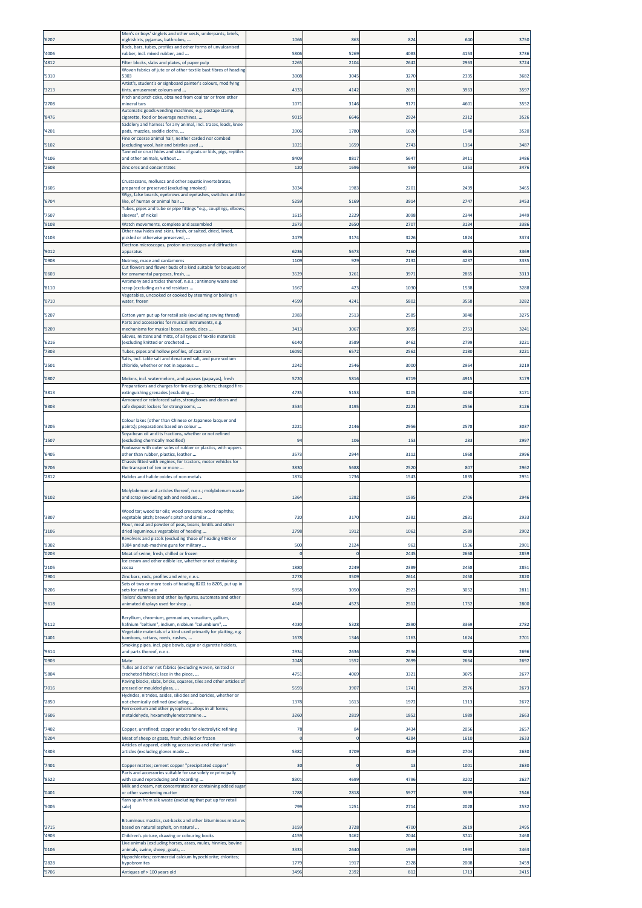| '6207 | Men's or boys' singlets and other vests, underpants, briefs, nightshirts, pyjamas, bathrobes, ... | 1066 | 863 | 824 | 640 | 3750 |
|---|---|---|---|---|---|---|
| '4006 | Rods, bars, tubes, profiles and other forms of unvulcanised rubber, incl. mixed rubber, and ... | 5806 | 5269 | 4083 | 4153 | 3736 |
| '4812 | Filter blocks, slabs and plates, of paper pulp | 2265 | 2104 | 2642 | 2963 | 3724 |
| '5310 | Woven fabrics of jute or of other textile bast fibres of heading 5303 | 3008 | 3045 | 3270 | 2335 | 3682 |
| '3213 | Artist's, student's or signboard painter's colours, modifying tints, amusement colours and ... | 4333 | 4142 | 2691 | 3963 | 3597 |
| '2708 | Pitch and pitch coke, obtained from coal tar or from other mineral tars | 1071 | 3146 | 9171 | 4601 | 3552 |
| '8476 | Automatic goods-vending machines, e.g. postage stamp, cigarette, food or beverage machines, ... | 9015 | 6646 | 2924 | 2312 | 3526 |
| '4201 | Saddlery and harness for any animal, incl. traces, leads, knee pads, muzzles, saddle cloths, ... | 2006 | 1780 | 1620 | 1548 | 3520 |
| '5102 | Fine or coarse animal hair, neither carded nor combed (excluding wool, hair and bristles used ... | 1021 | 1659 | 2743 | 1364 | 3487 |
| '4106 | Tanned or crust hides and skins of goats or kids, pigs, reptiles and other animals, without ... | 8409 | 8817 | 5647 | 3411 | 3486 |
| '2608 | Zinc ores and concentrates | 120 | 1696 | 969 | 1353 | 3476 |
| '1605 | Crustaceans, molluscs and other aquatic invertebrates, prepared or preserved (excluding smoked) | 3034 | 1983 | 2201 | 2439 | 3465 |
| '6704 | Wigs, false beards, eyebrows and eyelashes, switches and the like, of human or animal hair ... | 5259 | 5169 | 3914 | 2747 | 3453 |
| '7507 | Tubes, pipes and tube or pipe fittings "e.g., couplings, elbows, sleeves", of nickel | 1615 | 2229 | 3098 | 2344 | 3449 |
| '9108 | Watch movements, complete and assembled | 2673 | 2650 | 2707 | 3134 | 3386 |
| '4103 | Other raw hides and skins, fresh, or salted, dried, limed, pickled or otherwise preserved, ... | 2479 | 3174 | 3226 | 1824 | 3374 |
| '9012 | Electron microscopes, proton microscopes and diffraction apparatus | 6236 | 5673 | 7160 | 6535 | 3369 |
| '0908 | Nutmeg, mace and cardamoms | 1109 | 929 | 2132 | 4237 | 3335 |
| '0603 | Cut flowers and flower buds of a kind suitable for bouquets or for ornamental purposes, fresh, ... | 3529 | 3261 | 3971 | 2865 | 3313 |
| '8110 | Antimony and articles thereof, n.e.s.; antimony waste and scrap (excluding ash and residues ... | 1667 | 423 | 1030 | 1538 | 3288 |
| '0710 | Vegetables, uncooked or cooked by steaming or boiling in water, frozen | 4599 | 4241 | 5802 | 3558 | 3282 |
| '5207 | Cotton yarn put up for retail sale (excluding sewing thread) | 2983 | 2513 | 2585 | 3040 | 3275 |
| '9209 | Parts and accessories for musical instruments, e.g. mechanisms for musical boxes, cards, discs ... | 3413 | 3067 | 3095 | 2753 | 3241 |
| '6216 | Gloves, mittens and mitts, of all types of textile materials (excluding knitted or crocheted ... | 6140 | 3589 | 3462 | 2799 | 3221 |
| '7303 | Tubes, pipes and hollow profiles, of cast iron | 16092 | 6572 | 2562 | 2180 | 3221 |
| '2501 | Salts, incl. table salt and denatured salt, and pure sodium chloride, whether or not in aqueous ... | 2242 | 2546 | 3000 | 2964 | 3219 |
| '0807 | Melons, incl. watermelons, and papaws (papayas), fresh | 5720 | 5816 | 6719 | 4915 | 3179 |
| '3813 | Preparations and charges for fire-extinguishers; charged fire-extinguishing grenades (excluding ... | 4735 | 5153 | 3205 | 4260 | 3171 |
| '8303 | Armoured or reinforced safes, strongboxes and doors and safe deposit lockers for strongrooms, ... | 3534 | 3195 | 2223 | 2556 | 3126 |
| '3205 | Colour lakes (other than Chinese or Japanese lacquer and paints); preparations based on colour ... | 2221 | 2146 | 2956 | 2578 | 3037 |
| '1507 | Soya-bean oil and its fractions, whether or not refined (excluding chemically modified) | 94 | 106 | 153 | 283 | 2997 |
| '6405 | Footwear with outer soles of rubber or plastics, with uppers other than rubber, plastics, leather ... | 3573 | 2944 | 3112 | 1968 | 2996 |
| '8706 | Chassis fitted with engines, for tractors, motor vehicles for the transport of ten or more ... | 3830 | 5688 | 2520 | 807 | 2962 |
| '2812 | Halides and halide oxides of non-metals | 1874 | 1736 | 1543 | 1835 | 2951 |
| '8102 | Molybdenum and articles thereof, n.e.s.; molybdenum waste and scrap (excluding ash and residues ... | 1364 | 1282 | 1595 | 2706 | 2946 |
| '3807 | Wood tar; wood tar oils; wood creosote; wood naphtha; vegetable pitch; brewer's pitch and similar ... | 720 | 3170 | 2382 | 2831 | 2933 |
| '1106 | Flour, meal and powder of peas, beans, lentils and other dried leguminous vegetables of heading ... | 2798 | 1912 | 1062 | 2589 | 2902 |
| '9302 | Revolvers and pistols (excluding those of heading 9303 or 9304 and sub-machine guns for military ... | 500 | 2124 | 962 | 1536 | 2901 |
| '0203 | Meat of swine, fresh, chilled or frozen | 0 | 0 | 2445 | 2668 | 2859 |
| '2105 | Ice cream and other edible ice, whether or not containing cocoa | 1880 | 2249 | 2389 | 2458 | 2851 |
| '7904 | Zinc bars, rods, profiles and wire, n.e.s. | 2778 | 3509 | 2614 | 2458 | 2820 |
| '8206 | Sets of two or more tools of heading 8202 to 8205, put up in sets for retail sale | 5958 | 3050 | 2923 | 3052 | 2811 |
| '9618 | Tailors' dummies and other lay figures, automata and other animated displays used for shop ... | 4649 | 4523 | 2512 | 1752 | 2800 |
| '8112 | Beryllium, chromium, germanium, vanadium, gallium, hafnium "celtium", indium, niobium "columbium", ... | 4030 | 5328 | 2890 | 3369 | 2782 |
| '1401 | Vegetable materials of a kind used primarily for plaiting, e.g. bamboos, rattans, reeds, rushes, ... | 1678 | 1346 | 1163 | 1624 | 2701 |
| '9614 | Smoking pipes, incl. pipe bowls, cigar or cigarette holders, and parts thereof, n.e.s. | 2934 | 2636 | 2536 | 3058 | 2696 |
| '0903 | Mate | 2048 | 1552 | 2699 | 2664 | 2692 |
| '5804 | Tulles and other net fabrics (excluding woven, knitted or crocheted fabrics); lace in the piece, ... | 4751 | 4069 | 3321 | 3075 | 2677 |
| '7016 | Paving blocks, slabs, bricks, squares, tiles and other articles of pressed or moulded glass, ... | 5593 | 3907 | 1741 | 2976 | 2673 |
| '2850 | Hydrides, nitrides, azides, silicides and borides, whether or not chemically defined (excluding ... | 1378 | 1613 | 1972 | 1313 | 2672 |
| '3606 | Ferro-cerium and other pyrophoric alloys in all forms; metaldehyde, hexamethylenetetramine ... | 3260 | 2819 | 1852 | 1989 | 2663 |
| '7402 | Copper, unrefined; copper anodes for electrolytic refining | 78 | 84 | 3434 | 2056 | 2657 |
| '0204 | Meat of sheep or goats, fresh, chilled or frozen | 0 | 0 | 4284 | 1610 | 2633 |
| '4303 | Articles of apparel, clothing accessories and other furskin articles (excluding gloves made ... | 5382 | 3709 | 3819 | 2704 | 2630 |
| '7401 | Copper mattes; cement copper "precipitated copper" | 30 | 0 | 13 | 1001 | 2630 |
| '8522 | Parts and accessories suitable for use solely or principally with sound reproducing and recording ... | 8301 | 4699 | 4796 | 3202 | 2627 |
| '0401 | Milk and cream, not concentrated nor containing added sugar or other sweetening matter | 1788 | 2818 | 5977 | 3599 | 2546 |
| '5005 | Yarn spun from silk waste (excluding that put up for retail sale) | 799 | 1251 | 2714 | 2028 | 2532 |
| '2715 | Bituminous mastics, cut-backs and other bituminous mixtures based on natural asphalt, on natural ... | 3159 | 3728 | 4700 | 2619 | 2495 |
| '4903 | Children's picture, drawing or colouring books | 4159 | 3462 | 2044 | 3741 | 2468 |
| '0106 | Live animals (excluding horses, asses, mules, hinnies, bovine animals, swine, sheep, goats, ... | 3333 | 2640 | 1969 | 1993 | 2463 |
| '2828 | Hypochlorites; commercial calcium hypochlorite; chlorites; hypobromites | 1779 | 1917 | 2328 | 2008 | 2459 |
| '9706 | Antiques of > 100 years old | 3496 | 2392 | 812 | 1713 | 2415 |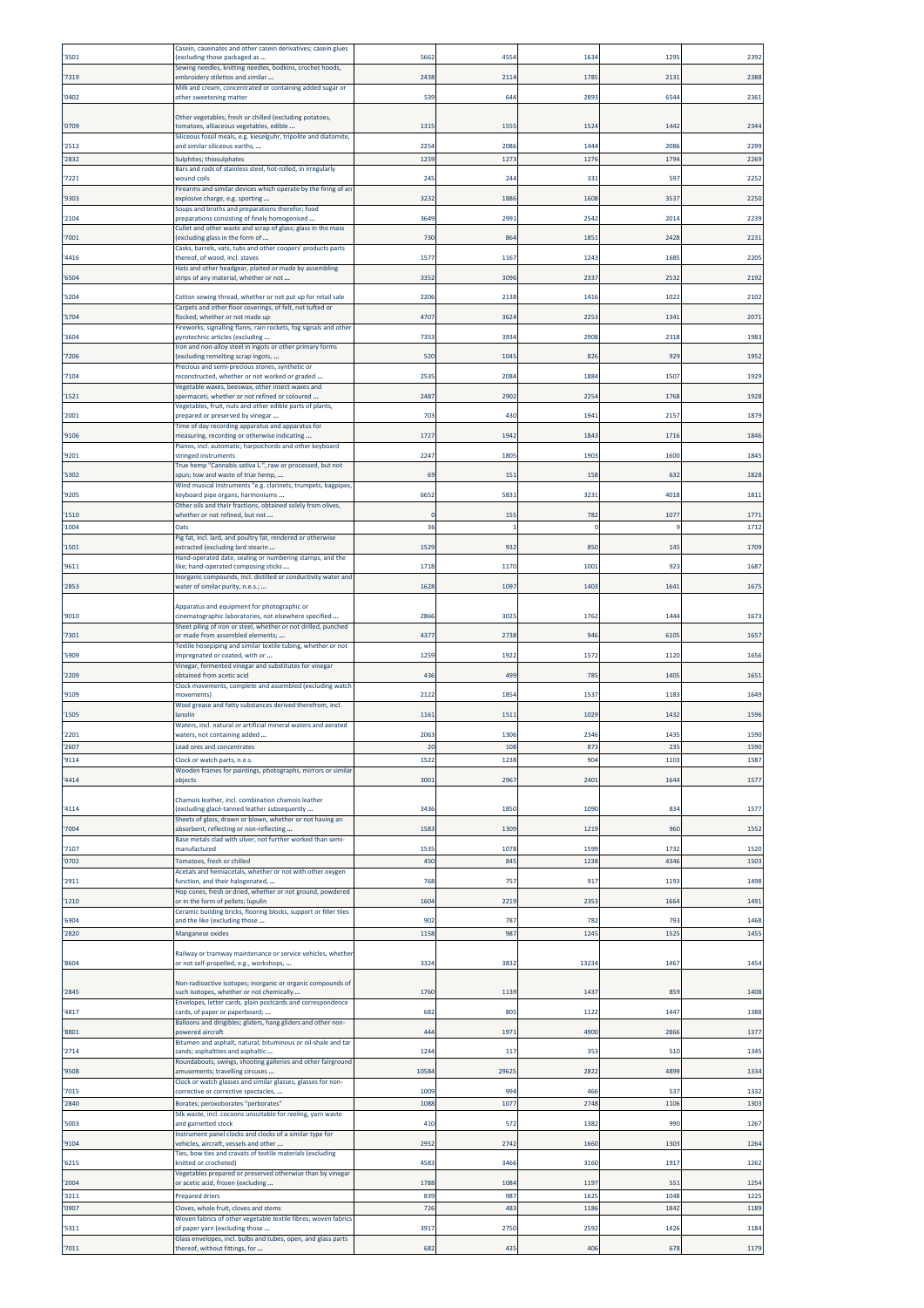| '3501 | Casein, caseinates and other casein derivatives; casein glues (excluding those packaged as ... | 5662 | 4554 | 1634 | 1295 | 2392 |
|---|---|---|---|---|---|---|
| '7319 | Sewing needles, knitting needles, bodkins, crochet hoods, embroidery stilettos and similar ... | 2438 | 2114 | 1785 | 2131 | 2388 |
| '0402 | Milk and cream, concentrated or containing added sugar or other sweetening matter | 539 | 644 | 2893 | 6544 | 2361 |
| '0709 | Other vegetables, fresh or chilled (excluding potatoes, tomatoes, alliaceous vegetables, edible ... | 1315 | 1555 | 1524 | 1442 | 2344 |
| '2512 | Siliceous fossil meals, e.g. kieselguhr, tripolite and diatomite, and similar siliceous earths, ... | 2254 | 2086 | 1444 | 2086 | 2299 |
| '2832 | Sulphites; thiosulphates | 1259 | 1273 | 1276 | 1794 | 2269 |
| '7221 | Bars and rods of stainless steel, hot-rolled, in irregularly wound coils | 245 | 244 | 331 | 597 | 2252 |
| '9303 | Firearms and similar devices which operate by the firing of an explosive charge, e.g. sporting ... | 3232 | 1886 | 1608 | 3537 | 2250 |
| '2104 | Soups and broths and preparations therefor; food preparations consisting of finely homogenised ... | 3649 | 2991 | 2542 | 2014 | 2239 |
| '7001 | Cullet and other waste and scrap of glass; glass in the mass (excluding glass in the form of ... | 730 | 864 | 1851 | 2428 | 2231 |
| '4416 | Casks, barrels, vats, tubs and other coopers' products parts thereof, of wood, incl. staves | 1577 | 1167 | 1243 | 1685 | 2205 |
| '6504 | Hats and other headgear, plaited or made by assembling strips of any material, whether or not ... | 3352 | 3096 | 2337 | 2532 | 2192 |
| '5204 | Cotton sewing thread, whether or not put up for retail sale | 2206 | 2138 | 1416 | 1022 | 2102 |
| '5704 | Carpets and other floor coverings, of felt, not tufted or flocked, whether or not made up | 4707 | 3624 | 2253 | 1341 | 2071 |
| '3604 | Fireworks, signalling flares, rain rockets, fog signals and other pyrotechnic articles (excluding ... | 7353 | 3934 | 2908 | 2318 | 1983 |
| '7206 | Iron and non-alloy steel in ingots or other primary forms (excluding remelting scrap ingots, ... | 520 | 1045 | 826 | 929 | 1952 |
| '7104 | Precious and semi-precious stones, synthetic or reconstructed, whether or not worked or graded ... | 2535 | 2084 | 1884 | 1507 | 1929 |
| '1521 | Vegetable waxes, beeswax, other insect waxes and spermaceti, whether or not refined or coloured ... | 2487 | 2902 | 2254 | 1768 | 1928 |
| '2001 | Vegetables, fruit, nuts and other edible parts of plants, prepared or preserved by vinegar ... | 703 | 430 | 1941 | 2157 | 1879 |
| '9106 | Time of day recording apparatus and apparatus for measuring, recording or otherwise indicating ... | 1727 | 1942 | 1843 | 1716 | 1846 |
| '9201 | Pianos, incl. automatic; harpsichords and other keyboard stringed instruments | 2247 | 1805 | 1903 | 1600 | 1845 |
| '5302 | True hemp "Cannabis sativa L.", raw or processed, but not spun; tow and waste of true hemp, ... | 69 | 151 | 158 | 632 | 1828 |
| '9205 | Wind musical instruments "e.g. clarinets, trumpets, bagpipes, keyboard pipe organs, harmoniums ... | 6652 | 5831 | 3231 | 4018 | 1811 |
| '1510 | Other oils and their fractions, obtained solely from olives, whether or not refined, but not ... | 0 | 155 | 782 | 1077 | 1771 |
| '1004 | Oats | 36 | 1 | 0 | 9 | 1712 |
| '1501 | Pig fat, incl. lard, and poultry fat, rendered or otherwise extracted (excluding lard stearin ... | 1529 | 932 | 850 | 145 | 1709 |
| '9611 | Hand-operated date, sealing or numbering stamps, and the like; hand-operated composing sticks ... | 1718 | 1170 | 1001 | 923 | 1687 |
| '2853 | Inorganic compounds, incl. distilled or conductivity water and water of similar purity, n.e.s.; ... | 1628 | 1097 | 1403 | 1641 | 1675 |
| '9010 | Apparatus and equipment for photographic or cinematographic laboratories, not elsewhere specified ... | 2866 | 3025 | 1762 | 1444 | 1673 |
| '7301 | Sheet piling of iron or steel, whether or not drilled, punched or made from assembled elements; ... | 4377 | 2738 | 946 | 6105 | 1657 |
| '5909 | Textile hosepiping and similar textile tubing, whether or not impregnated or coated, with or ... | 1259 | 1922 | 1572 | 1120 | 1656 |
| '2209 | Vinegar, fermented vinegar and substitutes for vinegar obtained from acetic acid | 436 | 499 | 785 | 1405 | 1651 |
| '9109 | Clock movements, complete and assembled (excluding watch movements) | 2122 | 1854 | 1537 | 1183 | 1649 |
| '1505 | Wool grease and fatty substances derived therefrom, incl. lanolin | 1161 | 1511 | 1029 | 1432 | 1596 |
| '2201 | Waters, incl. natural or artificial mineral waters and aerated waters, not containing added ... | 2063 | 1306 | 2346 | 1435 | 1590 |
| '2607 | Lead ores and concentrates | 20 | 108 | 873 | 235 | 1590 |
| '9114 | Clock or watch parts, n.e.s. | 1522 | 1238 | 904 | 1103 | 1587 |
| '4414 | Wooden frames for paintings, photographs, mirrors or similar objects | 3001 | 2967 | 2401 | 1644 | 1577 |
| '4114 | Chamois leather, incl. combination chamois leather (excluding glacé-tanned leather subsequently ... | 3436 | 1850 | 1090 | 834 | 1577 |
| '7004 | Sheets of glass, drawn or blown, whether or not having an absorbent, reflecting or non-reflecting ... | 1583 | 1309 | 1219 | 960 | 1552 |
| '7107 | Base metals clad with silver, not further worked than semi-manufactured | 1535 | 1078 | 1599 | 1732 | 1520 |
| '0702 | Tomatoes, fresh or chilled | 450 | 845 | 1238 | 4346 | 1503 |
| '2911 | Acetals and hemiacetals, whether or not with other oxygen function, and their halogenated, ... | 768 | 757 | 917 | 1193 | 1498 |
| '1210 | Hop cones, fresh or dried, whether or not ground, powdered or in the form of pellets; lupulin | 1604 | 2219 | 2353 | 1664 | 1491 |
| '6904 | Ceramic building bricks, flooring blocks, support or filler tiles and the like (excluding those ... | 902 | 787 | 782 | 793 | 1468 |
| '2820 | Manganese oxides | 1158 | 987 | 1245 | 1525 | 1455 |
| '8604 | Railway or tramway maintenance or service vehicles, whether or not self-propelled, e.g., workshops, ... | 3324 | 3832 | 13234 | 1467 | 1454 |
| '2845 | Non-radioactive isotopes; inorganic or organic compounds of such isotopes, whether or not chemically ... | 1760 | 1139 | 1437 | 859 | 1408 |
| '4817 | Envelopes, letter cards, plain postcards and correspondence cards, of paper or paperboard; ... | 682 | 805 | 1122 | 1447 | 1388 |
| '8801 | Balloons and dirigibles; gliders, hang gliders and other non-powered aircraft | 444 | 1971 | 4900 | 2866 | 1377 |
| '2714 | Bitumen and asphalt, natural; bituminous or oil-shale and tar sands; asphaltites and asphaltic ... | 1244 | 117 | 353 | 510 | 1345 |
| '9508 | Roundabouts, swings, shooting galleries and other fairground amusements; travelling circuses ... | 10584 | 29625 | 2822 | 4899 | 1334 |
| '7015 | Clock or watch glasses and similar glasses, glasses for non-corrective or corrective spectacles, ... | 1009 | 994 | 466 | 537 | 1332 |
| '2840 | Borates; peroxoborates "perborates" | 1088 | 1077 | 2748 | 1106 | 1303 |
| '5003 | Silk waste, incl. cocoons unsuitable for reeling, yarn waste and garnetted stock | 410 | 572 | 1382 | 990 | 1267 |
| '9104 | Instrument panel clocks and clocks of a similar type for vehicles, aircraft, vessels and other ... | 2952 | 2742 | 1660 | 1303 | 1264 |
| '6215 | Ties, bow ties and cravats of textile materials (excluding knitted or crocheted) | 4583 | 3466 | 3160 | 1917 | 1262 |
| '2004 | Vegetables prepared or preserved otherwise than by vinegar or acetic acid, frozen (excluding ... | 1788 | 1084 | 1197 | 551 | 1254 |
| '3211 | Prepared driers | 839 | 987 | 1625 | 1048 | 1225 |
| '0907 | Cloves, whole fruit, cloves and stems | 726 | 483 | 1186 | 1842 | 1189 |
| '5311 | Woven fabrics of other vegetable textile fibres; woven fabrics of paper yarn (excluding those ... | 3917 | 2750 | 2592 | 1426 | 1184 |
| '7011 | Glass envelopes, incl. bulbs and tubes, open, and glass parts thereof, without fittings, for ... | 682 | 435 | 406 | 678 | 1179 |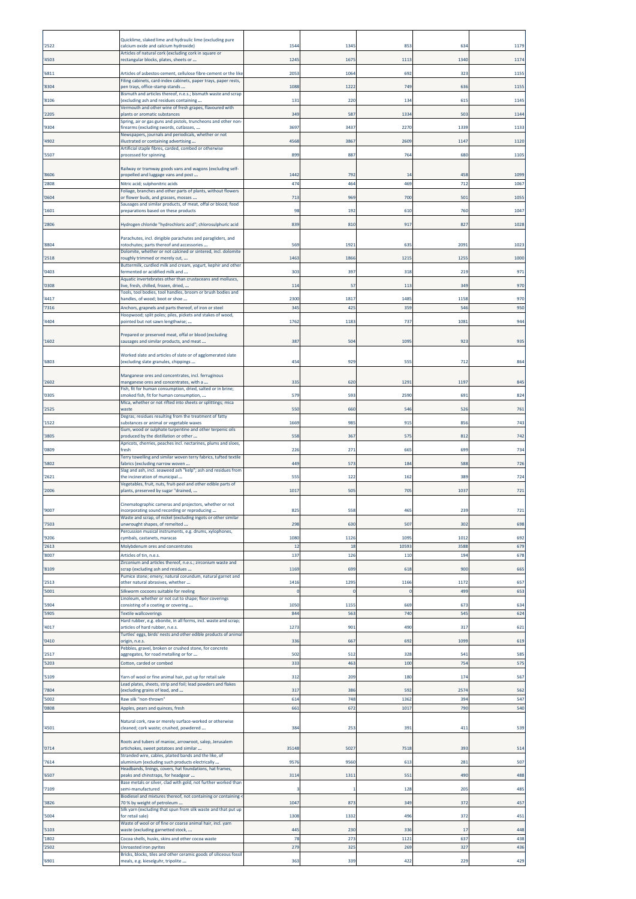| | | | | | | |
|---|---|---|---|---|---|---|
| '2522 | Quicklime, slaked lime and hydraulic lime (excluding pure calcium oxide and calcium hydroxide) | 1544 | 1345 | 853 | 634 | 1179 |
| '4503 | Articles of natural cork (excluding cork in square or rectangular blocks, plates, sheets or ... | 1245 | 1675 | 1113 | 1340 | 1174 |
| '6811 | Articles of asbestos-cement, cellulose fibre-cement or the like | 2053 | 1064 | 692 | 323 | 1155 |
| '8304 | Filing cabinets, card-index cabinets, paper trays, paper rests, pen trays, office-stamp stands ... | 1088 | 1222 | 749 | 636 | 1155 |
| '8106 | Bismuth and articles thereof, n.e.s.; bismuth waste and scrap (excluding ash and residues containing ... | 131 | 220 | 134 | 615 | 1145 |
| '2205 | Vermouth and other wine of fresh grapes, flavoured with plants or aromatic substances | 349 | 587 | 1334 | 503 | 1144 |
| '9304 | Spring, air or gas guns and pistols, truncheons and other non-firearms (excluding swords, cutlasses, ... | 3697 | 3437 | 2270 | 1339 | 1133 |
| '4902 | Newspapers, journals and periodicals, whether or not illustrated or containing advertising ... | 4568 | 3867 | 2609 | 1147 | 1120 |
| '5507 | Artificial staple fibres, carded, combed or otherwise processed for spinning | 899 | 887 | 764 | 680 | 1105 |
| '8606 | Railway or tramway goods vans and wagons (excluding self-propelled and luggage vans and post ... | 1442 | 792 | 14 | 458 | 1099 |
| '2808 | Nitric acid; sulphonitric acids | 474 | 464 | 469 | 712 | 1067 |
| '0604 | Foliage, branches and other parts of plants, without flowers or flower buds, and grasses, mosses ... | 713 | 969 | 700 | 501 | 1055 |
| '1601 | Sausages and similar products, of meat, offal or blood; food preparations based on these products | 98 | 192 | 610 | 760 | 1047 |
| '2806 | Hydrogen chloride "hydrochloric acid"; chlorosulphuric acid | 839 | 810 | 917 | 827 | 1028 |
| '8804 | Parachutes, incl. dirigible parachutes and paragliders, and rotochutes; parts thereof and accessories ... | 569 | 1921 | 635 | 2091 | 1023 |
| '2518 | Dolomite, whether or not calcined or sintered, incl. dolomite roughly trimmed or merely cut, ... | 1463 | 1866 | 1215 | 1255 | 1000 |
| '0403 | Buttermilk, curdled milk and cream, yogurt, kephir and other fermented or acidified milk and ... | 303 | 397 | 318 | 219 | 971 |
| '0308 | Aquatic invertebrates other than crustaceans and molluscs, live, fresh, chilled, frozen, dried, ... | 114 | 57 | 113 | 349 | 970 |
| '4417 | Tools, tool bodies, tool handles, broom or brush bodies and handles, of wood; boot or shoe ... | 2300 | 1817 | 1485 | 1158 | 970 |
| '7316 | Anchors, grapnels and parts thereof, of iron or steel | 345 | 425 | 359 | 546 | 950 |
| '4404 | Hoopwood; split poles; piles, pickets and stakes of wood, pointed but not sawn lengthwise; ... | 1762 | 1183 | 737 | 1081 | 944 |
| '1602 | Prepared or preserved meat, offal or blood (excluding sausages and similar products, and meat ... | 387 | 504 | 1095 | 923 | 935 |
| '6803 | Worked slate and articles of slate or of agglomerated slate (excluding slate granules, chippings ... | 454 | 929 | 555 | 712 | 864 |
| '2602 | Manganese ores and concentrates, incl. ferruginous manganese ores and concentrates, with a ... | 335 | 620 | 1291 | 1197 | 845 |
| '0305 | Fish, fit for human consumption, dried, salted or in brine; smoked fish, fit for human consumption, ... | 579 | 593 | 2590 | 691 | 824 |
| '2525 | Mica, whether or not rifted into sheets or splittings; mica waste | 550 | 660 | 546 | 526 | 761 |
| '1522 | Degras; residues resulting from the treatment of fatty substances or animal or vegetable waxes | 1669 | 985 | 915 | 856 | 743 |
| '3805 | Gum, wood or sulphate turpentine and other terpenic oils produced by the distillation or other ... | 558 | 367 | 575 | 812 | 742 |
| '0809 | Apricots, cherries, peaches incl. nectarines, plums and sloes, fresh | 226 | 271 | 665 | 699 | 734 |
| '5802 | Terry towelling and similar woven terry fabrics, tufted textile fabrics (excluding narrow woven ... | 449 | 573 | 184 | 588 | 726 |
| '2621 | Slag and ash, incl. seaweed ash "kelp"; ash and residues from the incineration of municipal ... | 555 | 122 | 162 | 389 | 724 |
| '2006 | Vegetables, fruit, nuts, fruit-peel and other edible parts of plants, preserved by sugar "drained, ... | 1017 | 505 | 705 | 1037 | 721 |
| '9007 | Cinematographic cameras and projectors, whether or not incorporating sound recording or reproducing ... | 825 | 558 | 465 | 239 | 721 |
| '7503 | Waste and scrap, of nickel (excluding ingots or other similar unwrought shapes, of remelted ... | 298 | 630 | 507 | 302 | 698 |
| '9206 | Percussion musical instruments, e.g. drums, xylophones, cymbals, castanets, maracas | 1080 | 1126 | 1095 | 1012 | 692 |
| '2613 | Molybdenum ores and concentrates | 12 | 18 | 10593 | 3588 | 679 |
| '8007 | Articles of tin, n.e.s. | 137 | 126 | 110 | 194 | 678 |
| '8109 | Zirconium and articles thereof, n.e.s.; zirconium waste and scrap (excluding ash and residues ... | 1169 | 699 | 618 | 900 | 665 |
| '2513 | Pumice stone; emery; natural corundum, natural garnet and other natural abrasives, whether ... | 1416 | 1295 | 1166 | 1172 | 657 |
| '5001 | Silkworm cocoons suitable for reeling | 0 | 0 | 0 | 499 | 653 |
| '5904 | Linoleum, whether or not cut to shape; floor coverings consisting of a coating or covering ... | 1050 | 1155 | 669 | 673 | 634 |
| '5905 | Textile wallcoverings | 844 | 563 | 740 | 545 | 624 |
| '4017 | Hard rubber, e.g. ebonite, in all forms, incl. waste and scrap; articles of hard rubber, n.e.s. | 1273 | 901 | 490 | 317 | 621 |
| '0410 | Turtles' eggs, birds' nests and other edible products of animal origin, n.e.s. | 336 | 667 | 692 | 1099 | 619 |
| '2517 | Pebbles, gravel, broken or crushed stone, for concrete aggregates, for road metalling or for ... | 502 | 512 | 328 | 541 | 585 |
| '5203 | Cotton, carded or combed | 333 | 463 | 100 | 754 | 575 |
| '5109 | Yarn of wool or fine animal hair, put up for retail sale | 312 | 209 | 180 | 174 | 567 |
| '7804 | Lead plates, sheets, strip and foil; lead powders and flakes (excluding grains of lead, and ... | 317 | 386 | 592 | 2574 | 562 |
| '5002 | Raw silk "non-thrown" | 614 | 748 | 1362 | 394 | 547 |
| '0808 | Apples, pears and quinces, fresh | 661 | 672 | 1017 | 790 | 540 |
| '4501 | Natural cork, raw or merely surface-worked or otherwise cleaned; cork waste; crushed, powdered ... | 384 | 253 | 391 | 411 | 539 |
| '0714 | Roots and tubers of manioc, arrowroot, salep, Jerusalem artichokes, sweet potatoes and similar ... | 35148 | 5027 | 7518 | 393 | 514 |
| '7614 | Stranded wire, cables, plaited bands and the like, of aluminium (excluding such products electrically ... | 9576 | 9560 | 613 | 281 | 507 |
| '6507 | Headbands, linings, covers, hat foundations, hat frames, peaks and chinstraps, for headgear ... | 3114 | 1311 | 551 | 490 | 488 |
| '7109 | Base metals or silver, clad with gold, not further worked than semi-manufactured | 3 | 1 | 128 | 205 | 485 |
| '3826 | Biodiesel and mixtures thereof, not containing or containing < 70 % by weight of petroleum ... | 1047 | 873 | 349 | 372 | 457 |
| '5004 | Silk yarn (excluding that spun from silk waste and that put up for retail sale) | 1308 | 1332 | 496 | 372 | 451 |
| '5103 | Waste of wool or of fine or coarse animal hair, incl. yarn waste (excluding garnetted stock, ... | 445 | 230 | 336 | 17 | 448 |
| '1802 | Cocoa shells, husks, skins and other cocoa waste | 78 | 273 | 1121 | 637 | 438 |
| '2502 | Unroasted iron pyrites | 279 | 325 | 269 | 327 | 436 |
| '6901 | Bricks, blocks, tiles and other ceramic goods of siliceous fossil meals, e.g. kieselguhr, tripolite ... | 363 | 339 | 422 | 229 | 429 |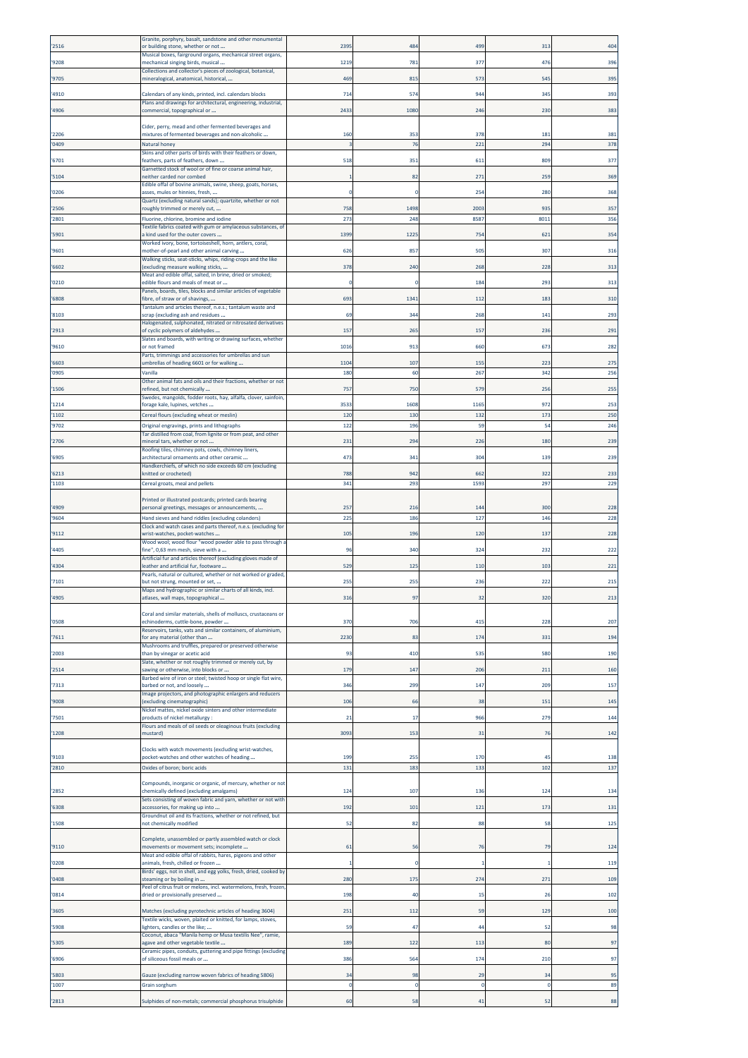| | | | | | | |
|---|---|---|---|---|---|---|
| '2516 | Granite, porphyry, basalt, sandstone and other monumental or building stone, whether or not ... | 2395 | 484 | 499 | 313 | 404 |
| '9208 | Musical boxes, fairground organs, mechanical street organs, mechanical singing birds, musical ... | 1219 | 781 | 377 | 476 | 396 |
| '9705 | Collections and collector's pieces of zoological, botanical, mineralogical, anatomical, historical, ... | 469 | 815 | 573 | 545 | 395 |
| '4910 | Calendars of any kinds, printed, incl. calendars blocks | 714 | 574 | 944 | 345 | 393 |
| '4906 | Plans and drawings for architectural, engineering, industrial, commercial, topographical or ... | 2433 | 1080 | 246 | 230 | 383 |
| '2206 | Cider, perry, mead and other fermented beverages and mixtures of fermented beverages and non-alcoholic ... | 160 | 353 | 378 | 181 | 381 |
| '0409 | Natural honey | 3 | 76 | 221 | 294 | 378 |
| '6701 | Skins and other parts of birds with their feathers or down, feathers, parts of feathers, down ... | 518 | 351 | 611 | 809 | 377 |
| '5104 | Garnetted stock of wool or of fine or coarse animal hair, neither carded nor combed | 1 | 82 | 271 | 259 | 369 |
| '0206 | Edible offal of bovine animals, swine, sheep, goats, horses, asses, mules or hinnies, fresh, ... | 0 | 0 | 254 | 280 | 368 |
| '2506 | Quartz (excluding natural sands); quartzite, whether or not roughly trimmed or merely cut, ... | 758 | 1498 | 2003 | 935 | 357 |
| '2801 | Fluorine, chlorine, bromine and iodine | 273 | 248 | 8587 | 8011 | 356 |
| '5901 | Textile fabrics coated with gum or amylaceous substances, of a kind used for the outer covers ... | 1399 | 1225 | 754 | 621 | 354 |
| '9601 | Worked ivory, bone, tortoiseshell, horn, antlers, coral, mother-of-pearl and other animal carving ... | 626 | 857 | 505 | 307 | 316 |
| '6602 | Walking sticks, seat-sticks, whips, riding-crops and the like (excluding measure walking sticks, ... | 378 | 240 | 268 | 228 | 313 |
| '0210 | Meat and edible offal, salted, in brine, dried or smoked; edible flours and meals of meat or ... | 0 | 0 | 184 | 293 | 313 |
| '6808 | Panels, boards, tiles, blocks and similar articles of vegetable fibre, of straw or of shavings, ... | 693 | 1341 | 112 | 183 | 310 |
| '8103 | Tantalum and articles thereof, n.e.s.; tantalum waste and scrap (excluding ash and residues ... | 69 | 344 | 268 | 141 | 293 |
| '2913 | Halogenated, sulphonated, nitrated or nitrosated derivatives of cyclic polymers of aldehydes ... | 157 | 265 | 157 | 236 | 291 |
| '9610 | Slates and boards, with writing or drawing surfaces, whether or not framed | 1016 | 913 | 660 | 673 | 282 |
| '6603 | Parts, trimmings and accessories for umbrellas and sun umbrellas of heading 6601 or for walking ... | 1104 | 107 | 155 | 223 | 275 |
| '0905 | Vanilla | 180 | 60 | 267 | 342 | 256 |
| '1506 | Other animal fats and oils and their fractions, whether or not refined, but not chemically ... | 757 | 750 | 579 | 256 | 255 |
| '1214 | Swedes, mangolds, fodder roots, hay, alfalfa, clover, sainfoin, forage kale, lupines, vetches ... | 3533 | 1608 | 1165 | 972 | 253 |
| '1102 | Cereal flours (excluding wheat or meslin) | 120 | 130 | 132 | 173 | 250 |
| '9702 | Original engravings, prints and lithographs | 122 | 196 | 59 | 54 | 246 |
| '2706 | Tar distilled from coal, from lignite or from peat, and other mineral tars, whether or not ... | 231 | 294 | 226 | 180 | 239 |
| '6905 | Roofing tiles, chimney pots, cowls, chimney liners, architectural ornaments and other ceramic ... | 473 | 341 | 304 | 139 | 239 |
| '6213 | Handkerchiefs, of which no side exceeds 60 cm (excluding knitted or crocheted) | 788 | 942 | 662 | 322 | 233 |
| '1103 | Cereal groats, meal and pellets | 341 | 293 | 1593 | 297 | 229 |
| '4909 | Printed or illustrated postcards; printed cards bearing personal greetings, messages or announcements, ... | 257 | 216 | 144 | 300 | 228 |
| '9604 | Hand sieves and hand riddles (excluding colanders) | 225 | 186 | 127 | 146 | 228 |
| '9112 | Clock and watch cases and parts thereof, n.e.s. (excluding for wrist-watches, pocket-watches ... | 105 | 196 | 120 | 137 | 228 |
| '4405 | Wood wool; wood flour "wood powder able to pass through a fine", 0,63 mm mesh, sieve with a ... | 96 | 340 | 324 | 232 | 222 |
| '4304 | Artificial fur and articles thereof (excluding gloves made of leather and artificial fur, footware ... | 529 | 125 | 110 | 103 | 221 |
| '7101 | Pearls, natural or cultured, whether or not worked or graded, but not strung, mounted or set, ... | 255 | 255 | 236 | 222 | 215 |
| '4905 | Maps and hydrographic or similar charts of all kinds, incl. atlases, wall maps, topographical ... | 316 | 97 | 32 | 320 | 213 |
| '0508 | Coral and similar materials, shells of molluscs, crustaceans or echinoderms, cuttle-bone, powder ... | 370 | 706 | 415 | 228 | 207 |
| '7611 | Reservoirs, tanks, vats and similar containers, of aluminium, for any material (other than ... | 2230 | 83 | 174 | 331 | 194 |
| '2003 | Mushrooms and truffles, prepared or preserved otherwise than by vinegar or acetic acid | 93 | 410 | 535 | 580 | 190 |
| '2514 | Slate, whether or not roughly trimmed or merely cut, by sawing or otherwise, into blocks or ... | 179 | 147 | 206 | 211 | 160 |
| '7313 | Barbed wire of iron or steel; twisted hoop or single flat wire, barbed or not, and loosely ... | 346 | 299 | 147 | 209 | 157 |
| '9008 | Image projectors, and photographic enlargers and reducers (excluding cinematographic) | 106 | 66 | 38 | 151 | 145 |
| '7501 | Nickel mattes, nickel oxide sinters and other intermediate products of nickel metallurgy : | 21 | 17 | 966 | 279 | 144 |
| '1208 | Flours and meals of oil seeds or oleaginous fruits (excluding mustard) | 3093 | 153 | 31 | 76 | 142 |
| '9103 | Clocks with watch movements (excluding wrist-watches, pocket-watches and other watches of heading ... | 199 | 255 | 170 | 45 | 138 |
| '2810 | Oxides of boron; boric acids | 131 | 183 | 133 | 102 | 137 |
| '2852 | Compounds, inorganic or organic, of mercury, whether or not chemically defined (excluding amalgams) | 124 | 107 | 136 | 124 | 134 |
| '6308 | Sets consisting of woven fabric and yarn, whether or not with accessories, for making up into ... | 192 | 101 | 121 | 173 | 131 |
| '1508 | Groundnut oil and its fractions, whether or not refined, but not chemically modified | 52 | 82 | 88 | 58 | 125 |
| '9110 | Complete, unassembled or partly assembled watch or clock movements or movement sets; incomplete ... | 61 | 56 | 76 | 79 | 124 |
| '0208 | Meat and edible offal of rabbits, hares, pigeons and other animals, fresh, chilled or frozen ... | 1 | 0 | 1 | 1 | 119 |
| '0408 | Birds' eggs, not in shell, and egg yolks, fresh, dried, cooked by steaming or by boiling in ... | 280 | 175 | 274 | 271 | 109 |
| '0814 | Peel of citrus fruit or melons, incl. watermelons, fresh, frozen, dried or provisionally preserved ... | 198 | 40 | 15 | 26 | 102 |
| '3605 | Matches (excluding pyrotechnic articles of heading 3604) | 251 | 112 | 59 | 129 | 100 |
| '5908 | Textile wicks, woven, plaited or knitted, for lamps, stoves, lighters, candles or the like; ... | 59 | 47 | 44 | 52 | 98 |
| '5305 | Coconut, abaca "Manila hemp or Musa textilis Nee", ramie, agave and other vegetable textile ... | 189 | 122 | 113 | 80 | 97 |
| '6906 | Ceramic pipes, conduits, guttering and pipe fittings (excluding of siliceous fossil meals or ... | 386 | 564 | 174 | 210 | 97 |
| '5803 | Gauze (excluding narrow woven fabrics of heading 5806) | 34 | 98 | 29 | 34 | 95 |
| '1007 | Grain sorghum | 0 | 0 | 0 | 0 | 89 |
| '2813 | Sulphides of non-metals; commercial phosphorus trisulphide | 60 | 58 | 41 | 52 | 88 |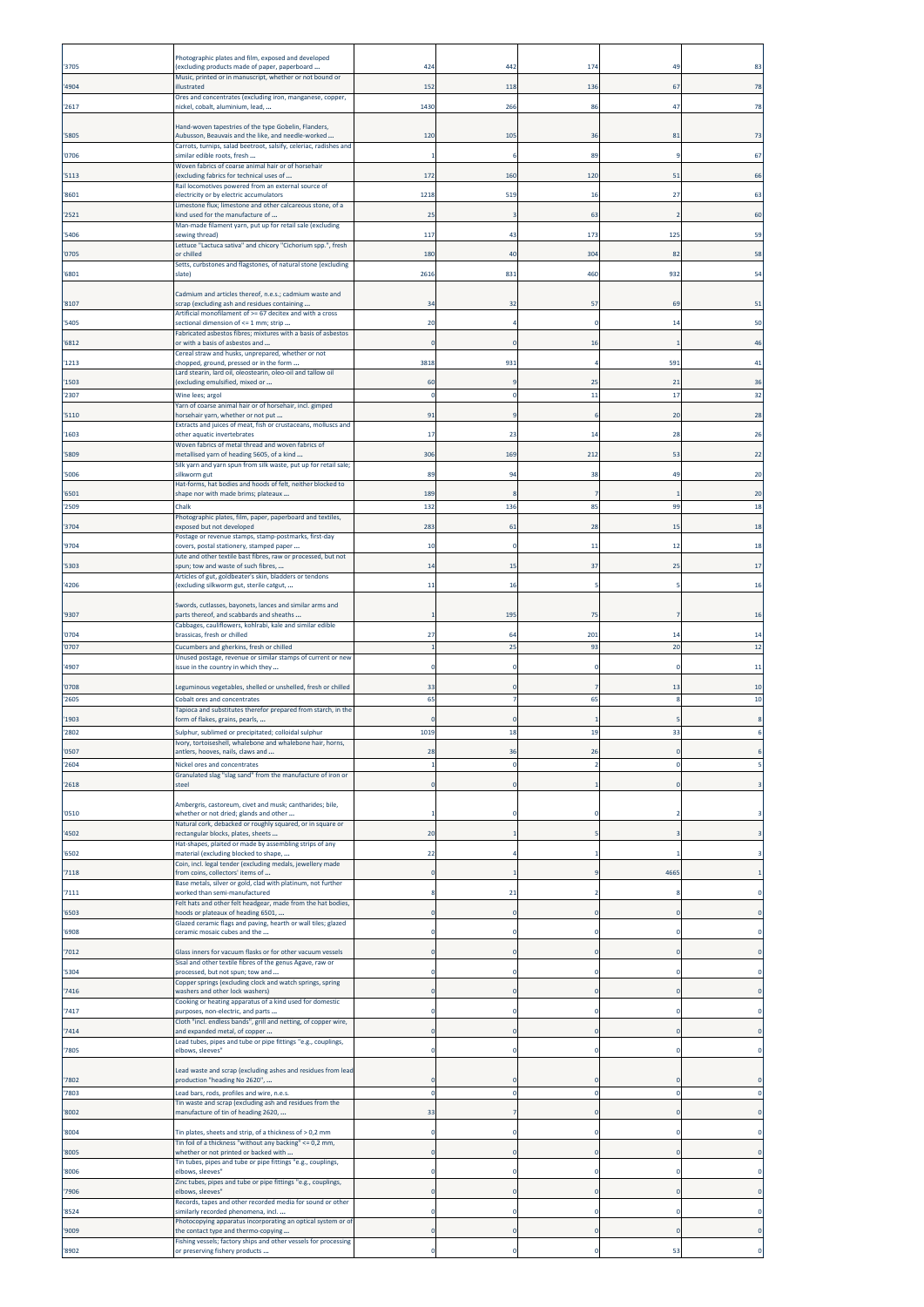| '3705 | Photographic plates and film, exposed and developed (excluding products made of paper, paperboard ... | 424 | 442 | 174 | 49 | 83 |
|---|---|---|---|---|---|---|
| '4904 | Music, printed or in manuscript, whether or not bound or illustrated | 152 | 118 | 136 | 67 | 78 |
| '2617 | Ores and concentrates (excluding iron, manganese, copper, nickel, cobalt, aluminium, lead, ... | 1430 | 266 | 86 | 47 | 78 |
| '5805 | Hand-woven tapestries of the type Gobelin, Flanders, Aubusson, Beauvais and the like, and needle-worked ... | 120 | 105 | 36 | 81 | 73 |
| '0706 | Carrots, turnips, salad beetroot, salsify, celeriac, radishes and similar edible roots, fresh ... | 1 | 6 | 89 | 9 | 67 |
| '5113 | Woven fabrics of coarse animal hair or of horsehair (excluding fabrics for technical uses of ... | 172 | 160 | 120 | 51 | 66 |
| '8601 | Rail locomotives powered from an external source of electricity or by electric accumulators | 1218 | 519 | 16 | 27 | 63 |
| '2521 | Limestone flux; limestone and other calcareous stone, of a kind used for the manufacture of ... | 25 | 3 | 63 | 2 | 60 |
| '5406 | Man-made filament yarn, put up for retail sale (excluding sewing thread) | 117 | 43 | 173 | 125 | 59 |
| '0705 | Lettuce "Lactuca sativa" and chicory "Cichorium spp.", fresh or chilled | 180 | 40 | 304 | 82 | 58 |
| '6801 | Setts, curbstones and flagstones, of natural stone (excluding slate) | 2616 | 831 | 460 | 932 | 54 |
| '8107 | Cadmium and articles thereof, n.e.s.; cadmium waste and scrap (excluding ash and residues containing ... | 34 | 32 | 57 | 69 | 51 |
| '5405 | Artificial monofilament of >= 67 decitex and with a cross sectional dimension of <= 1 mm; strip ... | 20 | 4 | 0 | 14 | 50 |
| '6812 | Fabricated asbestos fibres; mixtures with a basis of asbestos or with a basis of asbestos and ... | 0 | 0 | 16 | 1 | 46 |
| '1213 | Cereal straw and husks, unprepared, whether or not chopped, ground, pressed or in the form ... | 3818 | 931 | 4 | 591 | 41 |
| '1503 | Lard stearin, lard oil, oleostearin, oleo-oil and tallow oil (excluding emulsified, mixed or ... | 60 | 9 | 25 | 21 | 36 |
| '2307 | Wine lees; argol | 0 | 0 | 11 | 17 | 32 |
| '5110 | Yarn of coarse animal hair or of horsehair, incl. gimped horsehair yarn, whether or not put ... | 91 | 9 | 6 | 20 | 28 |
| '1603 | Extracts and juices of meat, fish or crustaceans, molluscs and other aquatic invertebrates | 17 | 23 | 14 | 28 | 26 |
| '5809 | Woven fabrics of metal thread and woven fabrics of metallised yarn of heading 5605, of a kind ... | 306 | 169 | 212 | 53 | 22 |
| '5006 | Silk yarn and yarn spun from silk waste, put up for retail sale; silkworm gut | 89 | 94 | 38 | 49 | 20 |
| '6501 | Hat-forms, hat bodies and hoods of felt, neither blocked to shape nor with made brims; plateaux ... | 189 | 8 | 7 | 1 | 20 |
| '2509 | Chalk | 132 | 136 | 85 | 99 | 18 |
| '3704 | Photographic plates, film, paper, paperboard and textiles, exposed but not developed | 283 | 61 | 28 | 15 | 18 |
| '9704 | Postage or revenue stamps, stamp-postmarks, first-day covers, postal stationery, stamped paper ... | 10 | 0 | 11 | 12 | 18 |
| '5303 | Jute and other textile bast fibres, raw or processed, but not spun; tow and waste of such fibres, ... | 14 | 15 | 37 | 25 | 17 |
| '4206 | Articles of gut, goldbeater's skin, bladders or tendons (excluding silkworm gut, sterile catgut, ... | 11 | 16 | 5 | 5 | 16 |
| '9307 | Swords, cutlasses, bayonets, lances and similar arms and parts thereof, and scabbards and sheaths ... | 1 | 195 | 75 | 7 | 16 |
| '0704 | Cabbages, cauliflowers, kohlrabi, kale and similar edible brassicas, fresh or chilled | 27 | 64 | 201 | 14 | 14 |
| '0707 | Cucumbers and gherkins, fresh or chilled | 1 | 25 | 93 | 20 | 12 |
| '4907 | Unused postage, revenue or similar stamps of current or new issue in the country in which they ... | 0 | 0 | 0 | 0 | 11 |
| '0708 | Leguminous vegetables, shelled or unshelled, fresh or chilled | 33 | 0 | 7 | 13 | 10 |
| '2605 | Cobalt ores and concentrates | 65 | 7 | 65 | 8 | 10 |
| '1903 | Tapioca and substitutes therefor prepared from starch, in the form of flakes, grains, pearls, ... | 0 | 0 | 1 | 5 | 8 |
| '2802 | Sulphur, sublimed or precipitated; colloidal sulphur | 1019 | 18 | 19 | 33 | 6 |
| '0507 | Ivory, tortoiseshell, whalebone and whalebone hair, horns, antlers, hooves, nails, claws and ... | 28 | 36 | 26 | 0 | 6 |
| '2604 | Nickel ores and concentrates | 1 | 0 | 2 | 0 | 5 |
| '2618 | Granulated slag "slag sand" from the manufacture of iron or steel | 0 | 0 | 1 | 0 | 3 |
| '0510 | Ambergris, castoreum, civet and musk; cantharides; bile, whether or not dried; glands and other ... | 1 | 0 | 0 | 2 | 3 |
| '4502 | Natural cork, debacked or roughly squared, or in square or rectangular blocks, plates, sheets ... | 20 | 1 | 5 | 3 | 3 |
| '6502 | Hat-shapes, plaited or made by assembling strips of any material (excluding blocked to shape, ... | 22 | 4 | 1 | 1 | 3 |
| '7118 | Coin, incl. legal tender (excluding medals, jewellery made from coins, collectors' items of ... | 0 | 1 | 9 | 4665 | 1 |
| '7111 | Base metals, silver or gold, clad with platinum, not further worked than semi-manufactured | 8 | 21 | 2 | 8 | 0 |
| '6503 | Felt hats and other felt headgear, made from the hat bodies, hoods or plateaux of heading 6501, ... | 0 | 0 | 0 | 0 | 0 |
| '6908 | Glazed ceramic flags and paving, hearth or wall tiles; glazed ceramic mosaic cubes and the ... | 0 | 0 | 0 | 0 | 0 |
| '7012 | Glass inners for vacuum flasks or for other vacuum vessels | 0 | 0 | 0 | 0 | 0 |
| '5304 | Sisal and other textile fibres of the genus Agave, raw or processed, but not spun; tow and ... | 0 | 0 | 0 | 0 | 0 |
| '7416 | Copper springs (excluding clock and watch springs, spring washers and other lock washers) | 0 | 0 | 0 | 0 | 0 |
| '7417 | Cooking or heating apparatus of a kind used for domestic purposes, non-electric, and parts ... | 0 | 0 | 0 | 0 | 0 |
| '7414 | Cloth "incl. endless bands", grill and netting, of copper wire, and expanded metal, of copper ... | 0 | 0 | 0 | 0 | 0 |
| '7805 | Lead tubes, pipes and tube or pipe fittings "e.g., couplings, elbows, sleeves" | 0 | 0 | 0 | 0 | 0 |
| '7802 | Lead waste and scrap (excluding ashes and residues from lead production "heading No 2620", ... | 0 | 0 | 0 | 0 | 0 |
| '7803 | Lead bars, rods, profiles and wire, n.e.s. | 0 | 0 | 0 | 0 | 0 |
| '8002 | Tin waste and scrap (excluding ash and residues from the manufacture of tin of heading 2620, ... | 33 | 7 | 0 | 0 | 0 |
| '8004 | Tin plates, sheets and strip, of a thickness of > 0,2 mm | 0 | 0 | 0 | 0 | 0 |
| '8005 | Tin foil of a thickness "without any backing" <= 0,2 mm, whether or not printed or backed with ... | 0 | 0 | 0 | 0 | 0 |
| '8006 | Tin tubes, pipes and tube or pipe fittings "e.g., couplings, elbows, sleeves" | 0 | 0 | 0 | 0 | 0 |
| '7906 | Zinc tubes, pipes and tube or pipe fittings "e.g., couplings, elbows, sleeves" | 0 | 0 | 0 | 0 | 0 |
| '8524 | Records, tapes and other recorded media for sound or other similarly recorded phenomena, incl. ... | 0 | 0 | 0 | 0 | 0 |
| '9009 | Photocopying apparatus incorporating an optical system or of the contact type and thermo-copying ... | 0 | 0 | 0 | 0 | 0 |
| '8902 | Fishing vessels; factory ships and other vessels for processing or preserving fishery products ... | 0 | 0 | 0 | 53 | 0 |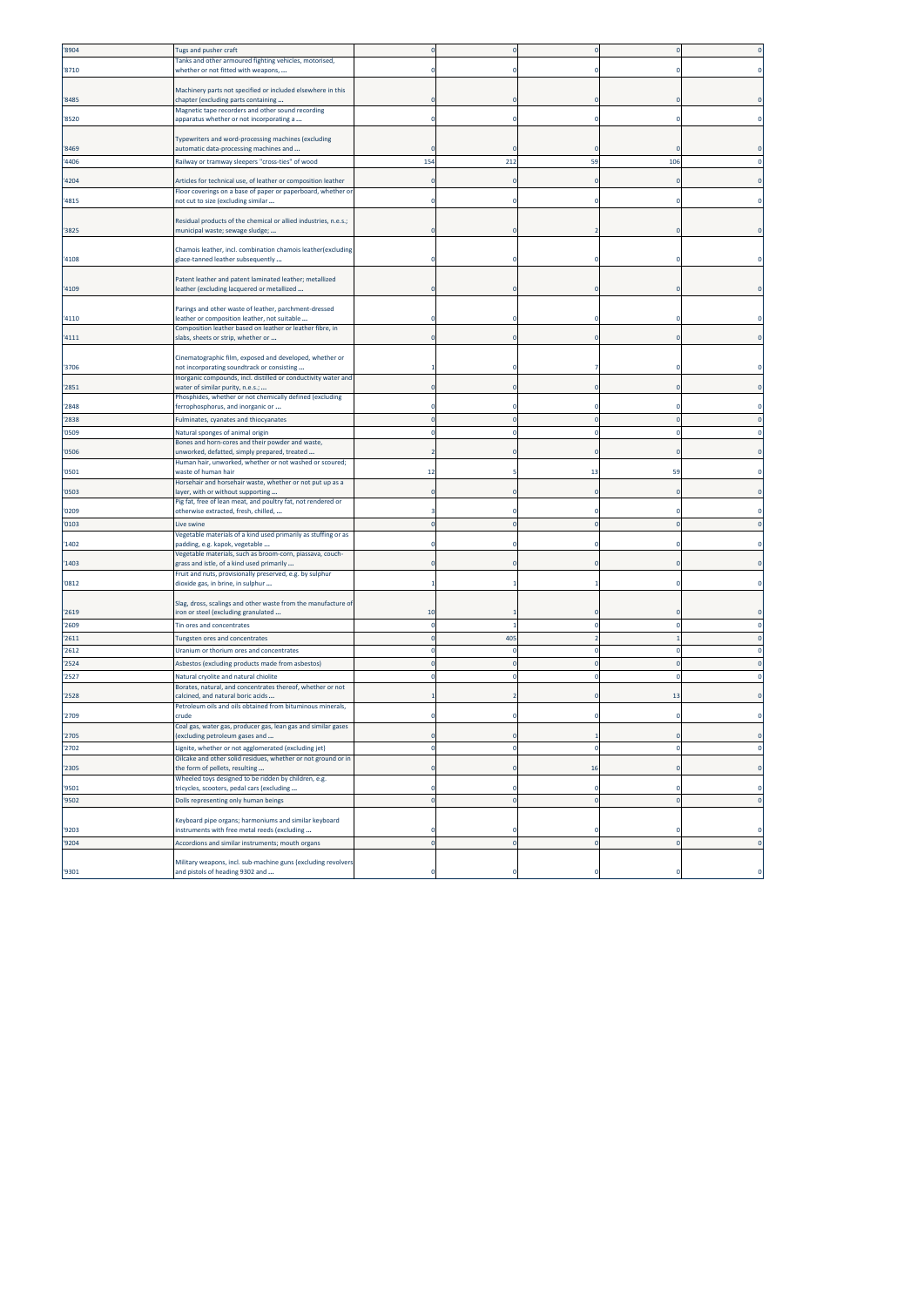| | | | | | | |
|---|---|---|---|---|---|---|
| '8904 | Tugs and pusher craft | 0 | 0 | 0 | 0 | 0 |
| '8710 | Tanks and other armoured fighting vehicles, motorised, whether or not fitted with weapons, ... | 0 | 0 | 0 | 0 | 0 |
| '8485 | Machinery parts not specified or included elsewhere in this chapter (excluding parts containing ... | 0 | 0 | 0 | 0 | 0 |
| '8520 | Magnetic tape recorders and other sound recording apparatus whether or not incorporating a ... | 0 | 0 | 0 | 0 | 0 |
| '8469 | Typewriters and word-processing machines (excluding automatic data-processing machines and ... | 0 | 0 | 0 | 0 | 0 |
| '4406 | Railway or tramway sleepers "cross-ties" of wood | 154 | 212 | 59 | 106 | 0 |
| '4204 | Articles for technical use, of leather or composition leather | 0 | 0 | 0 | 0 | 0 |
| '4815 | Floor coverings on a base of paper or paperboard, whether or not cut to size (excluding similar ... | 0 | 0 | 0 | 0 | 0 |
| '3825 | Residual products of the chemical or allied industries, n.e.s.; municipal waste; sewage sludge; ... | 0 | 0 | 2 | 0 | 0 |
| '4108 | Chamois leather, incl. combination chamois leather(excluding glace-tanned leather subsequently ... | 0 | 0 | 0 | 0 | 0 |
| '4109 | Patent leather and patent laminated leather; metallized leather (excluding lacquered or metallized ... | 0 | 0 | 0 | 0 | 0 |
| '4110 | Parings and other waste of leather, parchment-dressed leather or composition leather, not suitable ... | 0 | 0 | 0 | 0 | 0 |
| '4111 | Composition leather based on leather or leather fibre, in slabs, sheets or strip, whether or ... | 0 | 0 | 0 | 0 | 0 |
| '3706 | Cinematographic film, exposed and developed, whether or not incorporating soundtrack or consisting ... | 1 | 0 | 7 | 0 | 0 |
| '2851 | Inorganic compounds, incl. distilled or conductivity water and water of similar purity, n.e.s.; ... | 0 | 0 | 0 | 0 | 0 |
| '2848 | Phosphides, whether or not chemically defined (excluding ferrophosphorus, and inorganic or ... | 0 | 0 | 0 | 0 | 0 |
| '2838 | Fulminates, cyanates and thiocyanates | 0 | 0 | 0 | 0 | 0 |
| '0509 | Natural sponges of animal origin | 0 | 0 | 0 | 0 | 0 |
| '0506 | Bones and horn-cores and their powder and waste, unworked, defatted, simply prepared, treated ... | 2 | 0 | 0 | 0 | 0 |
| '0501 | Human hair, unworked, whether or not washed or scoured; waste of human hair | 12 | 5 | 13 | 59 | 0 |
| '0503 | Horsehair and horsehair waste, whether or not put up as a layer, with or without supporting ... | 0 | 0 | 0 | 0 | 0 |
| '0209 | Pig fat, free of lean meat, and poultry fat, not rendered or otherwise extracted, fresh, chilled, ... | 3 | 0 | 0 | 0 | 0 |
| '0103 | Live swine | 0 | 0 | 0 | 0 | 0 |
| '1402 | Vegetable materials of a kind used primarily as stuffing or as padding, e.g. kapok, vegetable ... | 0 | 0 | 0 | 0 | 0 |
| '1403 | Vegetable materials, such as broom-corn, piassava, couch-grass and istle, of a kind used primarily ... | 0 | 0 | 0 | 0 | 0 |
| '0812 | Fruit and nuts, provisionally preserved, e.g. by sulphur dioxide gas, in brine, in sulphur ... | 1 | 1 | 1 | 0 | 0 |
| '2619 | Slag, dross, scalings and other waste from the manufacture of iron or steel (excluding granulated ... | 10 | 1 | 0 | 0 | 0 |
| '2609 | Tin ores and concentrates | 0 | 1 | 0 | 0 | 0 |
| '2611 | Tungsten ores and concentrates | 0 | 405 | 2 | 1 | 0 |
| '2612 | Uranium or thorium ores and concentrates | 0 | 0 | 0 | 0 | 0 |
| '2524 | Asbestos (excluding products made from asbestos) | 0 | 0 | 0 | 0 | 0 |
| '2527 | Natural cryolite and natural chiolite | 0 | 0 | 0 | 0 | 0 |
| '2528 | Borates, natural, and concentrates thereof, whether or not calcined, and natural boric acids ... | 1 | 2 | 0 | 13 | 0 |
| '2709 | Petroleum oils and oils obtained from bituminous minerals, crude | 0 | 0 | 0 | 0 | 0 |
| '2705 | Coal gas, water gas, producer gas, lean gas and similar gases (excluding petroleum gases and ... | 0 | 0 | 1 | 0 | 0 |
| '2702 | Lignite, whether or not agglomerated (excluding jet) | 0 | 0 | 0 | 0 | 0 |
| '2305 | Oilcake and other solid residues, whether or not ground or in the form of pellets, resulting ... | 0 | 0 | 16 | 0 | 0 |
| '9501 | Wheeled toys designed to be ridden by children, e.g. tricycles, scooters, pedal cars (excluding ... | 0 | 0 | 0 | 0 | 0 |
| '9502 | Dolls representing only human beings | 0 | 0 | 0 | 0 | 0 |
| '9203 | Keyboard pipe organs; harmoniums and similar keyboard instruments with free metal reeds (excluding ... | 0 | 0 | 0 | 0 | 0 |
| '9204 | Accordions and similar instruments; mouth organs | 0 | 0 | 0 | 0 | 0 |
| '9301 | Military weapons, incl. sub-machine guns (excluding revolvers and pistols of heading 9302 and ... | 0 | 0 | 0 | 0 | 0 |